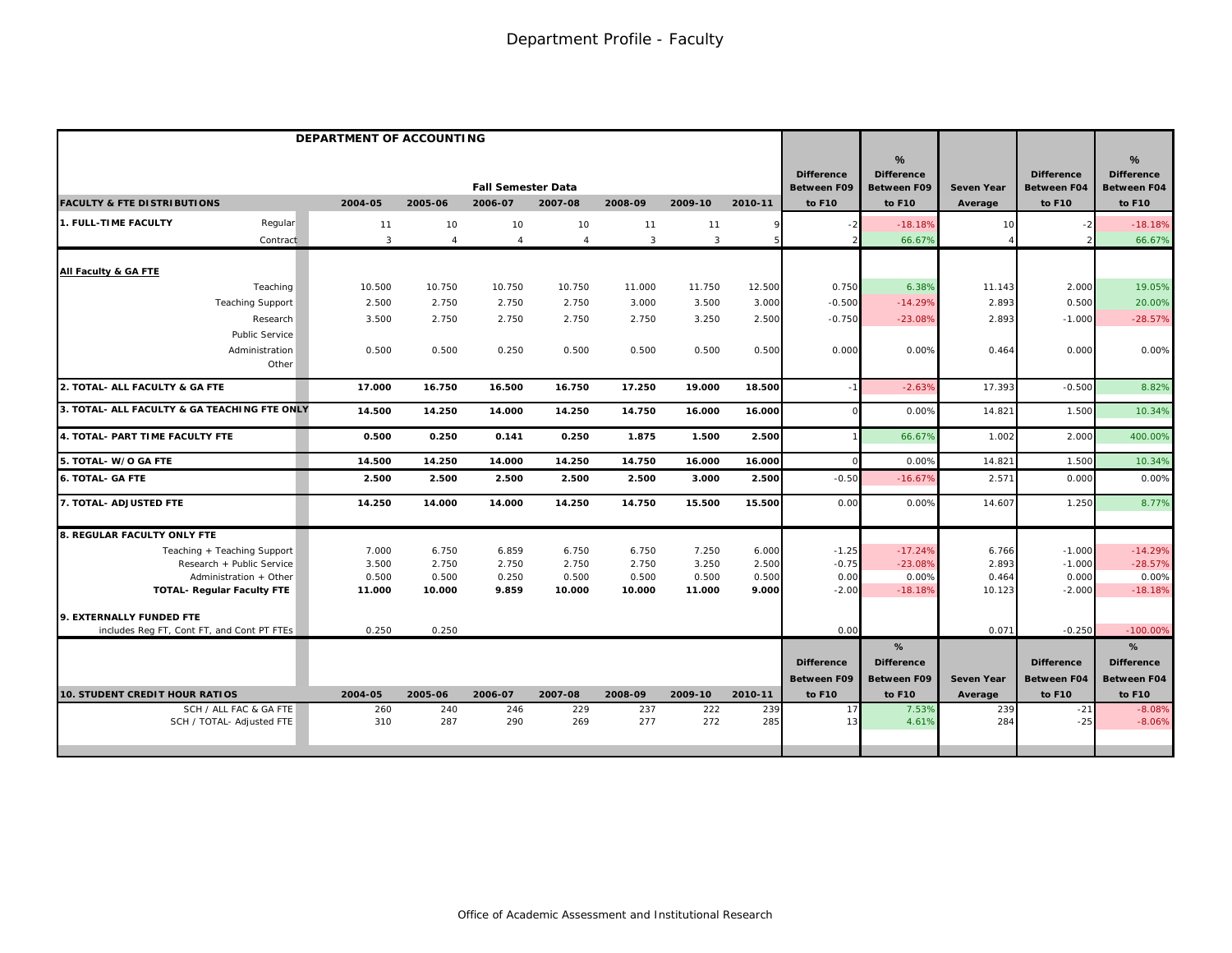# Department Profile - Faculty

| DEPARTMENT OF ACCOUNTING | | | | | | | | | | | | |
|---|---|---|---|---|---|---|---|---|---|---|---|---|
| | Fall Semester Data | | | | | | | Difference Between F09 | % Difference Between F09 | Seven Year | Difference Between F04 | % Difference Between F04 |
| **FACULTY & FTE DISTRIBUTIONS** | 2004-05 | 2005-06 | 2006-07 | 2007-08 | 2008-09 | 2009-10 | 2010-11 | to F10 | to F10 | Average | to F10 | to F10 |
| **1. FULL-TIME FACULTY** Regular | 11 | 10 | 10 | 10 | 11 | 11 | 9 | -2 | -18.18% | 10 | -2 | -18.18% |
| Contract | 3 | 4 | 4 | 4 | 3 | 3 | 5 | 2 | 66.67% | 4 | 2 | 66.67% |
| **All Faculty & GA FTE** | | | | | | | | | | | | |
| Teaching | 10.500 | 10.750 | 10.750 | 10.750 | 11.000 | 11.750 | 12.500 | 0.750 | 6.38% | 11.143 | 2.000 | 19.05% |
| Teaching Support | 2.500 | 2.750 | 2.750 | 2.750 | 3.000 | 3.500 | 3.000 | -0.500 | -14.29% | 2.893 | 0.500 | 20.00% |
| Research | 3.500 | 2.750 | 2.750 | 2.750 | 2.750 | 3.250 | 2.500 | -0.750 | -23.08% | 2.893 | -1.000 | -28.57% |
| Public Service | | | | | | | | | | | | |
| Administration | 0.500 | 0.500 | 0.250 | 0.500 | 0.500 | 0.500 | 0.500 | 0.000 | 0.00% | 0.464 | 0.000 | 0.00% |
| Other | | | | | | | | | | | | |
| **2. TOTAL- ALL FACULTY & GA FTE** | **17.000** | **16.750** | **16.500** | **16.750** | **17.250** | **19.000** | **18.500** | -1 | -2.63% | 17.393 | -0.500 | 8.82% |
| **3. TOTAL- ALL FACULTY & GA TEACHING FTE ONLY** | **14.500** | **14.250** | **14.000** | **14.250** | **14.750** | **16.000** | **16.000** | 0 | 0.00% | 14.821 | 1.500 | 10.34% |
| **4. TOTAL- PART TIME FACULTY FTE** | **0.500** | **0.250** | **0.141** | **0.250** | **1.875** | **1.500** | **2.500** | 1 | 66.67% | 1.002 | 2.000 | 400.00% |
| **5. TOTAL- W/O GA FTE** | **14.500** | **14.250** | **14.000** | **14.250** | **14.750** | **16.000** | **16.000** | 0 | 0.00% | 14.821 | 1.500 | 10.34% |
| **6. TOTAL- GA FTE** | **2.500** | **2.500** | **2.500** | **2.500** | **2.500** | **3.000** | **2.500** | -0.50 | -16.67% | 2.571 | 0.000 | 0.00% |
| **7. TOTAL- ADJUSTED FTE** | **14.250** | **14.000** | **14.000** | **14.250** | **14.750** | **15.500** | **15.500** | 0.00 | 0.00% | 14.607 | 1.250 | 8.77% |
| **8. REGULAR FACULTY ONLY FTE** | | | | | | | | | | | | |
| Teaching + Teaching Support | 7.000 | 6.750 | 6.859 | 6.750 | 6.750 | 7.250 | 6.000 | -1.25 | -17.24% | 6.766 | -1.000 | -14.29% |
| Research + Public Service | 3.500 | 2.750 | 2.750 | 2.750 | 2.750 | 3.250 | 2.500 | -0.75 | -23.08% | 2.893 | -1.000 | -28.57% |
| Administration + Other | 0.500 | 0.500 | 0.250 | 0.500 | 0.500 | 0.500 | 0.500 | 0.00 | 0.00% | 0.464 | 0.000 | 0.00% |
| **TOTAL- Regular Faculty FTE** | **11.000** | **10.000** | **9.859** | **10.000** | **10.000** | **11.000** | **9.000** | -2.00 | -18.18% | 10.123 | -2.000 | -18.18% |
| **9. EXTERNALLY FUNDED FTE** | | | | | | | | | | | | |
| includes Reg FT, Cont FT, and Cont PT FTEs | 0.250 | 0.250 | | | | | | 0.00 | | 0.071 | -0.250 | -100.00% |

| **10. STUDENT CREDIT HOUR RATIOS** | 2004-05 | 2005-06 | 2006-07 | 2007-08 | 2008-09 | 2009-10 | 2010-11 | Difference Between F09 to F10 | % Difference Between F09 to F10 | Seven Year Average | Difference Between F04 to F10 | % Difference Between F04 to F10 |
|---|---|---|---|---|---|---|---|---|---|---|---|---|
| SCH / ALL FAC & GA FTE | 260 | 240 | 246 | 229 | 237 | 222 | 239 | 17 | 7.53% | 239 | -21 | -8.08% |
| SCH / TOTAL- Adjusted FTE | 310 | 287 | 290 | 269 | 277 | 272 | 285 | 13 | 4.61% | 284 | -25 | -8.06% |

Office of Academic Assessment and Institutional Research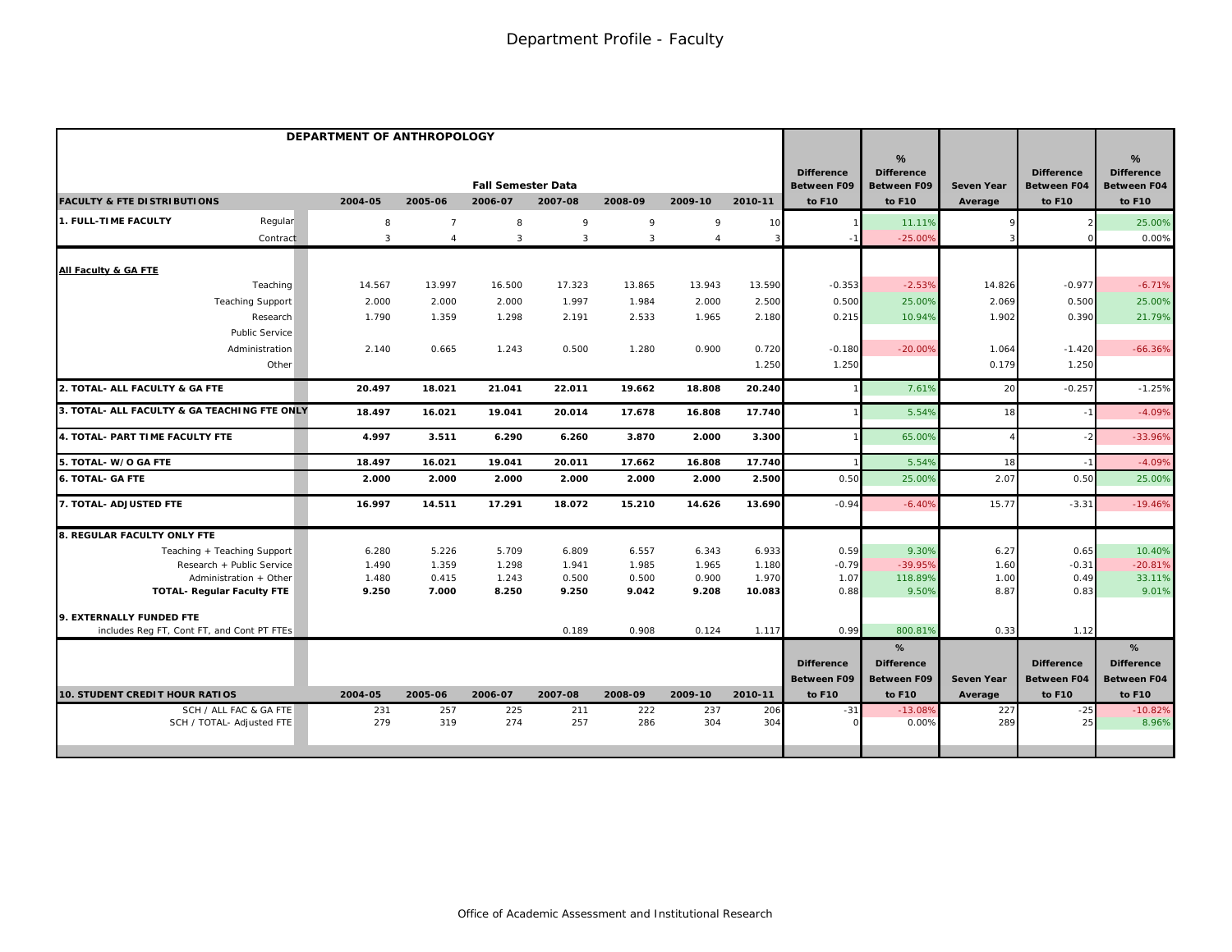# Department Profile - Faculty

## DEPARTMENT OF ANTHROPOLOGY

| FACULTY & FTE DISTRIBUTIONS | | Fall Semester Data 2004-05 | 2005-06 | 2006-07 | 2007-08 | 2008-09 | 2009-10 | 2010-11 | Difference Between F09 to F10 | % Difference Between F09 to F10 | Seven Year Average | Difference Between F04 to F10 | % Difference Between F04 to F10 |
|---|---|---|---|---|---|---|---|---|---|---|---|---|---|
| **1. FULL-TIME FACULTY** | Regular | 8 | 7 | 8 | 9 | 9 | 9 | 10 | 1 | 11.11% | 9 | 2 | 25.00% |
| | Contract | 3 | 4 | 3 | 3 | 3 | 4 | 3 | -1 | -25.00% | 3 | 0 | 0.00% |
| **All Faculty & GA FTE** | | | | | | | | | | | | | |
| | Teaching | 14.567 | 13.997 | 16.500 | 17.323 | 13.865 | 13.943 | 13.590 | -0.353 | -2.53% | 14.826 | -0.977 | -6.71% |
| | Teaching Support | 2.000 | 2.000 | 2.000 | 1.997 | 1.984 | 2.000 | 2.500 | 0.500 | 25.00% | 2.069 | 0.500 | 25.00% |
| | Research | 1.790 | 1.359 | 1.298 | 2.191 | 2.533 | 1.965 | 2.180 | 0.215 | 10.94% | 1.902 | 0.390 | 21.79% |
| | Public Service | | | | | | | | | | | | |
| | Administration | 2.140 | 0.665 | 1.243 | 0.500 | 1.280 | 0.900 | 0.720 | -0.180 | -20.00% | 1.064 | -1.420 | -66.36% |
| | Other | | | | | | | 1.250 | 1.250 | | 0.179 | 1.250 | |
| **2. TOTAL- ALL FACULTY & GA FTE** | | **20.497** | **18.021** | **21.041** | **22.011** | **19.662** | **18.808** | **20.240** | 1 | 7.61% | 20 | -0.257 | -1.25% |
| **3. TOTAL- ALL FACULTY & GA TEACHING FTE ONLY** | | **18.497** | **16.021** | **19.041** | **20.014** | **17.678** | **16.808** | **17.740** | 1 | 5.54% | 18 | -1 | -4.09% |
| **4. TOTAL- PART TIME FACULTY FTE** | | **4.997** | **3.511** | **6.290** | **6.260** | **3.870** | **2.000** | **3.300** | 1 | 65.00% | 4 | -2 | -33.96% |
| **5. TOTAL- W/O GA FTE** | | **18.497** | **16.021** | **19.041** | **20.011** | **17.662** | **16.808** | **17.740** | 1 | 5.54% | 18 | -1 | -4.09% |
| **6. TOTAL- GA FTE** | | **2.000** | **2.000** | **2.000** | **2.000** | **2.000** | **2.000** | **2.500** | 0.50 | 25.00% | 2.07 | 0.50 | 25.00% |
| **7. TOTAL- ADJUSTED FTE** | | **16.997** | **14.511** | **17.291** | **18.072** | **15.210** | **14.626** | **13.690** | -0.94 | -6.40% | 15.77 | -3.31 | -19.46% |
| **8. REGULAR FACULTY ONLY FTE** | | | | | | | | | | | | | |
| | Teaching + Teaching Support | 6.280 | 5.226 | 5.709 | 6.809 | 6.557 | 6.343 | 6.933 | 0.59 | 9.30% | 6.27 | 0.65 | 10.40% |
| | Research + Public Service | 1.490 | 1.359 | 1.298 | 1.941 | 1.985 | 1.965 | 1.180 | -0.79 | -39.95% | 1.60 | -0.31 | -20.81% |
| | Administration + Other | 1.480 | 0.415 | 1.243 | 0.500 | 0.500 | 0.900 | 1.970 | 1.07 | 118.89% | 1.00 | 0.49 | 33.11% |
| | **TOTAL- Regular Faculty FTE** | **9.250** | **7.000** | **8.250** | **9.250** | **9.042** | **9.208** | **10.083** | 0.88 | 9.50% | 8.87 | 0.83 | 9.01% |
| **9. EXTERNALLY FUNDED FTE** | | | | | | | | | | | | | |
| | includes Reg FT, Cont FT, and Cont PT FTEs | | | | 0.189 | 0.908 | 0.124 | 1.117 | 0.99 | 800.81% | 0.33 | 1.12 | |

| 10. STUDENT CREDIT HOUR RATIOS | 2004-05 | 2005-06 | 2006-07 | 2007-08 | 2008-09 | 2009-10 | 2010-11 | Difference Between F09 to F10 | % Difference Between F09 to F10 | Seven Year Average | Difference Between F04 to F10 | % Difference Between F04 to F10 |
|---|---|---|---|---|---|---|---|---|---|---|---|---|
| SCH / ALL FAC & GA FTE | 231 | 257 | 225 | 211 | 222 | 237 | 206 | -31 | -13.08% | 227 | -25 | -10.82% |
| SCH / TOTAL- Adjusted FTE | 279 | 319 | 274 | 257 | 286 | 304 | 304 | 0 | 0.00% | 289 | 25 | 8.96% |

Office of Academic Assessment and Institutional Research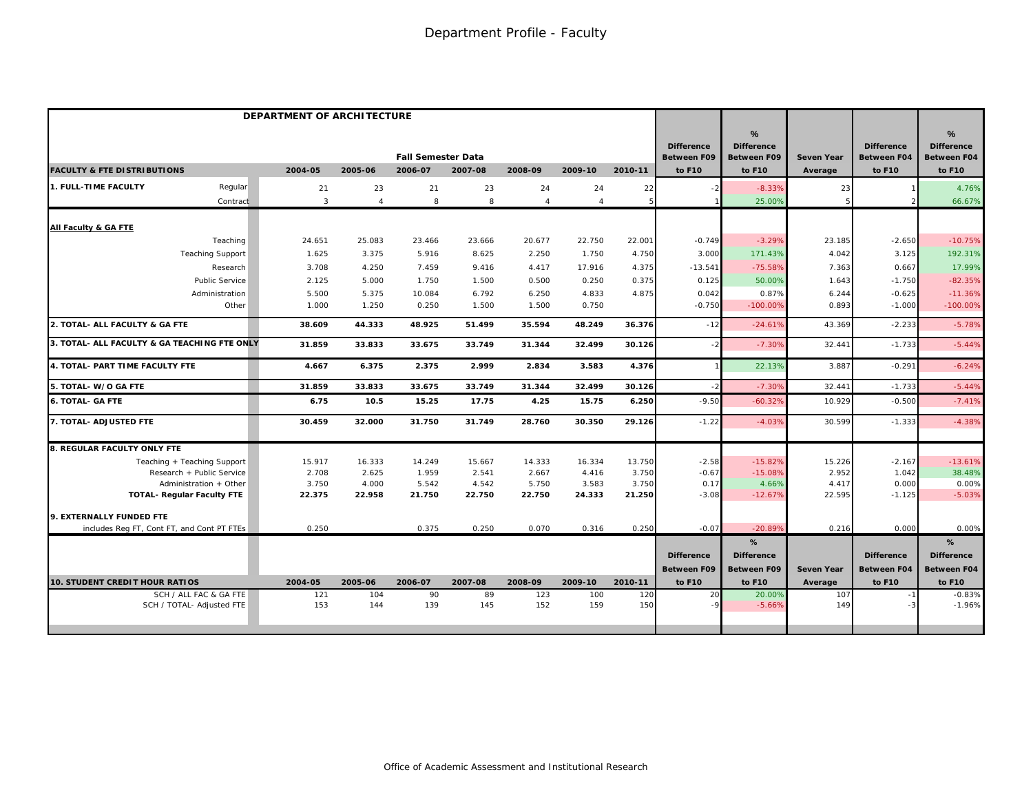# Department Profile - Faculty

| DEPARTMENT OF ARCHITECTURE | | Fall Semester Data | | | | | | | | | | | |
|---|---|---|---|---|---|---|---|---|---|---|---|---|---|
| **FACULTY & FTE DISTRIBUTIONS** | | **2004-05** | **2005-06** | **2006-07** | **2007-08** | **2008-09** | **2009-10** | **2010-11** | **Difference Between F09 to F10** | **% Difference Between F09 to F10** | **Seven Year Average** | **Difference Between F04 to F10** | **% Difference Between F04 to F10** |
| **1. FULL-TIME FACULTY** | Regular | 21 | 23 | 21 | 23 | 24 | 24 | 22 | -2 | -8.33% | 23 | 1 | 4.76% |
| | Contract | 3 | 4 | 8 | 8 | 4 | 4 | 5 | 1 | 25.00% | 5 | 2 | 66.67% |
| **All Faculty & GA FTE** | | | | | | | | | | | | | |
| | Teaching | 24.651 | 25.083 | 23.466 | 23.666 | 20.677 | 22.750 | 22.001 | -0.749 | -3.29% | 23.185 | -2.650 | -10.75% |
| | Teaching Support | 1.625 | 3.375 | 5.916 | 8.625 | 2.250 | 1.750 | 4.750 | 3.000 | 171.43% | 4.042 | 3.125 | 192.31% |
| | Research | 3.708 | 4.250 | 7.459 | 9.416 | 4.417 | 17.916 | 4.375 | -13.541 | -75.58% | 7.363 | 0.667 | 17.99% |
| | Public Service | 2.125 | 5.000 | 1.750 | 1.500 | 0.500 | 0.250 | 0.375 | 0.125 | 50.00% | 1.643 | -1.750 | -82.35% |
| | Administration | 5.500 | 5.375 | 10.084 | 6.792 | 6.250 | 4.833 | 4.875 | 0.042 | 0.87% | 6.244 | -0.625 | -11.36% |
| | Other | 1.000 | 1.250 | 0.250 | 1.500 | 1.500 | 0.750 | | -0.750 | -100.00% | 0.893 | -1.000 | -100.00% |
| **2. TOTAL- ALL FACULTY & GA FTE** | | **38.609** | **44.333** | **48.925** | **51.499** | **35.594** | **48.249** | **36.376** | -12 | -24.61% | 43.369 | -2.233 | -5.78% |
| **3. TOTAL- ALL FACULTY & GA TEACHING FTE ONLY** | | **31.859** | **33.833** | **33.675** | **33.749** | **31.344** | **32.499** | **30.126** | -2 | -7.30% | 32.441 | -1.733 | -5.44% |
| **4. TOTAL- PART TIME FACULTY FTE** | | **4.667** | **6.375** | **2.375** | **2.999** | **2.834** | **3.583** | **4.376** | 1 | 22.13% | 3.887 | -0.291 | -6.24% |
| **5. TOTAL- W/O GA FTE** | | **31.859** | **33.833** | **33.675** | **33.749** | **31.344** | **32.499** | **30.126** | -2 | -7.30% | 32.441 | -1.733 | -5.44% |
| **6. TOTAL- GA FTE** | | **6.75** | **10.5** | **15.25** | **17.75** | **4.25** | **15.75** | **6.250** | -9.50 | -60.32% | 10.929 | -0.500 | -7.41% |
| **7. TOTAL- ADJUSTED FTE** | | **30.459** | **32.000** | **31.750** | **31.749** | **28.760** | **30.350** | **29.126** | -1.22 | -4.03% | 30.599 | -1.333 | -4.38% |
| **8. REGULAR FACULTY ONLY FTE** | | | | | | | | | | | | | |
| | Teaching + Teaching Support | 15.917 | 16.333 | 14.249 | 15.667 | 14.333 | 16.334 | 13.750 | -2.58 | -15.82% | 15.226 | -2.167 | -13.61% |
| | Research + Public Service | 2.708 | 2.625 | 1.959 | 2.541 | 2.667 | 4.416 | 3.750 | -0.67 | -15.08% | 2.952 | 1.042 | 38.48% |
| | Administration + Other | 3.750 | 4.000 | 5.542 | 4.542 | 5.750 | 3.583 | 3.750 | 0.17 | 4.66% | 4.417 | 0.000 | 0.00% |
| | **TOTAL- Regular Faculty FTE** | **22.375** | **22.958** | **21.750** | **22.750** | **22.750** | **24.333** | **21.250** | -3.08 | -12.67% | 22.595 | -1.125 | -5.03% |
| **9. EXTERNALLY FUNDED FTE** | | | | | | | | | | | | | |
| includes Reg FT, Cont FT, and Cont PT FTEs | | 0.250 | | 0.375 | 0.250 | 0.070 | 0.316 | 0.250 | -0.07 | -20.89% | 0.216 | 0.000 | 0.00% |
| **10. STUDENT CREDIT HOUR RATIOS** | | **2004-05** | **2005-06** | **2006-07** | **2007-08** | **2008-09** | **2009-10** | **2010-11** | **Difference Between F09 to F10** | **% Difference Between F09 to F10** | **Seven Year Average** | **Difference Between F04 to F10** | **% Difference Between F04 to F10** |
| | SCH / ALL FAC & GA FTE | 121 | 104 | 90 | 89 | 123 | 100 | 120 | 20 | 20.00% | 107 | -1 | -0.83% |
| | SCH / TOTAL- Adjusted FTE | 153 | 144 | 139 | 145 | 152 | 159 | 150 | -9 | -5.66% | 149 | -3 | -1.96% |

Office of Academic Assessment and Institutional Research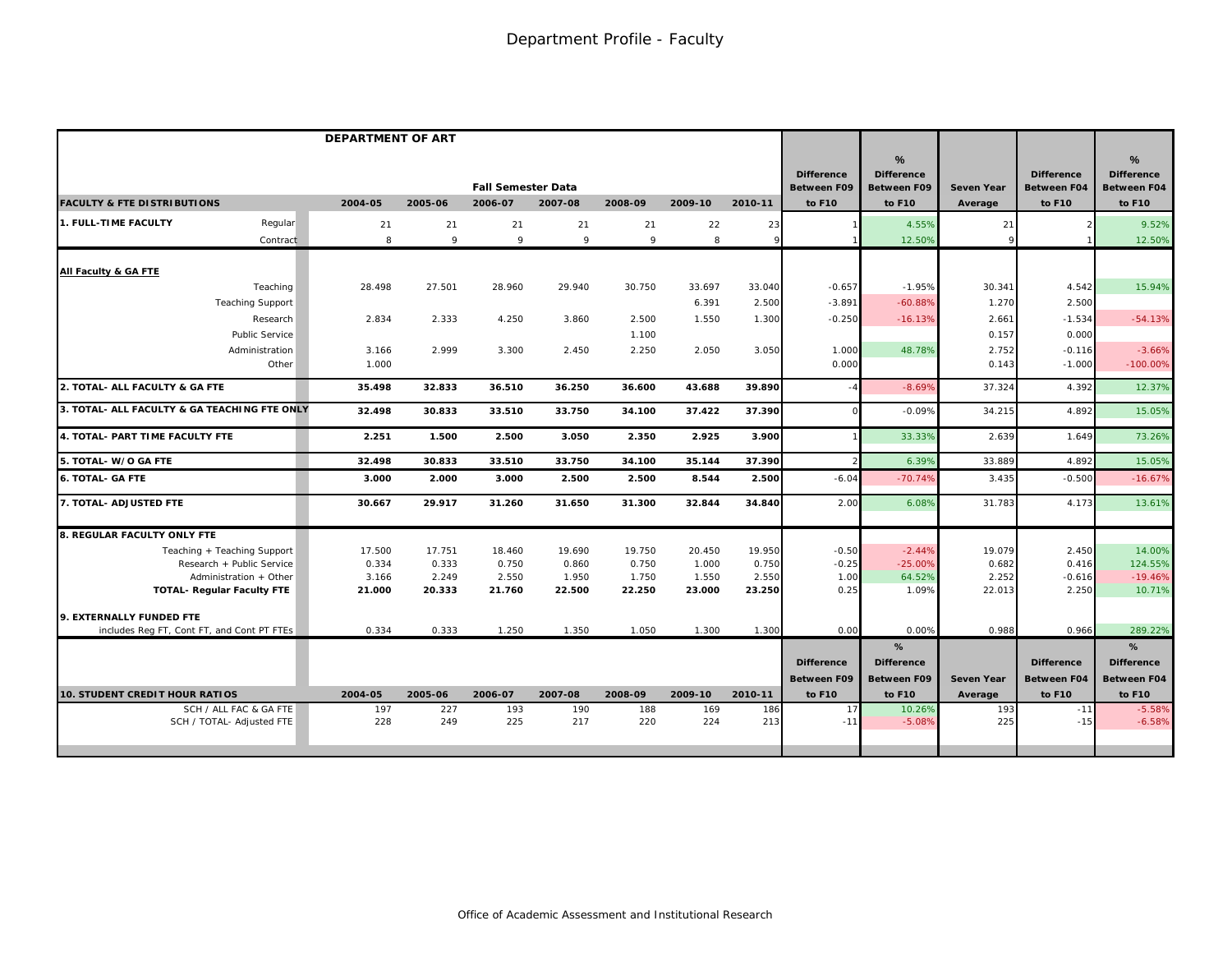# Department Profile - Faculty

**DEPARTMENT OF ART**

| FACULTY & FTE DISTRIBUTIONS | | 2004-05 | 2005-06 | 2006-07 | 2007-08 | 2008-09 | 2009-10 | 2010-11 | Difference Between F09 to F10 | % Difference Between F09 to F10 | Seven Year Average | Difference Between F04 to F10 | % Difference Between F04 to F10 |
|---|---|---|---|---|---|---|---|---|---|---|---|---|---|
| | | | | Fall Semester Data | | | | | | | | | |
| **1. FULL-TIME FACULTY** | Regular | 21 | 21 | 21 | 21 | 21 | 22 | 23 | 1 | 4.55% | 21 | 2 | 9.52% |
| | Contract | 8 | 9 | 9 | 9 | 9 | 8 | 9 | 1 | 12.50% | 9 | 1 | 12.50% |
| **All Faculty & GA FTE** | | | | | | | | | | | | | |
| | Teaching | 28.498 | 27.501 | 28.960 | 29.940 | 30.750 | 33.697 | 33.040 | -0.657 | -1.95% | 30.341 | 4.542 | 15.94% |
| | Teaching Support | | | | | | 6.391 | 2.500 | -3.891 | -60.88% | 1.270 | 2.500 | |
| | Research | 2.834 | 2.333 | 4.250 | 3.860 | 2.500 | 1.550 | 1.300 | -0.250 | -16.13% | 2.661 | -1.534 | -54.13% |
| | Public Service | | | | | 1.100 | | | | | 0.157 | 0.000 | |
| | Administration | 3.166 | 2.999 | 3.300 | 2.450 | 2.250 | 2.050 | 3.050 | 1.000 | 48.78% | 2.752 | -0.116 | -3.66% |
| | Other | 1.000 | | | | | | | 0.000 | | 0.143 | -1.000 | -100.00% |
| **2. TOTAL- ALL FACULTY & GA FTE** | | **35.498** | **32.833** | **36.510** | **36.250** | **36.600** | **43.688** | **39.890** | -4 | -8.69% | 37.324 | 4.392 | 12.37% |
| **3. TOTAL- ALL FACULTY & GA TEACHING FTE ONLY** | | **32.498** | **30.833** | **33.510** | **33.750** | **34.100** | **37.422** | **37.390** | 0 | -0.09% | 34.215 | 4.892 | 15.05% |
| **4. TOTAL- PART TIME FACULTY FTE** | | **2.251** | **1.500** | **2.500** | **3.050** | **2.350** | **2.925** | **3.900** | 1 | 33.33% | 2.639 | 1.649 | 73.26% |
| **5. TOTAL- W/O GA FTE** | | **32.498** | **30.833** | **33.510** | **33.750** | **34.100** | **35.144** | **37.390** | 2 | 6.39% | 33.889 | 4.892 | 15.05% |
| **6. TOTAL- GA FTE** | | **3.000** | **2.000** | **3.000** | **2.500** | **2.500** | **8.544** | **2.500** | -6.04 | -70.74% | 3.435 | -0.500 | -16.67% |
| **7. TOTAL- ADJUSTED FTE** | | **30.667** | **29.917** | **31.260** | **31.650** | **31.300** | **32.844** | **34.840** | 2.00 | 6.08% | 31.783 | 4.173 | 13.61% |
| **8. REGULAR FACULTY ONLY FTE** | | | | | | | | | | | | | |
| | Teaching + Teaching Support | 17.500 | 17.751 | 18.460 | 19.690 | 19.750 | 20.450 | 19.950 | -0.50 | -2.44% | 19.079 | 2.450 | 14.00% |
| | Research + Public Service | 0.334 | 0.333 | 0.750 | 0.860 | 0.750 | 1.000 | 0.750 | -0.25 | -25.00% | 0.682 | 0.416 | 124.55% |
| | Administration + Other | 3.166 | 2.249 | 2.550 | 1.950 | 1.750 | 1.550 | 2.550 | 1.00 | 64.52% | 2.252 | -0.616 | -19.46% |
| | **TOTAL- Regular Faculty FTE** | **21.000** | **20.333** | **21.760** | **22.500** | **22.250** | **23.000** | **23.250** | 0.25 | 1.09% | 22.013 | 2.250 | 10.71% |
| **9. EXTERNALLY FUNDED FTE** | | | | | | | | | | | | | |
| includes Reg FT, Cont FT, and Cont PT FTEs | | 0.334 | 0.333 | 1.250 | 1.350 | 1.050 | 1.300 | 1.300 | 0.00 | 0.00% | 0.988 | 0.966 | 289.22% |

| 10. STUDENT CREDIT HOUR RATIOS | 2004-05 | 2005-06 | 2006-07 | 2007-08 | 2008-09 | 2009-10 | 2010-11 | Difference Between F09 to F10 | % Difference Between F09 to F10 | Seven Year Average | Difference Between F04 to F10 | % Difference Between F04 to F10 |
|---|---|---|---|---|---|---|---|---|---|---|---|---|
| SCH / ALL FAC & GA FTE | 197 | 227 | 193 | 190 | 188 | 169 | 186 | 17 | 10.26% | 193 | -11 | -5.58% |
| SCH / TOTAL- Adjusted FTE | 228 | 249 | 225 | 217 | 220 | 224 | 213 | -11 | -5.08% | 225 | -15 | -6.58% |

Office of Academic Assessment and Institutional Research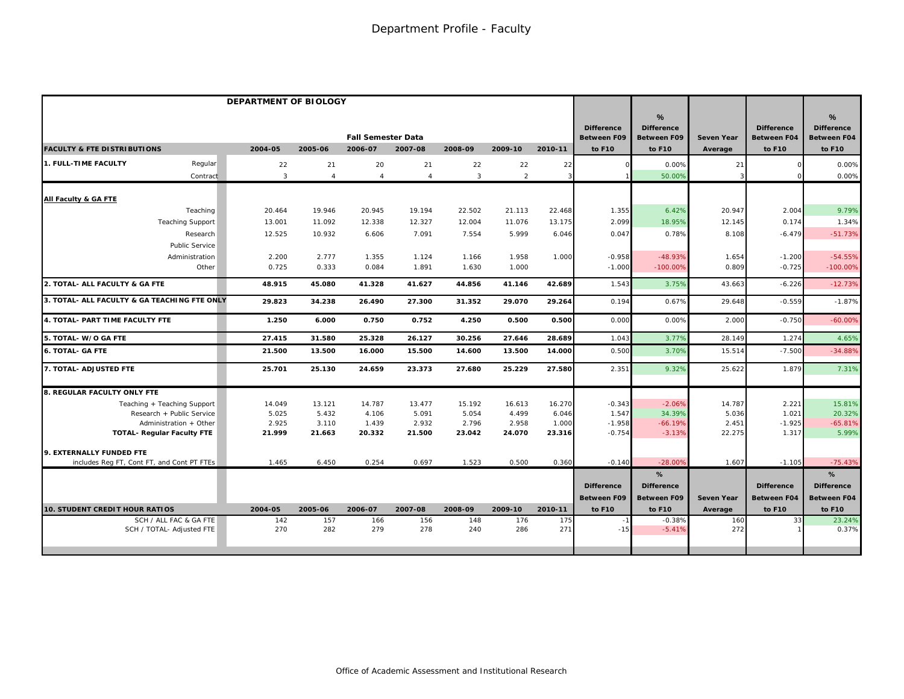# Department Profile - Faculty

## DEPARTMENT OF BIOLOGY

| FACULTY & FTE DISTRIBUTIONS | | 2004-05 | 2005-06 | 2006-07 | 2007-08 | 2008-09 | 2009-10 | 2010-11 | Difference Between F09 to F10 | % Difference Between F09 to F10 | Seven Year Average | Difference Between F04 to F10 | % Difference Between F04 to F10 |
|---|---|---|---|---|---|---|---|---|---|---|---|---|---|
| | | Fall Semester Data | | | | | | | | | | | |
| 1. FULL-TIME FACULTY | Regular | 22 | 21 | 20 | 21 | 22 | 22 | 22 | 0 | 0.00% | 21 | 0 | 0.00% |
| | Contract | 3 | 4 | 4 | 4 | 3 | 2 | 3 | 1 | 50.00% | 3 | 0 | 0.00% |
| All Faculty & GA FTE | | | | | | | | | | | | | |
| | Teaching | 20.464 | 19.946 | 20.945 | 19.194 | 22.502 | 21.113 | 22.468 | 1.355 | 6.42% | 20.947 | 2.004 | 9.79% |
| | Teaching Support | 13.001 | 11.092 | 12.338 | 12.327 | 12.004 | 11.076 | 13.175 | 2.099 | 18.95% | 12.145 | 0.174 | 1.34% |
| | Research | 12.525 | 10.932 | 6.606 | 7.091 | 7.554 | 5.999 | 6.046 | 0.047 | 0.78% | 8.108 | -6.479 | -51.73% |
| | Public Service | | | | | | | | | | | | |
| | Administration | 2.200 | 2.777 | 1.355 | 1.124 | 1.166 | 1.958 | 1.000 | -0.958 | -48.93% | 1.654 | -1.200 | -54.55% |
| | Other | 0.725 | 0.333 | 0.084 | 1.891 | 1.630 | 1.000 | | -1.000 | -100.00% | 0.809 | -0.725 | -100.00% |
| **2. TOTAL- ALL FACULTY & GA FTE** | | **48.915** | **45.080** | **41.328** | **41.627** | **44.856** | **41.146** | **42.689** | 1.543 | 3.75% | 43.663 | -6.226 | -12.73% |
| **3. TOTAL- ALL FACULTY & GA TEACHING FTE ONLY** | | **29.823** | **34.238** | **26.490** | **27.300** | **31.352** | **29.070** | **29.264** | 0.194 | 0.67% | 29.648 | -0.559 | -1.87% |
| **4. TOTAL- PART TIME FACULTY FTE** | | **1.250** | **6.000** | **0.750** | **0.752** | **4.250** | **0.500** | **0.500** | 0.000 | 0.00% | 2.000 | -0.750 | -60.00% |
| **5. TOTAL- W/O GA FTE** | | **27.415** | **31.580** | **25.328** | **26.127** | **30.256** | **27.646** | **28.689** | 1.043 | 3.77% | 28.149 | 1.274 | 4.65% |
| **6. TOTAL- GA FTE** | | **21.500** | **13.500** | **16.000** | **15.500** | **14.600** | **13.500** | **14.000** | 0.500 | 3.70% | 15.514 | -7.500 | -34.88% |
| **7. TOTAL- ADJUSTED FTE** | | **25.701** | **25.130** | **24.659** | **23.373** | **27.680** | **25.229** | **27.580** | 2.351 | 9.32% | 25.622 | 1.879 | 7.31% |
| **8. REGULAR FACULTY ONLY FTE** | | | | | | | | | | | | | |
| | Teaching + Teaching Support | 14.049 | 13.121 | 14.787 | 13.477 | 15.192 | 16.613 | 16.270 | -0.343 | -2.06% | 14.787 | 2.221 | 15.81% |
| | Research + Public Service | 5.025 | 5.432 | 4.106 | 5.091 | 5.054 | 4.499 | 6.046 | 1.547 | 34.39% | 5.036 | 1.021 | 20.32% |
| | Administration + Other | 2.925 | 3.110 | 1.439 | 2.932 | 2.796 | 2.958 | 1.000 | -1.958 | -66.19% | 2.451 | -1.925 | -65.81% |
| | **TOTAL- Regular Faculty FTE** | **21.999** | **21.663** | **20.332** | **21.500** | **23.042** | **24.070** | **23.316** | -0.754 | -3.13% | 22.275 | 1.317 | 5.99% |
| **9. EXTERNALLY FUNDED FTE** | | | | | | | | | | | | | |
| includes Reg FT, Cont FT, and Cont PT FTEs | | 1.465 | 6.450 | 0.254 | 0.697 | 1.523 | 0.500 | 0.360 | -0.140 | -28.00% | 1.607 | -1.105 | -75.43% |

| 10. STUDENT CREDIT HOUR RATIOS | 2004-05 | 2005-06 | 2006-07 | 2007-08 | 2008-09 | 2009-10 | 2010-11 | Difference Between F09 to F10 | % Difference Between F09 to F10 | Seven Year Average | Difference Between F04 to F10 | % Difference Between F04 to F10 |
|---|---|---|---|---|---|---|---|---|---|---|---|---|
| SCH / ALL FAC & GA FTE | 142 | 157 | 166 | 156 | 148 | 176 | 175 | -1 | -0.38% | 160 | 33 | 23.24% |
| SCH / TOTAL- Adjusted FTE | 270 | 282 | 279 | 278 | 240 | 286 | 271 | -15 | -5.41% | 272 | 1 | 0.37% |

Office of Academic Assessment and Institutional Research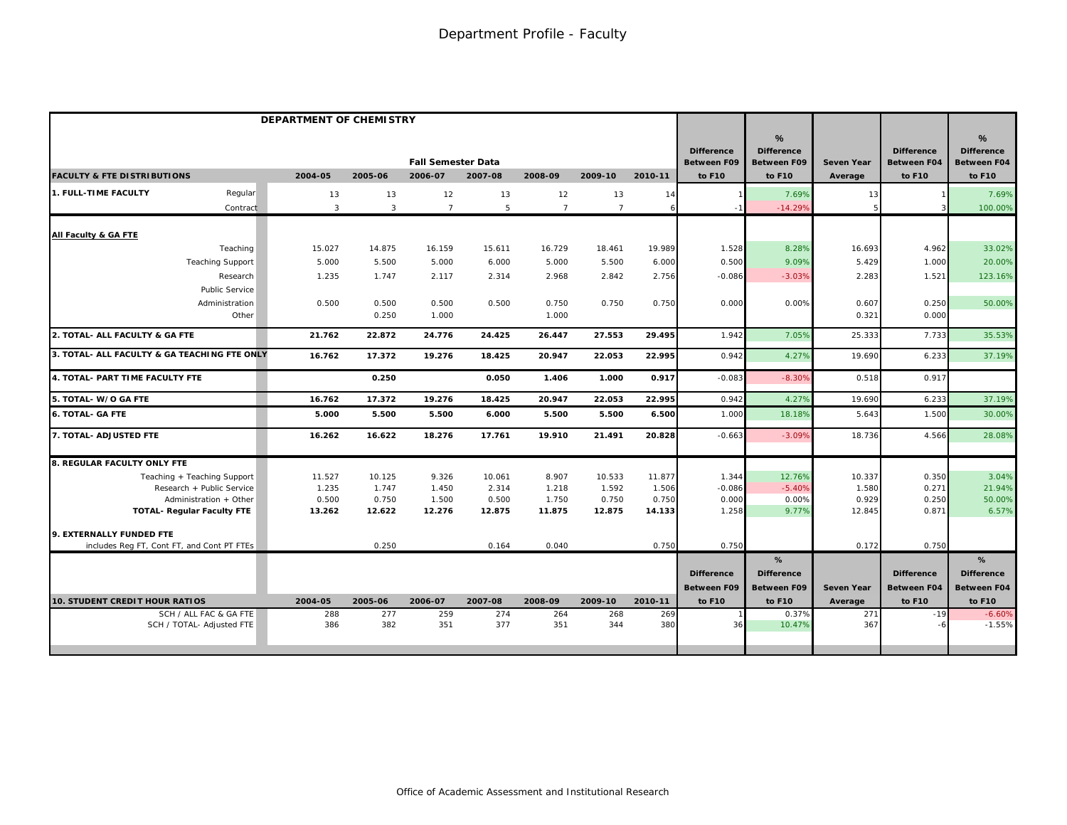# Department Profile - Faculty

| DEPARTMENT OF CHEMISTRY | | Fall Semester Data | | | | | | | Difference Between F09 to F10 | % Difference Between F09 to F10 | Seven Year Average | Difference Between F04 to F10 | % Difference Between F04 to F10 |
|---|---|---|---|---|---|---|---|---|---|---|---|---|---|
| **FACULTY & FTE DISTRIBUTIONS** | | 2004-05 | 2005-06 | 2006-07 | 2007-08 | 2008-09 | 2009-10 | 2010-11 | | | | | |
| **1. FULL-TIME FACULTY** | Regular | 13 | 13 | 12 | 13 | 12 | 13 | 14 | 1 | 7.69% | 13 | 1 | 7.69% |
| | Contract | 3 | 3 | 7 | 5 | 7 | 7 | 6 | -1 | -14.29% | 5 | 3 | 100.00% |
| **All Faculty & GA FTE** | | | | | | | | | | | | | |
| | Teaching | 15.027 | 14.875 | 16.159 | 15.611 | 16.729 | 18.461 | 19.989 | 1.528 | 8.28% | 16.693 | 4.962 | 33.02% |
| | Teaching Support | 5.000 | 5.500 | 5.000 | 6.000 | 5.000 | 5.500 | 6.000 | 0.500 | 9.09% | 5.429 | 1.000 | 20.00% |
| | Research | 1.235 | 1.747 | 2.117 | 2.314 | 2.968 | 2.842 | 2.756 | -0.086 | -3.03% | 2.283 | 1.521 | 123.16% |
| | Public Service | | | | | | | | | | | | |
| | Administration | 0.500 | 0.500 | 0.500 | 0.500 | 0.750 | 0.750 | 0.750 | 0.000 | 0.00% | 0.607 | 0.250 | 50.00% |
| | Other | | 0.250 | 1.000 | | 1.000 | | | | | 0.321 | 0.000 | |
| **2. TOTAL- ALL FACULTY & GA FTE** | | **21.762** | **22.872** | **24.776** | **24.425** | **26.447** | **27.553** | **29.495** | 1.942 | 7.05% | 25.333 | 7.733 | 35.53% |
| **3. TOTAL- ALL FACULTY & GA TEACHING FTE ONLY** | | **16.762** | **17.372** | **19.276** | **18.425** | **20.947** | **22.053** | **22.995** | 0.942 | 4.27% | 19.690 | 6.233 | 37.19% |
| **4. TOTAL- PART TIME FACULTY FTE** | | | **0.250** | | **0.050** | **1.406** | **1.000** | **0.917** | -0.083 | -8.30% | 0.518 | 0.917 | |
| **5. TOTAL- W/O GA FTE** | | **16.762** | **17.372** | **19.276** | **18.425** | **20.947** | **22.053** | **22.995** | 0.942 | 4.27% | 19.690 | 6.233 | 37.19% |
| **6. TOTAL- GA FTE** | | **5.000** | **5.500** | **5.500** | **6.000** | **5.500** | **5.500** | **6.500** | 1.000 | 18.18% | 5.643 | 1.500 | 30.00% |
| **7. TOTAL- ADJUSTED FTE** | | **16.262** | **16.622** | **18.276** | **17.761** | **19.910** | **21.491** | **20.828** | -0.663 | -3.09% | 18.736 | 4.566 | 28.08% |
| **8. REGULAR FACULTY ONLY FTE** | | | | | | | | | | | | | |
| | Teaching + Teaching Support | 11.527 | 10.125 | 9.326 | 10.061 | 8.907 | 10.533 | 11.877 | 1.344 | 12.76% | 10.337 | 0.350 | 3.04% |
| | Research + Public Service | 1.235 | 1.747 | 1.450 | 2.314 | 1.218 | 1.592 | 1.506 | -0.086 | -5.40% | 1.580 | 0.271 | 21.94% |
| | Administration + Other | 0.500 | 0.750 | 1.500 | 0.500 | 1.750 | 0.750 | 0.750 | 0.000 | 0.00% | 0.929 | 0.250 | 50.00% |
| | **TOTAL- Regular Faculty FTE** | **13.262** | **12.622** | **12.276** | **12.875** | **11.875** | **12.875** | **14.133** | 1.258 | 9.77% | 12.845 | 0.871 | 6.57% |
| **9. EXTERNALLY FUNDED FTE** | | | | | | | | | | | | | |
| includes Reg FT, Cont FT, and Cont PT FTEs | | | 0.250 | | 0.164 | 0.040 | | 0.750 | 0.750 | | 0.172 | 0.750 | |

| **10. STUDENT CREDIT HOUR RATIOS** | 2004-05 | 2005-06 | 2006-07 | 2007-08 | 2008-09 | 2009-10 | 2010-11 | Difference Between F09 to F10 | % Difference Between F09 to F10 | Seven Year Average | Difference Between F04 to F10 | % Difference Between F04 to F10 |
|---|---|---|---|---|---|---|---|---|---|---|---|---|
| SCH / ALL FAC & GA FTE | 288 | 277 | 259 | 274 | 264 | 268 | 269 | 1 | 0.37% | 271 | -19 | -6.60% |
| SCH / TOTAL- Adjusted FTE | 386 | 382 | 351 | 377 | 351 | 344 | 380 | 36 | 10.47% | 367 | -6 | -1.55% |

Office of Academic Assessment and Institutional Research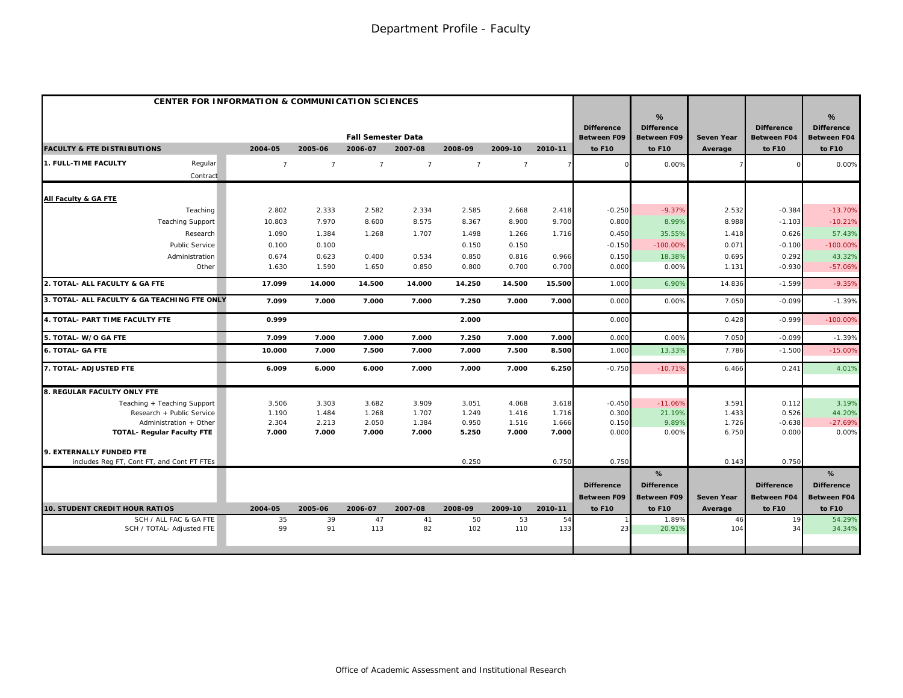# Department Profile - Faculty

| CENTER FOR INFORMATION & COMMUNICATION SCIENCES | | Fall Semester Data | | | | | | | | | | | | |
|---|---|---|---|---|---|---|---|---|---|---|---|---|---|---|
| FACULTY & FTE DISTRIBUTIONS | | 2004-05 | 2005-06 | 2006-07 | 2007-08 | 2008-09 | 2009-10 | 2010-11 | Difference Between F09 to F10 | % Difference Between F09 to F10 | Seven Year Average | Difference Between F04 to F10 | % Difference Between F04 to F10 |
| 1. FULL-TIME FACULTY | Regular | 7 | 7 | 7 | 7 | 7 | 7 | 7 | 0 | 0.00% | 7 | 0 | 0.00% |
| | Contract | | | | | | | | | | | | |
| All Faculty & GA FTE | | | | | | | | | | | | | |
| | Teaching | 2.802 | 2.333 | 2.582 | 2.334 | 2.585 | 2.668 | 2.418 | -0.250 | -9.37% | 2.532 | -0.384 | -13.70% |
| | Teaching Support | 10.803 | 7.970 | 8.600 | 8.575 | 8.367 | 8.900 | 9.700 | 0.800 | 8.99% | 8.988 | -1.103 | -10.21% |
| | Research | 1.090 | 1.384 | 1.268 | 1.707 | 1.498 | 1.266 | 1.716 | 0.450 | 35.55% | 1.418 | 0.626 | 57.43% |
| | Public Service | 0.100 | 0.100 | | | 0.150 | 0.150 | | -0.150 | -100.00% | 0.071 | -0.100 | -100.00% |
| | Administration | 0.674 | 0.623 | 0.400 | 0.534 | 0.850 | 0.816 | 0.966 | 0.150 | 18.38% | 0.695 | 0.292 | 43.32% |
| | Other | 1.630 | 1.590 | 1.650 | 0.850 | 0.800 | 0.700 | 0.700 | 0.000 | 0.00% | 1.131 | -0.930 | -57.06% |
| 2. TOTAL- ALL FACULTY & GA FTE | | 17.099 | 14.000 | 14.500 | 14.000 | 14.250 | 14.500 | 15.500 | 1.000 | 6.90% | 14.836 | -1.599 | -9.35% |
| 3. TOTAL- ALL FACULTY & GA TEACHING FTE ONLY | | 7.099 | 7.000 | 7.000 | 7.000 | 7.250 | 7.000 | 7.000 | 0.000 | 0.00% | 7.050 | -0.099 | -1.39% |
| 4. TOTAL- PART TIME FACULTY FTE | | 0.999 | | | | 2.000 | | | 0.000 | | 0.428 | -0.999 | -100.00% |
| 5. TOTAL- W/O GA FTE | | 7.099 | 7.000 | 7.000 | 7.000 | 7.250 | 7.000 | 7.000 | 0.000 | 0.00% | 7.050 | -0.099 | -1.39% |
| 6. TOTAL- GA FTE | | 10.000 | 7.000 | 7.500 | 7.000 | 7.000 | 7.500 | 8.500 | 1.000 | 13.33% | 7.786 | -1.500 | -15.00% |
| 7. TOTAL- ADJUSTED FTE | | 6.009 | 6.000 | 6.000 | 7.000 | 7.000 | 7.000 | 6.250 | -0.750 | -10.71% | 6.466 | 0.241 | 4.01% |
| 8. REGULAR FACULTY ONLY FTE | | | | | | | | | | | | | |
| | Teaching + Teaching Support | 3.506 | 3.303 | 3.682 | 3.909 | 3.051 | 4.068 | 3.618 | -0.450 | -11.06% | 3.591 | 0.112 | 3.19% |
| | Research + Public Service | 1.190 | 1.484 | 1.268 | 1.707 | 1.249 | 1.416 | 1.716 | 0.300 | 21.19% | 1.433 | 0.526 | 44.20% |
| | Administration + Other | 2.304 | 2.213 | 2.050 | 1.384 | 0.950 | 1.516 | 1.666 | 0.150 | 9.89% | 1.726 | -0.638 | -27.69% |
| | **TOTAL- Regular Faculty FTE** | **7.000** | **7.000** | **7.000** | **7.000** | **5.250** | **7.000** | **7.000** | 0.000 | 0.00% | 6.750 | 0.000 | 0.00% |
| 9. EXTERNALLY FUNDED FTE | | | | | | | | | | | | | |
| includes Reg FT, Cont FT, and Cont PT FTEs | | | | | | 0.250 | | 0.750 | 0.750 | | 0.143 | 0.750 | |
| 10. STUDENT CREDIT HOUR RATIOS | | 2004-05 | 2005-06 | 2006-07 | 2007-08 | 2008-09 | 2009-10 | 2010-11 | Difference Between F09 to F10 | % Difference Between F09 to F10 | Seven Year Average | Difference Between F04 to F10 | % Difference Between F04 to F10 |
| | SCH / ALL FAC & GA FTE | 35 | 39 | 47 | 41 | 50 | 53 | 54 | 1 | 1.89% | 46 | 19 | 54.29% |
| | SCH / TOTAL- Adjusted FTE | 99 | 91 | 113 | 82 | 102 | 110 | 133 | 23 | 20.91% | 104 | 34 | 34.34% |

Office of Academic Assessment and Institutional Research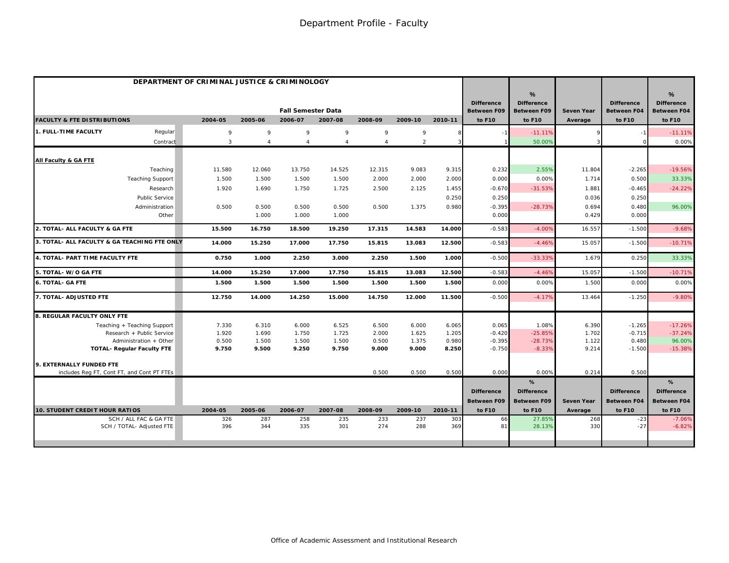# Department Profile - Faculty

## DEPARTMENT OF CRIMINAL JUSTICE & CRIMINOLOGY

| FACULTY & FTE DISTRIBUTIONS | | 2004-05 | 2005-06 | 2006-07 | 2007-08 | 2008-09 | 2009-10 | 2010-11 | Difference Between F09 to F10 | % Difference Between F09 to F10 | Seven Year Average | Difference Between F04 to F10 | % Difference Between F04 to F10 |
|---|---|---|---|---|---|---|---|---|---|---|---|---|---|
| | | Fall Semester Data | | | | | | | | | | | |
| **1. FULL-TIME FACULTY** | Regular | 9 | 9 | 9 | 9 | 9 | 9 | 8 | -1 | -11.11% | 9 | -1 | -11.11% |
| | Contract | 3 | 4 | 4 | 4 | 4 | 2 | 3 | 1 | 50.00% | 3 | 0 | 0.00% |
| **All Faculty & GA FTE** | | | | | | | | | | | | | |
| | Teaching | 11.580 | 12.060 | 13.750 | 14.525 | 12.315 | 9.083 | 9.315 | 0.232 | 2.55% | 11.804 | -2.265 | -19.56% |
| | Teaching Support | 1.500 | 1.500 | 1.500 | 1.500 | 2.000 | 2.000 | 2.000 | 0.000 | 0.00% | 1.714 | 0.500 | 33.33% |
| | Research | 1.920 | 1.690 | 1.750 | 1.725 | 2.500 | 2.125 | 1.455 | -0.670 | -31.53% | 1.881 | -0.465 | -24.22% |
| | Public Service | | | | | | | 0.250 | 0.250 | | 0.036 | 0.250 | |
| | Administration | 0.500 | 0.500 | 0.500 | 0.500 | 0.500 | 1.375 | 0.980 | -0.395 | -28.73% | 0.694 | 0.480 | 96.00% |
| | Other | | 1.000 | 1.000 | 1.000 | | | | 0.000 | | 0.429 | 0.000 | |
| **2. TOTAL- ALL FACULTY & GA FTE** | | **15.500** | **16.750** | **18.500** | **19.250** | **17.315** | **14.583** | **14.000** | -0.583 | -4.00% | 16.557 | -1.500 | -9.68% |
| **3. TOTAL- ALL FACULTY & GA TEACHING FTE ONLY** | | **14.000** | **15.250** | **17.000** | **17.750** | **15.815** | **13.083** | **12.500** | -0.583 | -4.46% | 15.057 | -1.500 | -10.71% |
| **4. TOTAL- PART TIME FACULTY FTE** | | **0.750** | **1.000** | **2.250** | **3.000** | **2.250** | **1.500** | **1.000** | -0.500 | -33.33% | 1.679 | 0.250 | 33.33% |
| **5. TOTAL- W/O GA FTE** | | **14.000** | **15.250** | **17.000** | **17.750** | **15.815** | **13.083** | **12.500** | -0.583 | -4.46% | 15.057 | -1.500 | -10.71% |
| **6. TOTAL- GA FTE** | | **1.500** | **1.500** | **1.500** | **1.500** | **1.500** | **1.500** | **1.500** | 0.000 | 0.00% | 1.500 | 0.000 | 0.00% |
| **7. TOTAL- ADJUSTED FTE** | | **12.750** | **14.000** | **14.250** | **15.000** | **14.750** | **12.000** | **11.500** | -0.500 | -4.17% | 13.464 | -1.250 | -9.80% |
| **8. REGULAR FACULTY ONLY FTE** | | | | | | | | | | | | | |
| | Teaching + Teaching Support | 7.330 | 6.310 | 6.000 | 6.525 | 6.500 | 6.000 | 6.065 | 0.065 | 1.08% | 6.390 | -1.265 | -17.26% |
| | Research + Public Service | 1.920 | 1.690 | 1.750 | 1.725 | 2.000 | 1.625 | 1.205 | -0.420 | -25.85% | 1.702 | -0.715 | -37.24% |
| | Administration + Other | 0.500 | 1.500 | 1.500 | 1.500 | 0.500 | 1.375 | 0.980 | -0.395 | -28.73% | 1.122 | 0.480 | 96.00% |
| | **TOTAL- Regular Faculty FTE** | **9.750** | **9.500** | **9.250** | **9.750** | **9.000** | **9.000** | **8.250** | -0.750 | -8.33% | 9.214 | -1.500 | -15.38% |
| **9. EXTERNALLY FUNDED FTE** | | | | | | | | | | | | | |
| includes Reg FT, Cont FT, and Cont PT FTEs | | | | | | 0.500 | 0.500 | 0.500 | 0.000 | 0.00% | 0.214 | 0.500 | |

| 10. STUDENT CREDIT HOUR RATIOS | 2004-05 | 2005-06 | 2006-07 | 2007-08 | 2008-09 | 2009-10 | 2010-11 | Difference Between F09 to F10 | % Difference Between F09 to F10 | Seven Year Average | Difference Between F04 to F10 | % Difference Between F04 to F10 |
|---|---|---|---|---|---|---|---|---|---|---|---|---|
| SCH / ALL FAC & GA FTE | 326 | 287 | 258 | 235 | 233 | 237 | 303 | 66 | 27.85% | 268 | -23 | -7.06% |
| SCH / TOTAL- Adjusted FTE | 396 | 344 | 335 | 301 | 274 | 288 | 369 | 81 | 28.13% | 330 | -27 | -6.82% |

Office of Academic Assessment and Institutional Research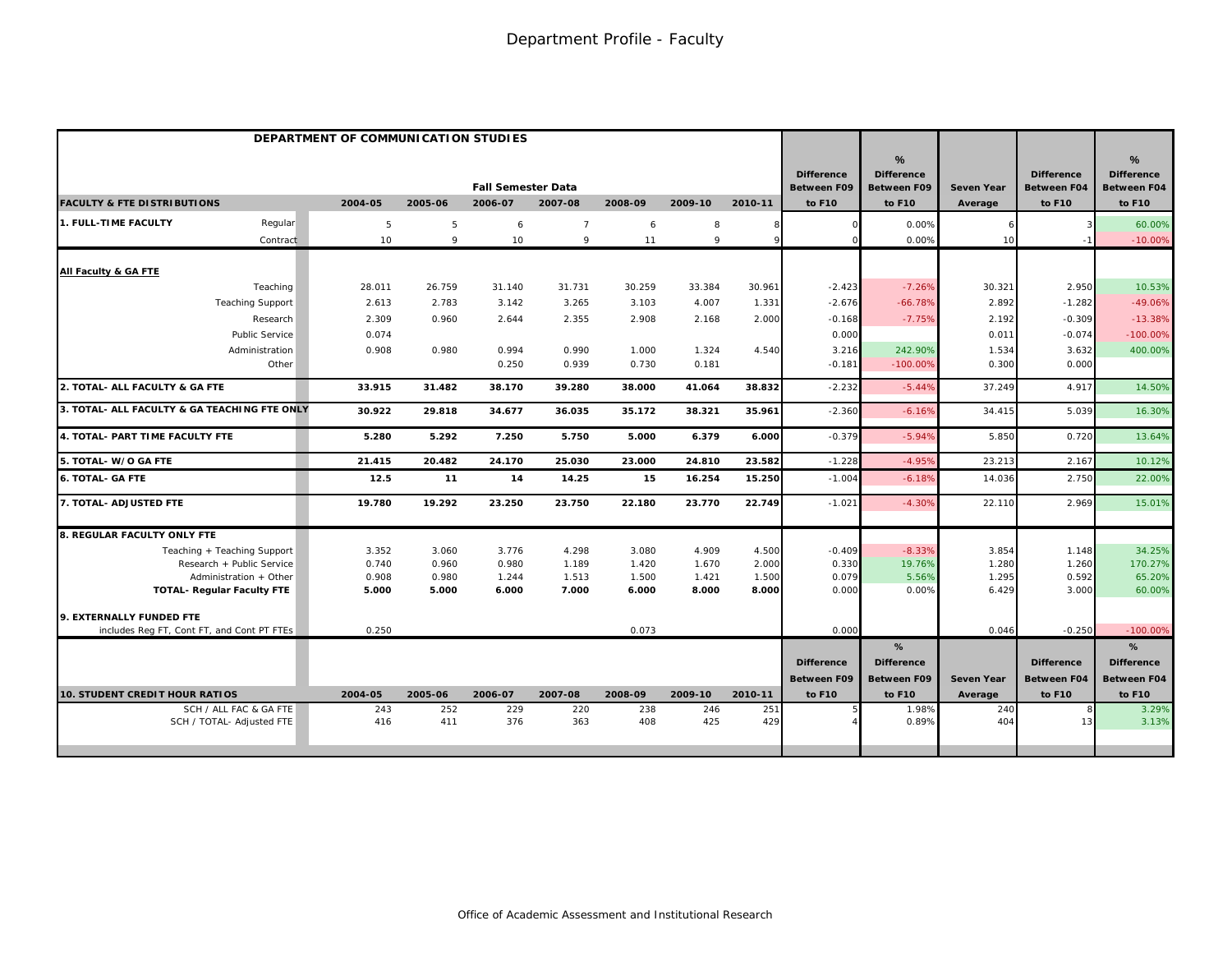# Department Profile - Faculty

| DEPARTMENT OF COMMUNICATION STUDIES | | | | | | | | | | | | | | |
|---|---|---|---|---|---|---|---|---|---|---|---|---|---|---|
| | | | | Fall Semester Data | | | | | Difference Between F09 | % Difference Between F09 | Seven Year | Difference Between F04 | % Difference Between F04 |
| **FACULTY & FTE DISTRIBUTIONS** | | 2004-05 | 2005-06 | 2006-07 | 2007-08 | 2008-09 | 2009-10 | 2010-11 | to F10 | to F10 | Average | to F10 | to F10 |
| **1. FULL-TIME FACULTY** | Regular | 5 | 5 | 6 | 7 | 6 | 8 | 8 | 0 | 0.00% | 6 | 3 | 60.00% |
| | Contract | 10 | 9 | 10 | 9 | 11 | 9 | 9 | 0 | 0.00% | 10 | -1 | -10.00% |
| **All Faculty & GA FTE** | | | | | | | | | | | | | |
| | Teaching | 28.011 | 26.759 | 31.140 | 31.731 | 30.259 | 33.384 | 30.961 | -2.423 | -7.26% | 30.321 | 2.950 | 10.53% |
| | Teaching Support | 2.613 | 2.783 | 3.142 | 3.265 | 3.103 | 4.007 | 1.331 | -2.676 | -66.78% | 2.892 | -1.282 | -49.06% |
| | Research | 2.309 | 0.960 | 2.644 | 2.355 | 2.908 | 2.168 | 2.000 | -0.168 | -7.75% | 2.192 | -0.309 | -13.38% |
| | Public Service | 0.074 | | | | | | | 0.000 | | 0.011 | -0.074 | -100.00% |
| | Administration | 0.908 | 0.980 | 0.994 | 0.990 | 1.000 | 1.324 | 4.540 | 3.216 | 242.90% | 1.534 | 3.632 | 400.00% |
| | Other | | | 0.250 | 0.939 | 0.730 | 0.181 | | -0.181 | -100.00% | 0.300 | 0.000 | |
| **2. TOTAL- ALL FACULTY & GA FTE** | | **33.915** | **31.482** | **38.170** | **39.280** | **38.000** | **41.064** | **38.832** | -2.232 | -5.44% | 37.249 | 4.917 | 14.50% |
| **3. TOTAL- ALL FACULTY & GA TEACHING FTE ONLY** | | **30.922** | **29.818** | **34.677** | **36.035** | **35.172** | **38.321** | **35.961** | -2.360 | -6.16% | 34.415 | 5.039 | 16.30% |
| **4. TOTAL- PART TIME FACULTY FTE** | | **5.280** | **5.292** | **7.250** | **5.750** | **5.000** | **6.379** | **6.000** | -0.379 | -5.94% | 5.850 | 0.720 | 13.64% |
| **5. TOTAL- W/O GA FTE** | | **21.415** | **20.482** | **24.170** | **25.030** | **23.000** | **24.810** | **23.582** | -1.228 | -4.95% | 23.213 | 2.167 | 10.12% |
| **6. TOTAL- GA FTE** | | **12.5** | **11** | **14** | **14.25** | **15** | **16.254** | **15.250** | -1.004 | -6.18% | 14.036 | 2.750 | 22.00% |
| **7. TOTAL- ADJUSTED FTE** | | **19.780** | **19.292** | **23.250** | **23.750** | **22.180** | **23.770** | **22.749** | -1.021 | -4.30% | 22.110 | 2.969 | 15.01% |
| **8. REGULAR FACULTY ONLY FTE** | | | | | | | | | | | | | |
| | Teaching + Teaching Support | 3.352 | 3.060 | 3.776 | 4.298 | 3.080 | 4.909 | 4.500 | -0.409 | -8.33% | 3.854 | 1.148 | 34.25% |
| | Research + Public Service | 0.740 | 0.960 | 0.980 | 1.189 | 1.420 | 1.670 | 2.000 | 0.330 | 19.76% | 1.280 | 1.260 | 170.27% |
| | Administration + Other | 0.908 | 0.980 | 1.244 | 1.513 | 1.500 | 1.421 | 1.500 | 0.079 | 5.56% | 1.295 | 0.592 | 65.20% |
| | **TOTAL- Regular Faculty FTE** | **5.000** | **5.000** | **6.000** | **7.000** | **6.000** | **8.000** | **8.000** | 0.000 | 0.00% | 6.429 | 3.000 | 60.00% |
| **9. EXTERNALLY FUNDED FTE** | | | | | | | | | | | | | |
| includes Reg FT, Cont FT, and Cont PT FTEs | | 0.250 | | | | 0.073 | | | 0.000 | | 0.046 | -0.250 | -100.00% |
| **10. STUDENT CREDIT HOUR RATIOS** | | 2004-05 | 2005-06 | 2006-07 | 2007-08 | 2008-09 | 2009-10 | 2010-11 | Difference Between F09 to F10 | % Difference Between F09 to F10 | Seven Year Average | Difference Between F04 to F10 | % Difference Between F04 to F10 |
| | SCH / ALL FAC & GA FTE | 243 | 252 | 229 | 220 | 238 | 246 | 251 | 5 | 1.98% | 240 | 8 | 3.29% |
| | SCH / TOTAL- Adjusted FTE | 416 | 411 | 376 | 363 | 408 | 425 | 429 | 4 | 0.89% | 404 | 13 | 3.13% |

Office of Academic Assessment and Institutional Research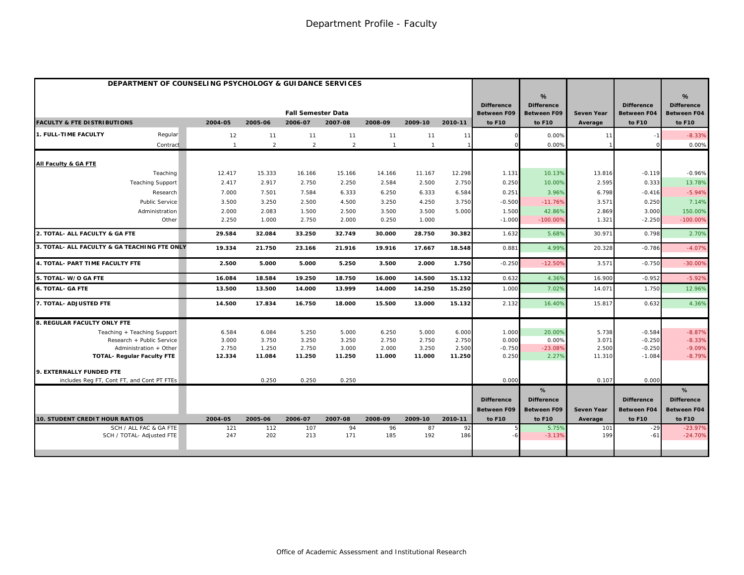# Department Profile - Faculty

## DEPARTMENT OF COUNSELING PSYCHOLOGY & GUIDANCE SERVICES

| FACULTY & FTE DISTRIBUTIONS | | 2004-05 | 2005-06 | 2006-07 | 2007-08 | 2008-09 | 2009-10 | 2010-11 | Difference Between F09 to F10 | % Difference Between F09 to F10 | Seven Year Average | Difference Between F04 to F10 | % Difference Between F04 to F10 |
|---|---|---|---|---|---|---|---|---|---|---|---|---|---|
| | | Fall Semester Data | | | | | | | | | | | |
| **1. FULL-TIME FACULTY** | Regular | 12 | 11 | 11 | 11 | 11 | 11 | 11 | 0 | 0.00% | 11 | -1 | -8.33% |
| | Contract | 1 | 2 | 2 | 2 | 1 | 1 | 1 | 0 | 0.00% | 1 | 0 | 0.00% |
| **All Faculty & GA FTE** | | | | | | | | | | | | | |
| | Teaching | 12.417 | 15.333 | 16.166 | 15.166 | 14.166 | 11.167 | 12.298 | 1.131 | 10.13% | 13.816 | -0.119 | -0.96% |
| | Teaching Support | 2.417 | 2.917 | 2.750 | 2.250 | 2.584 | 2.500 | 2.750 | 0.250 | 10.00% | 2.595 | 0.333 | 13.78% |
| | Research | 7.000 | 7.501 | 7.584 | 6.333 | 6.250 | 6.333 | 6.584 | 0.251 | 3.96% | 6.798 | -0.416 | -5.94% |
| | Public Service | 3.500 | 3.250 | 2.500 | 4.500 | 3.250 | 4.250 | 3.750 | -0.500 | -11.76% | 3.571 | 0.250 | 7.14% |
| | Administration | 2.000 | 2.083 | 1.500 | 2.500 | 3.500 | 3.500 | 5.000 | 1.500 | 42.86% | 2.869 | 3.000 | 150.00% |
| | Other | 2.250 | 1.000 | 2.750 | 2.000 | 0.250 | 1.000 | | -1.000 | -100.00% | 1.321 | -2.250 | -100.00% |
| **2. TOTAL- ALL FACULTY & GA FTE** | | **29.584** | **32.084** | **33.250** | **32.749** | **30.000** | **28.750** | **30.382** | 1.632 | 5.68% | 30.971 | 0.798 | 2.70% |
| **3. TOTAL- ALL FACULTY & GA TEACHING FTE ONLY** | | **19.334** | **21.750** | **23.166** | **21.916** | **19.916** | **17.667** | **18.548** | 0.881 | 4.99% | 20.328 | -0.786 | -4.07% |
| **4. TOTAL- PART TIME FACULTY FTE** | | **2.500** | **5.000** | **5.000** | **5.250** | **3.500** | **2.000** | **1.750** | -0.250 | -12.50% | 3.571 | -0.750 | -30.00% |
| **5. TOTAL- W/O GA FTE** | | **16.084** | **18.584** | **19.250** | **18.750** | **16.000** | **14.500** | **15.132** | 0.632 | 4.36% | 16.900 | -0.952 | -5.92% |
| **6. TOTAL- GA FTE** | | **13.500** | **13.500** | **14.000** | **13.999** | **14.000** | **14.250** | **15.250** | 1.000 | 7.02% | 14.071 | 1.750 | 12.96% |
| **7. TOTAL- ADJUSTED FTE** | | **14.500** | **17.834** | **16.750** | **18.000** | **15.500** | **13.000** | **15.132** | 2.132 | 16.40% | 15.817 | 0.632 | 4.36% |
| **8. REGULAR FACULTY ONLY FTE** | | | | | | | | | | | | | |
| | Teaching + Teaching Support | 6.584 | 6.084 | 5.250 | 5.000 | 6.250 | 5.000 | 6.000 | 1.000 | 20.00% | 5.738 | -0.584 | -8.87% |
| | Research + Public Service | 3.000 | 3.750 | 3.250 | 3.250 | 2.750 | 2.750 | 2.750 | 0.000 | 0.00% | 3.071 | -0.250 | -8.33% |
| | Administration + Other | 2.750 | 1.250 | 2.750 | 3.000 | 2.000 | 3.250 | 2.500 | -0.750 | -23.08% | 2.500 | -0.250 | -9.09% |
| | **TOTAL- Regular Faculty FTE** | **12.334** | **11.084** | **11.250** | **11.250** | **11.000** | **11.000** | **11.250** | 0.250 | 2.27% | 11.310 | -1.084 | -8.79% |
| **9. EXTERNALLY FUNDED FTE** | | | | | | | | | | | | | |
| includes Reg FT, Cont FT, and Cont PT FTEs | | | 0.250 | 0.250 | 0.250 | | | | 0.000 | | 0.107 | 0.000 | |

| 10. STUDENT CREDIT HOUR RATIOS | 2004-05 | 2005-06 | 2006-07 | 2007-08 | 2008-09 | 2009-10 | 2010-11 | Difference Between F09 to F10 | % Difference Between F09 to F10 | Seven Year Average | Difference Between F04 to F10 | % Difference Between F04 to F10 |
|---|---|---|---|---|---|---|---|---|---|---|---|---|
| SCH / ALL FAC & GA FTE | 121 | 112 | 107 | 94 | 96 | 87 | 92 | 5 | 5.75% | 101 | -29 | -23.97% |
| SCH / TOTAL- Adjusted FTE | 247 | 202 | 213 | 171 | 185 | 192 | 186 | -6 | -3.13% | 199 | -61 | -24.70% |

Office of Academic Assessment and Institutional Research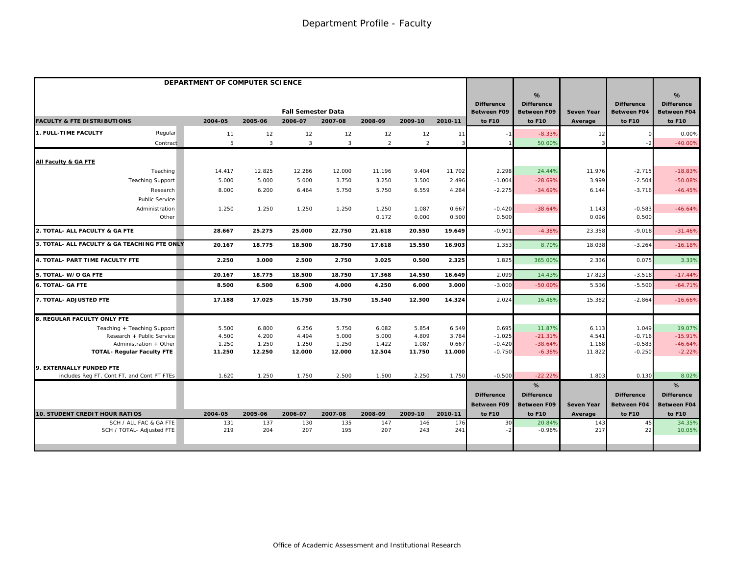# Department Profile - Faculty

| DEPARTMENT OF COMPUTER SCIENCE | | | | | | | | | | | | | |
|---|---|---|---|---|---|---|---|---|---|---|---|---|---|
| | | | | **Fall Semester Data** | | | | **Difference Between F09** | **% Difference Between F09** | | **Difference Between F04** | **% Difference Between F04** |
| **FACULTY & FTE DISTRIBUTIONS** | | **2004-05** | **2005-06** | **2006-07** | **2007-08** | **2008-09** | **2009-10** | **2010-11** | **to F10** | **to F10** | **Seven Year Average** | **to F10** | **to F10** |
| **1. FULL-TIME FACULTY** | Regular | 11 | 12 | 12 | 12 | 12 | 12 | 11 | -1 | -8.33% | 12 | 0 | 0.00% |
| | Contract | 5 | 3 | 3 | 3 | 2 | 2 | 3 | 1 | 50.00% | 3 | -2 | -40.00% |
| **All Faculty & GA FTE** | | | | | | | | | | | | | |
| | Teaching | 14.417 | 12.825 | 12.286 | 12.000 | 11.196 | 9.404 | 11.702 | 2.298 | 24.44% | 11.976 | -2.715 | -18.83% |
| | Teaching Support | 5.000 | 5.000 | 5.000 | 3.750 | 3.250 | 3.500 | 2.496 | -1.004 | -28.69% | 3.999 | -2.504 | -50.08% |
| | Research | 8.000 | 6.200 | 6.464 | 5.750 | 5.750 | 6.559 | 4.284 | -2.275 | -34.69% | 6.144 | -3.716 | -46.45% |
| | Public Service | | | | | | | | | | | | |
| | Administration | 1.250 | 1.250 | 1.250 | 1.250 | 1.250 | 1.087 | 0.667 | -0.420 | -38.64% | 1.143 | -0.583 | -46.64% |
| | Other | | | | | 0.172 | 0.000 | 0.500 | 0.500 | | 0.096 | 0.500 | |
| **2. TOTAL- ALL FACULTY & GA FTE** | | **28.667** | **25.275** | **25.000** | **22.750** | **21.618** | **20.550** | **19.649** | -0.901 | -4.38% | 23.358 | -9.018 | -31.46% |
| **3. TOTAL- ALL FACULTY & GA TEACHING FTE ONLY** | | **20.167** | **18.775** | **18.500** | **18.750** | **17.618** | **15.550** | **16.903** | 1.353 | 8.70% | 18.038 | -3.264 | -16.18% |
| **4. TOTAL- PART TIME FACULTY FTE** | | **2.250** | **3.000** | **2.500** | **2.750** | **3.025** | **0.500** | **2.325** | 1.825 | 365.00% | 2.336 | 0.075 | 3.33% |
| **5. TOTAL- W/O GA FTE** | | **20.167** | **18.775** | **18.500** | **18.750** | **17.368** | **14.550** | **16.649** | 2.099 | 14.43% | 17.823 | -3.518 | -17.44% |
| **6. TOTAL- GA FTE** | | **8.500** | **6.500** | **6.500** | **4.000** | **4.250** | **6.000** | **3.000** | -3.000 | -50.00% | 5.536 | -5.500 | -64.71% |
| **7. TOTAL- ADJUSTED FTE** | | **17.188** | **17.025** | **15.750** | **15.750** | **15.340** | **12.300** | **14.324** | 2.024 | 16.46% | 15.382 | -2.864 | -16.66% |
| **8. REGULAR FACULTY ONLY FTE** | | | | | | | | | | | | | |
| | Teaching + Teaching Support | 5.500 | 6.800 | 6.256 | 5.750 | 6.082 | 5.854 | 6.549 | 0.695 | 11.87% | 6.113 | 1.049 | 19.07% |
| | Research + Public Service | 4.500 | 4.200 | 4.494 | 5.000 | 5.000 | 4.809 | 3.784 | -1.025 | -21.31% | 4.541 | -0.716 | -15.91% |
| | Administration + Other | 1.250 | 1.250 | 1.250 | 1.250 | 1.422 | 1.087 | 0.667 | -0.420 | -38.64% | 1.168 | -0.583 | -46.64% |
| | **TOTAL- Regular Faculty FTE** | **11.250** | **12.250** | **12.000** | **12.000** | **12.504** | **11.750** | **11.000** | -0.750 | -6.38% | 11.822 | -0.250 | -2.22% |
| **9. EXTERNALLY FUNDED FTE** | | | | | | | | | | | | | |
| includes Reg FT, Cont FT, and Cont PT FTEs | | 1.620 | 1.250 | 1.750 | 2.500 | 1.500 | 2.250 | 1.750 | -0.500 | -22.22% | 1.803 | 0.130 | 8.02% |

| **10. STUDENT CREDIT HOUR RATIOS** | **2004-05** | **2005-06** | **2006-07** | **2007-08** | **2008-09** | **2009-10** | **2010-11** | **Difference Between F09 to F10** | **% Difference Between F09 to F10** | **Seven Year Average** | **Difference Between F04 to F10** | **% Difference Between F04 to F10** |
|---|---|---|---|---|---|---|---|---|---|---|---|---|
| SCH / ALL FAC & GA FTE | 131 | 137 | 130 | 135 | 147 | 146 | 176 | 30 | 20.84% | 143 | 45 | 34.35% |
| SCH / TOTAL- Adjusted FTE | 219 | 204 | 207 | 195 | 207 | 243 | 241 | -2 | -0.96% | 217 | 22 | 10.05% |

Office of Academic Assessment and Institutional Research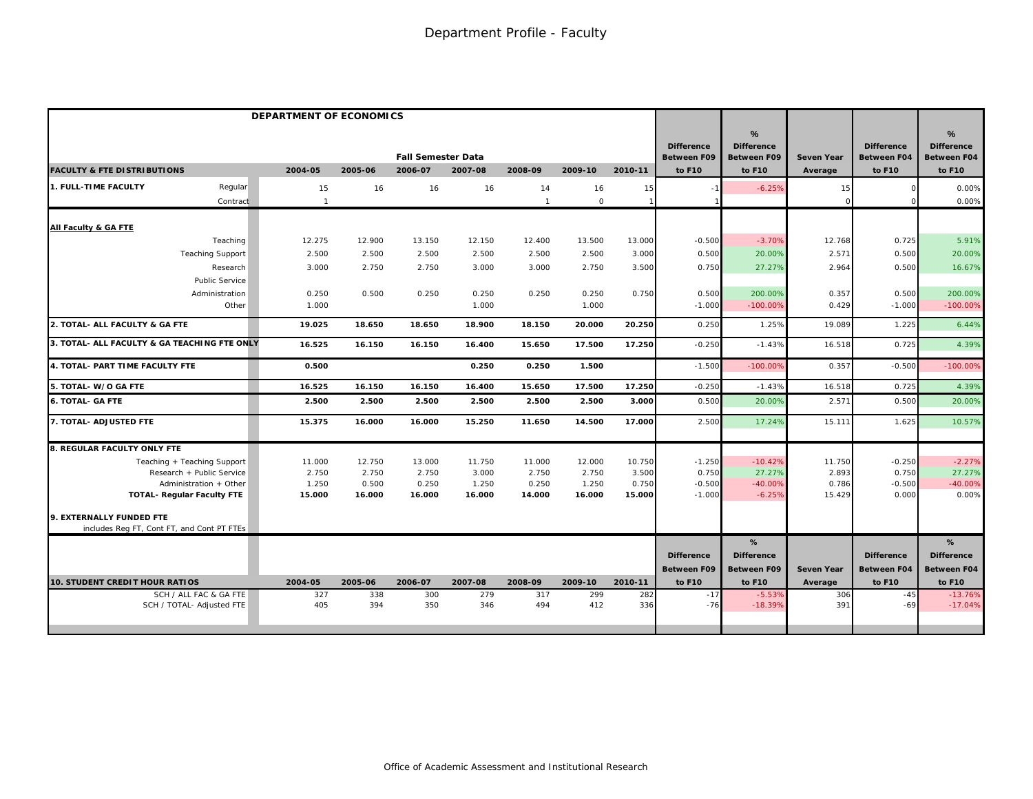# Department Profile - Faculty

**DEPARTMENT OF ECONOMICS**

| FACULTY & FTE DISTRIBUTIONS | | 2004-05 | 2005-06 | 2006-07 | 2007-08 | 2008-09 | 2009-10 | 2010-11 | Difference Between F09 to F10 | % Difference Between F09 to F10 | Seven Year Average | Difference Between F04 to F10 | % Difference Between F04 to F10 |
|---|---|---|---|---|---|---|---|---|---|---|---|---|---|
| | | Fall Semester Data | | | | | | | | | | | |
| **1. FULL-TIME FACULTY** | Regular | 15 | 16 | 16 | 16 | 14 | 16 | 15 | -1 | -6.25% | 15 | 0 | 0.00% |
| | Contract | 1 | | | | 1 | 0 | 1 | 1 | | 0 | 0 | 0.00% |
| **All Faculty & GA FTE** | | | | | | | | | | | | | |
| | Teaching | 12.275 | 12.900 | 13.150 | 12.150 | 12.400 | 13.500 | 13.000 | -0.500 | -3.70% | 12.768 | 0.725 | 5.91% |
| | Teaching Support | 2.500 | 2.500 | 2.500 | 2.500 | 2.500 | 2.500 | 3.000 | 0.500 | 20.00% | 2.571 | 0.500 | 20.00% |
| | Research | 3.000 | 2.750 | 2.750 | 3.000 | 3.000 | 2.750 | 3.500 | 0.750 | 27.27% | 2.964 | 0.500 | 16.67% |
| | Public Service | | | | | | | | | | | | |
| | Administration | 0.250 | 0.500 | 0.250 | 0.250 | 0.250 | 0.250 | 0.750 | 0.500 | 200.00% | 0.357 | 0.500 | 200.00% |
| | Other | 1.000 | | | 1.000 | | 1.000 | | -1.000 | -100.00% | 0.429 | -1.000 | -100.00% |
| **2. TOTAL- ALL FACULTY & GA FTE** | | **19.025** | **18.650** | **18.650** | **18.900** | **18.150** | **20.000** | **20.250** | 0.250 | 1.25% | 19.089 | 1.225 | 6.44% |
| **3. TOTAL- ALL FACULTY & GA TEACHING FTE ONLY** | | **16.525** | **16.150** | **16.150** | **16.400** | **15.650** | **17.500** | **17.250** | -0.250 | -1.43% | 16.518 | 0.725 | 4.39% |
| **4. TOTAL- PART TIME FACULTY FTE** | | **0.500** | | | **0.250** | **0.250** | **1.500** | | -1.500 | -100.00% | 0.357 | -0.500 | -100.00% |
| **5. TOTAL- W/O GA FTE** | | **16.525** | **16.150** | **16.150** | **16.400** | **15.650** | **17.500** | **17.250** | -0.250 | -1.43% | 16.518 | 0.725 | 4.39% |
| **6. TOTAL- GA FTE** | | **2.500** | **2.500** | **2.500** | **2.500** | **2.500** | **2.500** | **3.000** | 0.500 | 20.00% | 2.571 | 0.500 | 20.00% |
| **7. TOTAL- ADJUSTED FTE** | | **15.375** | **16.000** | **16.000** | **15.250** | **11.650** | **14.500** | **17.000** | 2.500 | 17.24% | 15.111 | 1.625 | 10.57% |
| **8. REGULAR FACULTY ONLY FTE** | | | | | | | | | | | | | |
| | Teaching + Teaching Support | 11.000 | 12.750 | 13.000 | 11.750 | 11.000 | 12.000 | 10.750 | -1.250 | -10.42% | 11.750 | -0.250 | -2.27% |
| | Research + Public Service | 2.750 | 2.750 | 2.750 | 3.000 | 2.750 | 2.750 | 3.500 | 0.750 | 27.27% | 2.893 | 0.750 | 27.27% |
| | Administration + Other | 1.250 | 0.500 | 0.250 | 1.250 | 0.250 | 1.250 | 0.750 | -0.500 | -40.00% | 0.786 | -0.500 | -40.00% |
| | **TOTAL- Regular Faculty FTE** | **15.000** | **16.000** | **16.000** | **16.000** | **14.000** | **16.000** | **15.000** | -1.000 | -6.25% | 15.429 | 0.000 | 0.00% |
| **9. EXTERNALLY FUNDED FTE** includes Reg FT, Cont FT, and Cont PT FTEs | | | | | | | | | | | | | |

| 10. STUDENT CREDIT HOUR RATIOS | 2004-05 | 2005-06 | 2006-07 | 2007-08 | 2008-09 | 2009-10 | 2010-11 | Difference Between F09 to F10 | % Difference Between F09 to F10 | Seven Year Average | Difference Between F04 to F10 | % Difference Between F04 to F10 |
|---|---|---|---|---|---|---|---|---|---|---|---|---|
| SCH / ALL FAC & GA FTE | 327 | 338 | 300 | 279 | 317 | 299 | 282 | -17 | -5.53% | 306 | -45 | -13.76% |
| SCH / TOTAL- Adjusted FTE | 405 | 394 | 350 | 346 | 494 | 412 | 336 | -76 | -18.39% | 391 | -69 | -17.04% |

Office of Academic Assessment and Institutional Research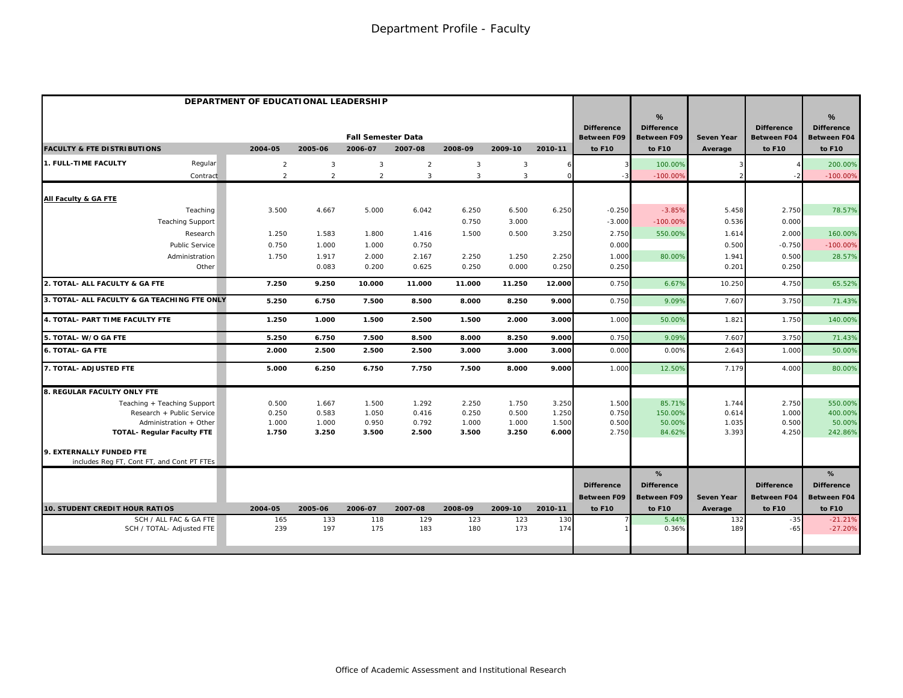# Department Profile - Faculty

| DEPARTMENT OF EDUCATIONAL LEADERSHIP | | | | | | | | | | | | |
|---|---|---|---|---|---|---|---|---|---|---|---|---|
| | Fall Semester Data | | | | | | | Difference Between F09 | % Difference Between F09 | Seven Year | Difference Between F04 | % Difference Between F04 |
| **FACULTY & FTE DISTRIBUTIONS** | 2004-05 | 2005-06 | 2006-07 | 2007-08 | 2008-09 | 2009-10 | 2010-11 | to F10 | to F10 | Average | to F10 | to F10 |
| **1. FULL-TIME FACULTY** Regular | 2 | 3 | 3 | 2 | 3 | 3 | 6 | 3 | 100.00% | 3 | 4 | 200.00% |
| Contract | 2 | 2 | 2 | 3 | 3 | 3 | 0 | -3 | -100.00% | 2 | -2 | -100.00% |
| **All Faculty & GA FTE** | | | | | | | | | | | | |
| Teaching | 3.500 | 4.667 | 5.000 | 6.042 | 6.250 | 6.500 | 6.250 | -0.250 | -3.85% | 5.458 | 2.750 | 78.57% |
| Teaching Support | | | | | 0.750 | 3.000 | | -3.000 | -100.00% | 0.536 | 0.000 | |
| Research | 1.250 | 1.583 | 1.800 | 1.416 | 1.500 | 0.500 | 3.250 | 2.750 | 550.00% | 1.614 | 2.000 | 160.00% |
| Public Service | 0.750 | 1.000 | 1.000 | 0.750 | | | | 0.000 | | 0.500 | -0.750 | -100.00% |
| Administration | 1.750 | 1.917 | 2.000 | 2.167 | 2.250 | 1.250 | 2.250 | 1.000 | 80.00% | 1.941 | 0.500 | 28.57% |
| Other | | 0.083 | 0.200 | 0.625 | 0.250 | 0.000 | 0.250 | 0.250 | | 0.201 | 0.250 | |
| **2. TOTAL- ALL FACULTY & GA FTE** | **7.250** | **9.250** | **10.000** | **11.000** | **11.000** | **11.250** | **12.000** | 0.750 | 6.67% | 10.250 | 4.750 | 65.52% |
| **3. TOTAL- ALL FACULTY & GA TEACHING FTE ONLY** | **5.250** | **6.750** | **7.500** | **8.500** | **8.000** | **8.250** | **9.000** | 0.750 | 9.09% | 7.607 | 3.750 | 71.43% |
| **4. TOTAL- PART TIME FACULTY FTE** | **1.250** | **1.000** | **1.500** | **2.500** | **1.500** | **2.000** | **3.000** | 1.000 | 50.00% | 1.821 | 1.750 | 140.00% |
| **5. TOTAL- W/O GA FTE** | **5.250** | **6.750** | **7.500** | **8.500** | **8.000** | **8.250** | **9.000** | 0.750 | 9.09% | 7.607 | 3.750 | 71.43% |
| **6. TOTAL- GA FTE** | **2.000** | **2.500** | **2.500** | **2.500** | **3.000** | **3.000** | **3.000** | 0.000 | 0.00% | 2.643 | 1.000 | 50.00% |
| **7. TOTAL- ADJUSTED FTE** | **5.000** | **6.250** | **6.750** | **7.750** | **7.500** | **8.000** | **9.000** | 1.000 | 12.50% | 7.179 | 4.000 | 80.00% |
| **8. REGULAR FACULTY ONLY FTE** | | | | | | | | | | | | |
| Teaching + Teaching Support | 0.500 | 1.667 | 1.500 | 1.292 | 2.250 | 1.750 | 3.250 | 1.500 | 85.71% | 1.744 | 2.750 | 550.00% |
| Research + Public Service | 0.250 | 0.583 | 1.050 | 0.416 | 0.250 | 0.500 | 1.250 | 0.750 | 150.00% | 0.614 | 1.000 | 400.00% |
| Administration + Other | 1.000 | 1.000 | 0.950 | 0.792 | 1.000 | 1.000 | 1.500 | 0.500 | 50.00% | 1.035 | 0.500 | 50.00% |
| **TOTAL- Regular Faculty FTE** | **1.750** | **3.250** | **3.500** | **2.500** | **3.500** | **3.250** | **6.000** | 2.750 | 84.62% | 3.393 | 4.250 | 242.86% |
| **9. EXTERNALLY FUNDED FTE** includes Reg FT, Cont FT, and Cont PT FTEs | | | | | | | | | | | | |

| | | | | | | | | Difference Between F09 | % Difference Between F09 | Seven Year | Difference Between F04 | % Difference Between F04 |
|---|---|---|---|---|---|---|---|---|---|---|---|---|
| **10. STUDENT CREDIT HOUR RATIOS** | 2004-05 | 2005-06 | 2006-07 | 2007-08 | 2008-09 | 2009-10 | 2010-11 | to F10 | to F10 | Average | to F10 | to F10 |
| SCH / ALL FAC & GA FTE | 165 | 133 | 118 | 129 | 123 | 123 | 130 | 7 | 5.44% | 132 | -35 | -21.21% |
| SCH / TOTAL- Adjusted FTE | 239 | 197 | 175 | 183 | 180 | 173 | 174 | 1 | 0.36% | 189 | -65 | -27.20% |

Office of Academic Assessment and Institutional Research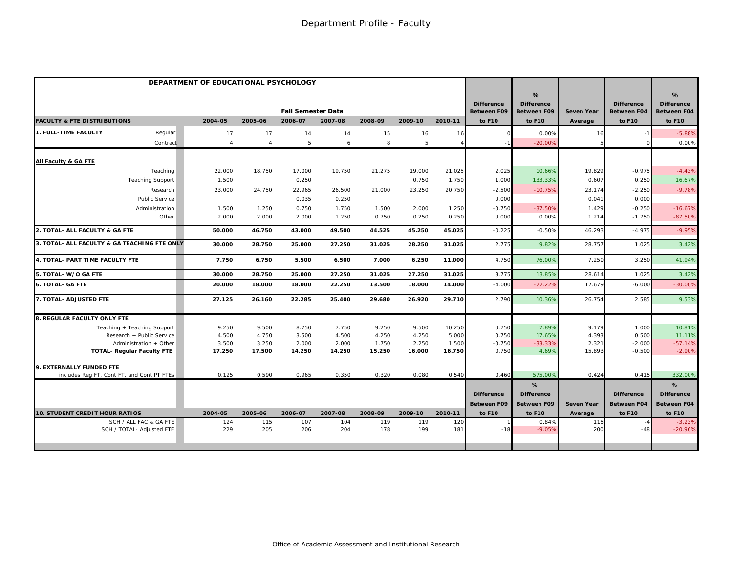# Department Profile - Faculty

| DEPARTMENT OF EDUCATIONAL PSYCHOLOGY | | | | | | | | | | | | | |
|---|---|---|---|---|---|---|---|---|---|---|---|---|---|
| | | | Fall Semester Data | | | | | | | | | | |
| FACULTY & FTE DISTRIBUTIONS | | 2004-05 | 2005-06 | 2006-07 | 2007-08 | 2008-09 | 2009-10 | 2010-11 | Difference Between F09 to F10 | % Difference Between F09 to F10 | Seven Year Average | Difference Between F04 to F10 | % Difference Between F04 to F10 |
| 1. FULL-TIME FACULTY | Regular | 17 | 17 | 14 | 14 | 15 | 16 | 16 | 0 | 0.00% | 16 | -1 | -5.88% |
| | Contract | 4 | 4 | 5 | 6 | 8 | 5 | 4 | -1 | -20.00% | 5 | 0 | 0.00% |
| **All Faculty & GA FTE** | | | | | | | | | | | | | |
| | Teaching | 22.000 | 18.750 | 17.000 | 19.750 | 21.275 | 19.000 | 21.025 | 2.025 | 10.66% | 19.829 | -0.975 | -4.43% |
| | Teaching Support | 1.500 | | 0.250 | | | 0.750 | 1.750 | 1.000 | 133.33% | 0.607 | 0.250 | 16.67% |
| | Research | 23.000 | 24.750 | 22.965 | 26.500 | 21.000 | 23.250 | 20.750 | -2.500 | -10.75% | 23.174 | -2.250 | -9.78% |
| | Public Service | | | 0.035 | 0.250 | | | | 0.000 | | 0.041 | 0.000 | |
| | Administration | 1.500 | 1.250 | 0.750 | 1.750 | 1.500 | 2.000 | 1.250 | -0.750 | -37.50% | 1.429 | -0.250 | -16.67% |
| | Other | 2.000 | 2.000 | 2.000 | 1.250 | 0.750 | 0.250 | 0.250 | 0.000 | 0.00% | 1.214 | -1.750 | -87.50% |
| **2. TOTAL- ALL FACULTY & GA FTE** | | **50.000** | **46.750** | **43.000** | **49.500** | **44.525** | **45.250** | **45.025** | -0.225 | -0.50% | 46.293 | -4.975 | -9.95% |
| **3. TOTAL- ALL FACULTY & GA TEACHING FTE ONLY** | | **30.000** | **28.750** | **25.000** | **27.250** | **31.025** | **28.250** | **31.025** | 2.775 | 9.82% | 28.757 | 1.025 | 3.42% |
| **4. TOTAL- PART TIME FACULTY FTE** | | **7.750** | **6.750** | **5.500** | **6.500** | **7.000** | **6.250** | **11.000** | 4.750 | 76.00% | 7.250 | 3.250 | 41.94% |
| **5. TOTAL- W/O GA FTE** | | **30.000** | **28.750** | **25.000** | **27.250** | **31.025** | **27.250** | **31.025** | 3.775 | 13.85% | 28.614 | 1.025 | 3.42% |
| **6. TOTAL- GA FTE** | | **20.000** | **18.000** | **18.000** | **22.250** | **13.500** | **18.000** | **14.000** | -4.000 | -22.22% | 17.679 | -6.000 | -30.00% |
| **7. TOTAL- ADJUSTED FTE** | | **27.125** | **26.160** | **22.285** | **25.400** | **29.680** | **26.920** | **29.710** | 2.790 | 10.36% | 26.754 | 2.585 | 9.53% |
| **8. REGULAR FACULTY ONLY FTE** | | | | | | | | | | | | | |
| | Teaching + Teaching Support | 9.250 | 9.500 | 8.750 | 7.750 | 9.250 | 9.500 | 10.250 | 0.750 | 7.89% | 9.179 | 1.000 | 10.81% |
| | Research + Public Service | 4.500 | 4.750 | 3.500 | 4.500 | 4.250 | 4.250 | 5.000 | 0.750 | 17.65% | 4.393 | 0.500 | 11.11% |
| | Administration + Other | 3.500 | 3.250 | 2.000 | 2.000 | 1.750 | 2.250 | 1.500 | -0.750 | -33.33% | 2.321 | -2.000 | -57.14% |
| | **TOTAL- Regular Faculty FTE** | **17.250** | **17.500** | **14.250** | **14.250** | **15.250** | **16.000** | **16.750** | 0.750 | 4.69% | 15.893 | -0.500 | -2.90% |
| **9. EXTERNALLY FUNDED FTE** | | | | | | | | | | | | | |
| includes Reg FT, Cont FT, and Cont PT FTEs | | 0.125 | 0.590 | 0.965 | 0.350 | 0.320 | 0.080 | 0.540 | 0.460 | 575.00% | 0.424 | 0.415 | 332.00% |
| **10. STUDENT CREDIT HOUR RATIOS** | | 2004-05 | 2005-06 | 2006-07 | 2007-08 | 2008-09 | 2009-10 | 2010-11 | Difference Between F09 to F10 | % Difference Between F09 to F10 | Seven Year Average | Difference Between F04 to F10 | % Difference Between F04 to F10 |
| | SCH / ALL FAC & GA FTE | 124 | 115 | 107 | 104 | 119 | 119 | 120 | 1 | 0.84% | 115 | -4 | -3.23% |
| | SCH / TOTAL- Adjusted FTE | 229 | 205 | 206 | 204 | 178 | 199 | 181 | -18 | -9.05% | 200 | -48 | -20.96% |

Office of Academic Assessment and Institutional Research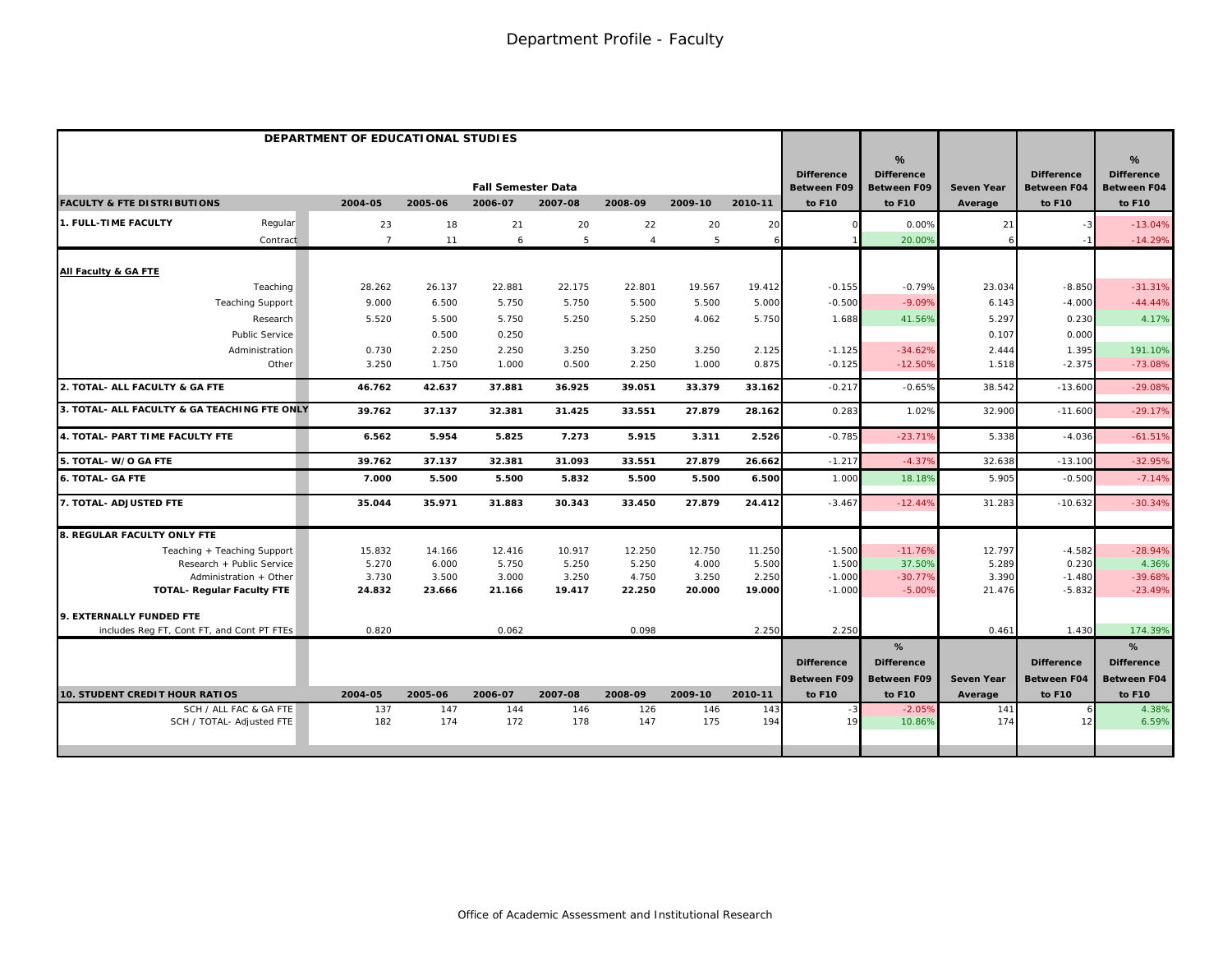# Department Profile - Faculty

| DEPARTMENT OF EDUCATIONAL STUDIES | | | | | | | | | | | | | |
|---|---|---|---|---|---|---|---|---|---|---|---|---|---|
| | | | Fall Semester Data | | | | | | Difference Between F09 | % Difference Between F09 | Seven Year | Difference Between F04 | % Difference Between F04 |
| **FACULTY & FTE DISTRIBUTIONS** | | 2004-05 | 2005-06 | 2006-07 | 2007-08 | 2008-09 | 2009-10 | 2010-11 | to F10 | to F10 | Average | to F10 | to F10 |
| **1. FULL-TIME FACULTY** | Regular | 23 | 18 | 21 | 20 | 22 | 20 | 20 | 0 | 0.00% | 21 | -3 | -13.04% |
| | Contract | 7 | 11 | 6 | 5 | 4 | 5 | 6 | 1 | 20.00% | 6 | -1 | -14.29% |
| **All Faculty & GA FTE** | | | | | | | | | | | | | |
| | Teaching | 28.262 | 26.137 | 22.881 | 22.175 | 22.801 | 19.567 | 19.412 | -0.155 | -0.79% | 23.034 | -8.850 | -31.31% |
| | Teaching Support | 9.000 | 6.500 | 5.750 | 5.750 | 5.500 | 5.500 | 5.000 | -0.500 | -9.09% | 6.143 | -4.000 | -44.44% |
| | Research | 5.520 | 5.500 | 5.750 | 5.250 | 5.250 | 4.062 | 5.750 | 1.688 | 41.56% | 5.297 | 0.230 | 4.17% |
| | Public Service | | 0.500 | 0.250 | | | | | | | 0.107 | 0.000 | |
| | Administration | 0.730 | 2.250 | 2.250 | 3.250 | 3.250 | 3.250 | 2.125 | -1.125 | -34.62% | 2.444 | 1.395 | 191.10% |
| | Other | 3.250 | 1.750 | 1.000 | 0.500 | 2.250 | 1.000 | 0.875 | -0.125 | -12.50% | 1.518 | -2.375 | -73.08% |
| **2. TOTAL- ALL FACULTY & GA FTE** | | **46.762** | **42.637** | **37.881** | **36.925** | **39.051** | **33.379** | **33.162** | -0.217 | -0.65% | 38.542 | -13.600 | -29.08% |
| **3. TOTAL- ALL FACULTY & GA TEACHING FTE ONLY** | | **39.762** | **37.137** | **32.381** | **31.425** | **33.551** | **27.879** | **28.162** | 0.283 | 1.02% | 32.900 | -11.600 | -29.17% |
| **4. TOTAL- PART TIME FACULTY FTE** | | **6.562** | **5.954** | **5.825** | **7.273** | **5.915** | **3.311** | **2.526** | -0.785 | -23.71% | 5.338 | -4.036 | -61.51% |
| **5. TOTAL- W/O GA FTE** | | **39.762** | **37.137** | **32.381** | **31.093** | **33.551** | **27.879** | **26.662** | -1.217 | -4.37% | 32.638 | -13.100 | -32.95% |
| **6. TOTAL- GA FTE** | | **7.000** | **5.500** | **5.500** | **5.832** | **5.500** | **5.500** | **6.500** | 1.000 | 18.18% | 5.905 | -0.500 | -7.14% |
| **7. TOTAL- ADJUSTED FTE** | | **35.044** | **35.971** | **31.883** | **30.343** | **33.450** | **27.879** | **24.412** | -3.467 | -12.44% | 31.283 | -10.632 | -30.34% |
| **8. REGULAR FACULTY ONLY FTE** | | | | | | | | | | | | | |
| | Teaching + Teaching Support | 15.832 | 14.166 | 12.416 | 10.917 | 12.250 | 12.750 | 11.250 | -1.500 | -11.76% | 12.797 | -4.582 | -28.94% |
| | Research + Public Service | 5.270 | 6.000 | 5.750 | 5.250 | 5.250 | 4.000 | 5.500 | 1.500 | 37.50% | 5.289 | 0.230 | 4.36% |
| | Administration + Other | 3.730 | 3.500 | 3.000 | 3.250 | 4.750 | 3.250 | 2.250 | -1.000 | -30.77% | 3.390 | -1.480 | -39.68% |
| | **TOTAL- Regular Faculty FTE** | **24.832** | **23.666** | **21.166** | **19.417** | **22.250** | **20.000** | **19.000** | -1.000 | -5.00% | 21.476 | -5.832 | -23.49% |
| **9. EXTERNALLY FUNDED FTE** | | | | | | | | | | | | | |
| includes Reg FT, Cont FT, and Cont PT FTEs | | 0.820 | | 0.062 | | 0.098 | | 2.250 | 2.250 | | 0.461 | 1.430 | 174.39% |
| | | | | | | | | | Difference Between F09 | % Difference Between F09 | Seven Year | Difference Between F04 | % Difference Between F04 |
| **10. STUDENT CREDIT HOUR RATIOS** | | 2004-05 | 2005-06 | 2006-07 | 2007-08 | 2008-09 | 2009-10 | 2010-11 | to F10 | to F10 | Average | to F10 | to F10 |
| | SCH / ALL FAC & GA FTE | 137 | 147 | 144 | 146 | 126 | 146 | 143 | -3 | -2.05% | 141 | 6 | 4.38% |
| | SCH / TOTAL- Adjusted FTE | 182 | 174 | 172 | 178 | 147 | 175 | 194 | 19 | 10.86% | 174 | 12 | 6.59% |

Office of Academic Assessment and Institutional Research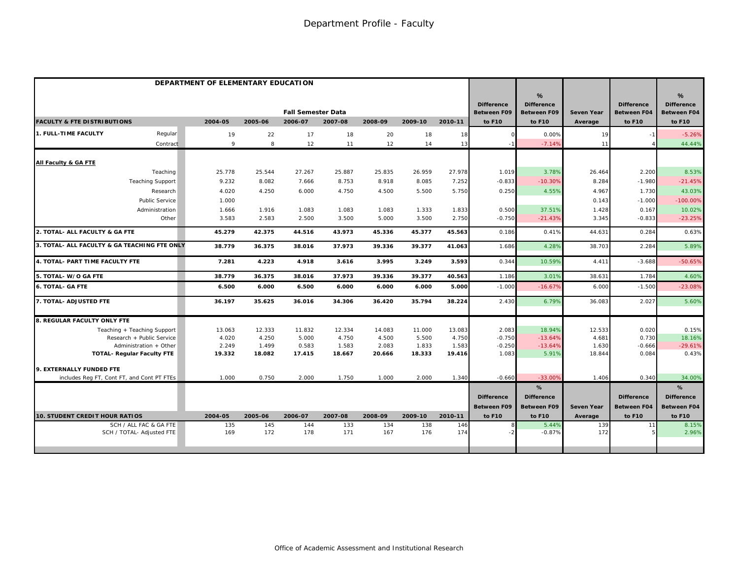# Department Profile - Faculty

| DEPARTMENT OF ELEMENTARY EDUCATION | | | | | | | | | | | | |
|---|---|---|---|---|---|---|---|---|---|---|---|---|
| | Fall Semester Data | | | | | | | Difference | % Difference | | Difference | % Difference |
| FACULTY & FTE DISTRIBUTIONS | 2004-05 | 2005-06 | 2006-07 | 2007-08 | 2008-09 | 2009-10 | 2010-11 | Between F09 to F10 | Between F09 to F10 | Seven Year Average | Between F04 to F10 | Between F04 to F10 |
| **1. FULL-TIME FACULTY** Regular | 19 | 22 | 17 | 18 | 20 | 18 | 18 | 0 | 0.00% | 19 | -1 | -5.26% |
| Contract | 9 | 8 | 12 | 11 | 12 | 14 | 13 | -1 | -7.14% | 11 | 4 | 44.44% |
| **All Faculty & GA FTE** | | | | | | | | | | | | |
| Teaching | 25.778 | 25.544 | 27.267 | 25.887 | 25.835 | 26.959 | 27.978 | 1.019 | 3.78% | 26.464 | 2.200 | 8.53% |
| Teaching Support | 9.232 | 8.082 | 7.666 | 8.753 | 8.918 | 8.085 | 7.252 | -0.833 | -10.30% | 8.284 | -1.980 | -21.45% |
| Research | 4.020 | 4.250 | 6.000 | 4.750 | 4.500 | 5.500 | 5.750 | 0.250 | 4.55% | 4.967 | 1.730 | 43.03% |
| Public Service | 1.000 | | | | | | | | | 0.143 | -1.000 | -100.00% |
| Administration | 1.666 | 1.916 | 1.083 | 1.083 | 1.083 | 1.333 | 1.833 | 0.500 | 37.51% | 1.428 | 0.167 | 10.02% |
| Other | 3.583 | 2.583 | 2.500 | 3.500 | 5.000 | 3.500 | 2.750 | -0.750 | -21.43% | 3.345 | -0.833 | -23.25% |
| **2. TOTAL- ALL FACULTY & GA FTE** | **45.279** | **42.375** | **44.516** | **43.973** | **45.336** | **45.377** | **45.563** | 0.186 | 0.41% | 44.631 | 0.284 | 0.63% |
| **3. TOTAL- ALL FACULTY & GA TEACHING FTE ONLY** | **38.779** | **36.375** | **38.016** | **37.973** | **39.336** | **39.377** | **41.063** | 1.686 | 4.28% | 38.703 | 2.284 | 5.89% |
| **4. TOTAL- PART TIME FACULTY FTE** | **7.281** | **4.223** | **4.918** | **3.616** | **3.995** | **3.249** | **3.593** | 0.344 | 10.59% | 4.411 | -3.688 | -50.65% |
| **5. TOTAL- W/O GA FTE** | **38.779** | **36.375** | **38.016** | **37.973** | **39.336** | **39.377** | **40.563** | 1.186 | 3.01% | 38.631 | 1.784 | 4.60% |
| **6. TOTAL- GA FTE** | **6.500** | **6.000** | **6.500** | **6.000** | **6.000** | **6.000** | **5.000** | -1.000 | -16.67% | 6.000 | -1.500 | -23.08% |
| **7. TOTAL- ADJUSTED FTE** | **36.197** | **35.625** | **36.016** | **34.306** | **36.420** | **35.794** | **38.224** | 2.430 | 6.79% | 36.083 | 2.027 | 5.60% |
| **8. REGULAR FACULTY ONLY FTE** | | | | | | | | | | | | |
| Teaching + Teaching Support | 13.063 | 12.333 | 11.832 | 12.334 | 14.083 | 11.000 | 13.083 | 2.083 | 18.94% | 12.533 | 0.020 | 0.15% |
| Research + Public Service | 4.020 | 4.250 | 5.000 | 4.750 | 4.500 | 5.500 | 4.750 | -0.750 | -13.64% | 4.681 | 0.730 | 18.16% |
| Administration + Other | 2.249 | 1.499 | 0.583 | 1.583 | 2.083 | 1.833 | 1.583 | -0.250 | -13.64% | 1.630 | -0.666 | -29.61% |
| **TOTAL- Regular Faculty FTE** | **19.332** | **18.082** | **17.415** | **18.667** | **20.666** | **18.333** | **19.416** | 1.083 | 5.91% | 18.844 | 0.084 | 0.43% |
| **9. EXTERNALLY FUNDED FTE** | | | | | | | | | | | | |
| includes Reg FT, Cont FT, and Cont PT FTEs | 1.000 | 0.750 | 2.000 | 1.750 | 1.000 | 2.000 | 1.340 | -0.660 | -33.00% | 1.406 | 0.340 | 34.00% |

| 10. STUDENT CREDIT HOUR RATIOS | 2004-05 | 2005-06 | 2006-07 | 2007-08 | 2008-09 | 2009-10 | 2010-11 | Difference Between F09 to F10 | % Difference Between F09 to F10 | Seven Year Average | Difference Between F04 to F10 | % Difference Between F04 to F10 |
|---|---|---|---|---|---|---|---|---|---|---|---|---|
| SCH / ALL FAC & GA FTE | 135 | 145 | 144 | 133 | 134 | 138 | 146 | 8 | 5.44% | 139 | 11 | 8.15% |
| SCH / TOTAL- Adjusted FTE | 169 | 172 | 178 | 171 | 167 | 176 | 174 | -2 | -0.87% | 172 | 5 | 2.96% |

Office of Academic Assessment and Institutional Research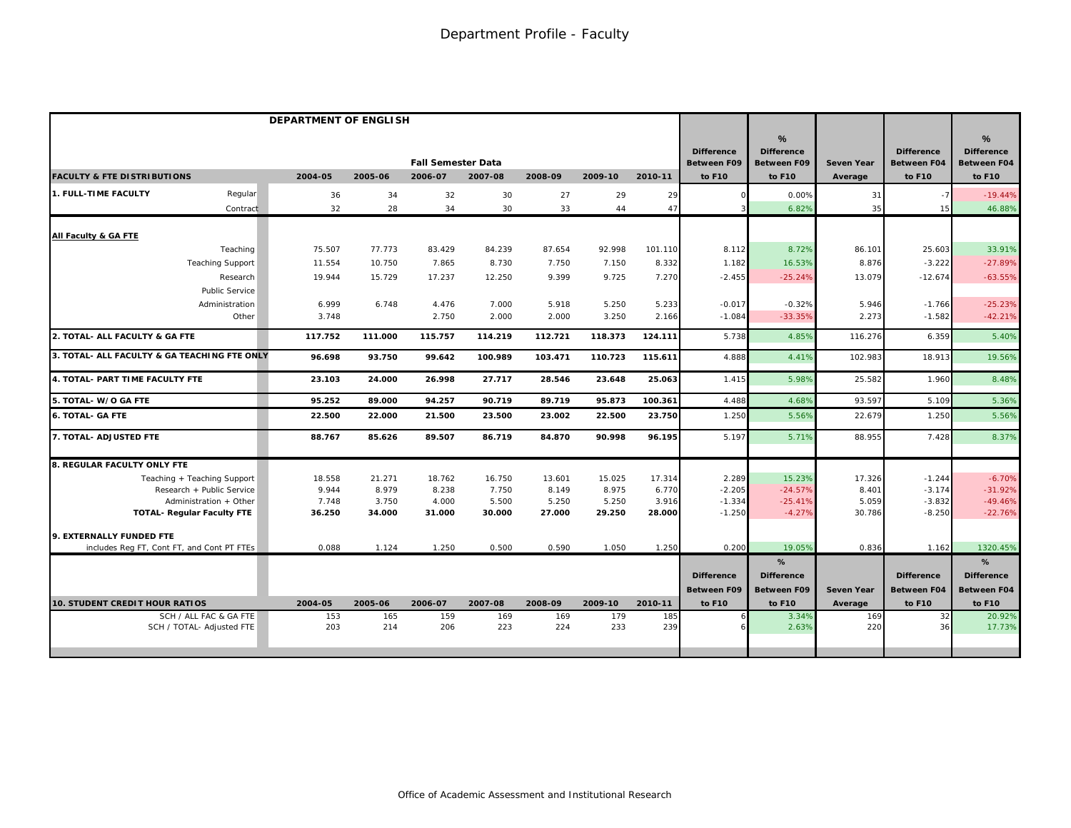# Department Profile - Faculty

## DEPARTMENT OF ENGLISH

| FACULTY & FTE DISTRIBUTIONS | | 2004-05 | 2005-06 | 2006-07 | 2007-08 | 2008-09 | 2009-10 | 2010-11 | Difference Between F09 to F10 | % Difference Between F09 to F10 | Seven Year Average | Difference Between F04 to F10 | % Difference Between F04 to F10 |
|---|---|---|---|---|---|---|---|---|---|---|---|---|---|
| | | Fall Semester Data | | | | | | | | | | | |
| **1. FULL-TIME FACULTY** | Regular | 36 | 34 | 32 | 30 | 27 | 29 | 29 | 0 | 0.00% | 31 | -7 | -19.44% |
| | Contract | 32 | 28 | 34 | 30 | 33 | 44 | 47 | 3 | 6.82% | 35 | 15 | 46.88% |
| **All Faculty & GA FTE** | | | | | | | | | | | | | |
| | Teaching | 75.507 | 77.773 | 83.429 | 84.239 | 87.654 | 92.998 | 101.110 | 8.112 | 8.72% | 86.101 | 25.603 | 33.91% |
| | Teaching Support | 11.554 | 10.750 | 7.865 | 8.730 | 7.750 | 7.150 | 8.332 | 1.182 | 16.53% | 8.876 | -3.222 | -27.89% |
| | Research | 19.944 | 15.729 | 17.237 | 12.250 | 9.399 | 9.725 | 7.270 | -2.455 | -25.24% | 13.079 | -12.674 | -63.55% |
| | Public Service | | | | | | | | | | | | |
| | Administration | 6.999 | 6.748 | 4.476 | 7.000 | 5.918 | 5.250 | 5.233 | -0.017 | -0.32% | 5.946 | -1.766 | -25.23% |
| | Other | 3.748 | | 2.750 | 2.000 | 2.000 | 3.250 | 2.166 | -1.084 | -33.35% | 2.273 | -1.582 | -42.21% |
| **2. TOTAL- ALL FACULTY & GA FTE** | | **117.752** | **111.000** | **115.757** | **114.219** | **112.721** | **118.373** | **124.111** | 5.738 | 4.85% | 116.276 | 6.359 | 5.40% |
| **3. TOTAL- ALL FACULTY & GA TEACHING FTE ONLY** | | **96.698** | **93.750** | **99.642** | **100.989** | **103.471** | **110.723** | **115.611** | 4.888 | 4.41% | 102.983 | 18.913 | 19.56% |
| **4. TOTAL- PART TIME FACULTY FTE** | | **23.103** | **24.000** | **26.998** | **27.717** | **28.546** | **23.648** | **25.063** | 1.415 | 5.98% | 25.582 | 1.960 | 8.48% |
| **5. TOTAL- W/O GA FTE** | | **95.252** | **89.000** | **94.257** | **90.719** | **89.719** | **95.873** | **100.361** | 4.488 | 4.68% | 93.597 | 5.109 | 5.36% |
| **6. TOTAL- GA FTE** | | **22.500** | **22.000** | **21.500** | **23.500** | **23.002** | **22.500** | **23.750** | 1.250 | 5.56% | 22.679 | 1.250 | 5.56% |
| **7. TOTAL- ADJUSTED FTE** | | **88.767** | **85.626** | **89.507** | **86.719** | **84.870** | **90.998** | **96.195** | 5.197 | 5.71% | 88.955 | 7.428 | 8.37% |
| **8. REGULAR FACULTY ONLY FTE** | | | | | | | | | | | | | |
| | Teaching + Teaching Support | 18.558 | 21.271 | 18.762 | 16.750 | 13.601 | 15.025 | 17.314 | 2.289 | 15.23% | 17.326 | -1.244 | -6.70% |
| | Research + Public Service | 9.944 | 8.979 | 8.238 | 7.750 | 8.149 | 8.975 | 6.770 | -2.205 | -24.57% | 8.401 | -3.174 | -31.92% |
| | Administration + Other | 7.748 | 3.750 | 4.000 | 5.500 | 5.250 | 5.250 | 3.916 | -1.334 | -25.41% | 5.059 | -3.832 | -49.46% |
| | **TOTAL- Regular Faculty FTE** | **36.250** | **34.000** | **31.000** | **30.000** | **27.000** | **29.250** | **28.000** | -1.250 | -4.27% | 30.786 | -8.250 | -22.76% |
| **9. EXTERNALLY FUNDED FTE** | | | | | | | | | | | | | |
| includes Reg FT, Cont FT, and Cont PT FTEs | | 0.088 | 1.124 | 1.250 | 0.500 | 0.590 | 1.050 | 1.250 | 0.200 | 19.05% | 0.836 | 1.162 | 1320.45% |

| 10. STUDENT CREDIT HOUR RATIOS | 2004-05 | 2005-06 | 2006-07 | 2007-08 | 2008-09 | 2009-10 | 2010-11 | Difference Between F09 to F10 | % Difference Between F09 to F10 | Seven Year Average | Difference Between F04 to F10 | % Difference Between F04 to F10 |
|---|---|---|---|---|---|---|---|---|---|---|---|---|
| SCH / ALL FAC & GA FTE | 153 | 165 | 159 | 169 | 169 | 179 | 185 | 6 | 3.34% | 169 | 32 | 20.92% |
| SCH / TOTAL- Adjusted FTE | 203 | 214 | 206 | 223 | 224 | 233 | 239 | 6 | 2.63% | 220 | 36 | 17.73% |

Office of Academic Assessment and Institutional Research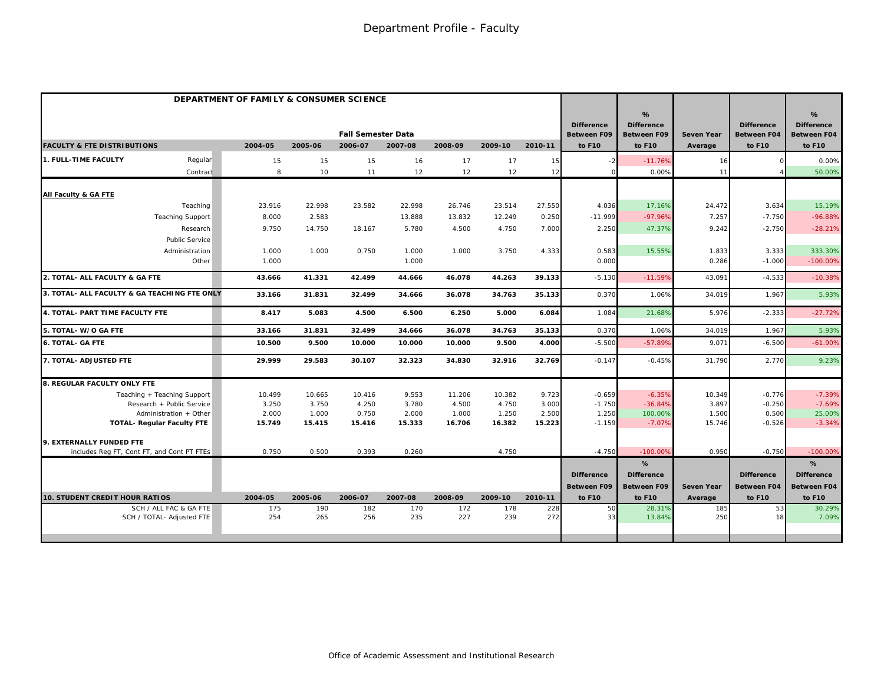# Department Profile - Faculty

| DEPARTMENT OF FAMILY & CONSUMER SCIENCE | | Fall Semester Data | | | | | | | | | | | | |
|---|---|---|---|---|---|---|---|---|---|---|---|---|---|---|
| FACULTY & FTE DISTRIBUTIONS | | 2004-05 | 2005-06 | 2006-07 | 2007-08 | 2008-09 | 2009-10 | 2010-11 | Difference Between F09 to F10 | % Difference Between F09 to F10 | Seven Year Average | Difference Between F04 to F10 | % Difference Between F04 to F10 |
| 1. FULL-TIME FACULTY | Regular | 15 | 15 | 15 | 16 | 17 | 17 | 15 | -2 | -11.76% | 16 | 0 | 0.00% |
| | Contract | 8 | 10 | 11 | 12 | 12 | 12 | 12 | 0 | 0.00% | 11 | 4 | 50.00% |
| All Faculty & GA FTE | | | | | | | | | | | | | |
| | Teaching | 23.916 | 22.998 | 23.582 | 22.998 | 26.746 | 23.514 | 27.550 | 4.036 | 17.16% | 24.472 | 3.634 | 15.19% |
| | Teaching Support | 8.000 | 2.583 | | 13.888 | 13.832 | 12.249 | 0.250 | -11.999 | -97.96% | 7.257 | -7.750 | -96.88% |
| | Research | 9.750 | 14.750 | 18.167 | 5.780 | 4.500 | 4.750 | 7.000 | 2.250 | 47.37% | 9.242 | -2.750 | -28.21% |
| | Public Service | | | | | | | | | | | | |
| | Administration | 1.000 | 1.000 | 0.750 | 1.000 | 1.000 | 3.750 | 4.333 | 0.583 | 15.55% | 1.833 | 3.333 | 333.30% |
| | Other | 1.000 | | | 1.000 | | | | 0.000 | | 0.286 | -1.000 | -100.00% |
| **2. TOTAL- ALL FACULTY & GA FTE** | | **43.666** | **41.331** | **42.499** | **44.666** | **46.078** | **44.263** | **39.133** | -5.130 | -11.59% | 43.091 | -4.533 | -10.38% |
| **3. TOTAL- ALL FACULTY & GA TEACHING FTE ONLY** | | **33.166** | **31.831** | **32.499** | **34.666** | **36.078** | **34.763** | **35.133** | 0.370 | 1.06% | 34.019 | 1.967 | 5.93% |
| **4. TOTAL- PART TIME FACULTY FTE** | | **8.417** | **5.083** | **4.500** | **6.500** | **6.250** | **5.000** | **6.084** | 1.084 | 21.68% | 5.976 | -2.333 | -27.72% |
| **5. TOTAL- W/O GA FTE** | | **33.166** | **31.831** | **32.499** | **34.666** | **36.078** | **34.763** | **35.133** | 0.370 | 1.06% | 34.019 | 1.967 | 5.93% |
| **6. TOTAL- GA FTE** | | **10.500** | **9.500** | **10.000** | **10.000** | **10.000** | **9.500** | **4.000** | -5.500 | -57.89% | 9.071 | -6.500 | -61.90% |
| **7. TOTAL- ADJUSTED FTE** | | **29.999** | **29.583** | **30.107** | **32.323** | **34.830** | **32.916** | **32.769** | -0.147 | -0.45% | 31.790 | 2.770 | 9.23% |
| **8. REGULAR FACULTY ONLY FTE** | | | | | | | | | | | | | |
| | Teaching + Teaching Support | 10.499 | 10.665 | 10.416 | 9.553 | 11.206 | 10.382 | 9.723 | -0.659 | -6.35% | 10.349 | -0.776 | -7.39% |
| | Research + Public Service | 3.250 | 3.750 | 4.250 | 3.780 | 4.500 | 4.750 | 3.000 | -1.750 | -36.84% | 3.897 | -0.250 | -7.69% |
| | Administration + Other | 2.000 | 1.000 | 0.750 | 2.000 | 1.000 | 1.250 | 2.500 | 1.250 | 100.00% | 1.500 | 0.500 | 25.00% |
| | **TOTAL- Regular Faculty FTE** | **15.749** | **15.415** | **15.416** | **15.333** | **16.706** | **16.382** | **15.223** | -1.159 | -7.07% | 15.746 | -0.526 | -3.34% |
| **9. EXTERNALLY FUNDED FTE** | | | | | | | | | | | | | |
| includes Reg FT, Cont FT, and Cont PT FTEs | | 0.750 | 0.500 | 0.393 | 0.260 | | 4.750 | | -4.750 | -100.00% | 0.950 | -0.750 | -100.00% |

| 10. STUDENT CREDIT HOUR RATIOS | 2004-05 | 2005-06 | 2006-07 | 2007-08 | 2008-09 | 2009-10 | 2010-11 | Difference Between F09 to F10 | % Difference Between F09 to F10 | Seven Year Average | Difference Between F04 to F10 | % Difference Between F04 to F10 |
|---|---|---|---|---|---|---|---|---|---|---|---|---|
| SCH / ALL FAC & GA FTE | 175 | 190 | 182 | 170 | 172 | 178 | 228 | 50 | 28.31% | 185 | 53 | 30.29% |
| SCH / TOTAL- Adjusted FTE | 254 | 265 | 256 | 235 | 227 | 239 | 272 | 33 | 13.84% | 250 | 18 | 7.09% |

Office of Academic Assessment and Institutional Research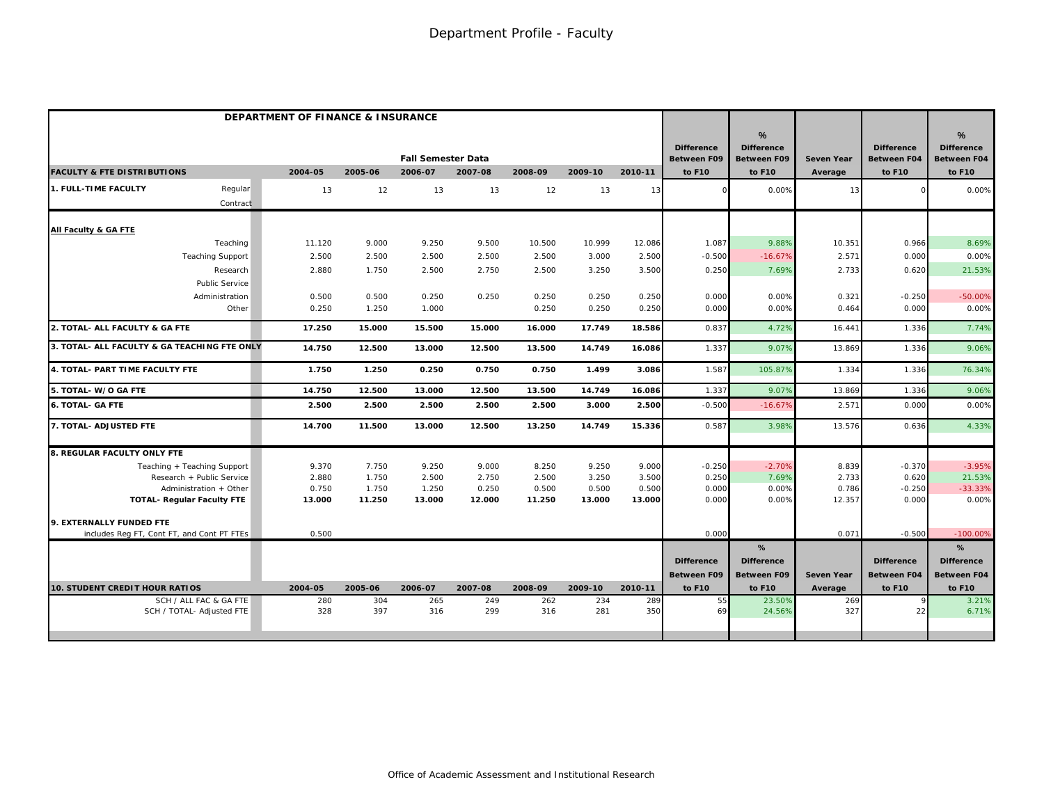# Department Profile - Faculty

## DEPARTMENT OF FINANCE & INSURANCE

| FACULTY & FTE DISTRIBUTIONS | | 2004-05 | 2005-06 | 2006-07 | 2007-08 | 2008-09 | 2009-10 | 2010-11 | Difference Between F09 to F10 | % Difference Between F09 to F10 | Seven Year Average | Difference Between F04 to F10 | % Difference Between F04 to F10 |
|---|---|---|---|---|---|---|---|---|---|---|---|---|---|
| | | Fall Semester Data | | | | | | | | | | | |
| **1. FULL-TIME FACULTY** | Regular | 13 | 12 | 13 | 13 | 12 | 13 | 13 | 0 | 0.00% | 13 | 0 | 0.00% |
| | Contract | | | | | | | | | | | | |
| **All Faculty & GA FTE** | | | | | | | | | | | | | |
| | Teaching | 11.120 | 9.000 | 9.250 | 9.500 | 10.500 | 10.999 | 12.086 | 1.087 | 9.88% | 10.351 | 0.966 | 8.69% |
| | Teaching Support | 2.500 | 2.500 | 2.500 | 2.500 | 2.500 | 3.000 | 2.500 | -0.500 | -16.67% | 2.571 | 0.000 | 0.00% |
| | Research | 2.880 | 1.750 | 2.500 | 2.750 | 2.500 | 3.250 | 3.500 | 0.250 | 7.69% | 2.733 | 0.620 | 21.53% |
| | Public Service | | | | | | | | | | | | |
| | Administration | 0.500 | 0.500 | 0.250 | 0.250 | 0.250 | 0.250 | 0.250 | 0.000 | 0.00% | 0.321 | -0.250 | -50.00% |
| | Other | 0.250 | 1.250 | 1.000 | | 0.250 | 0.250 | 0.250 | 0.000 | 0.00% | 0.464 | 0.000 | 0.00% |
| **2. TOTAL- ALL FACULTY & GA FTE** | | **17.250** | **15.000** | **15.500** | **15.000** | **16.000** | **17.749** | **18.586** | 0.837 | 4.72% | 16.441 | 1.336 | 7.74% |
| **3. TOTAL- ALL FACULTY & GA TEACHING FTE ONLY** | | **14.750** | **12.500** | **13.000** | **12.500** | **13.500** | **14.749** | **16.086** | 1.337 | 9.07% | 13.869 | 1.336 | 9.06% |
| **4. TOTAL- PART TIME FACULTY FTE** | | **1.750** | **1.250** | **0.250** | **0.750** | **0.750** | **1.499** | **3.086** | 1.587 | 105.87% | 1.334 | 1.336 | 76.34% |
| **5. TOTAL- W/O GA FTE** | | **14.750** | **12.500** | **13.000** | **12.500** | **13.500** | **14.749** | **16.086** | 1.337 | 9.07% | 13.869 | 1.336 | 9.06% |
| **6. TOTAL- GA FTE** | | **2.500** | **2.500** | **2.500** | **2.500** | **2.500** | **3.000** | **2.500** | -0.500 | -16.67% | 2.571 | 0.000 | 0.00% |
| **7. TOTAL- ADJUSTED FTE** | | **14.700** | **11.500** | **13.000** | **12.500** | **13.250** | **14.749** | **15.336** | 0.587 | 3.98% | 13.576 | 0.636 | 4.33% |
| **8. REGULAR FACULTY ONLY FTE** | | | | | | | | | | | | | |
| | Teaching + Teaching Support | 9.370 | 7.750 | 9.250 | 9.000 | 8.250 | 9.250 | 9.000 | -0.250 | -2.70% | 8.839 | -0.370 | -3.95% |
| | Research + Public Service | 2.880 | 1.750 | 2.500 | 2.750 | 2.500 | 3.250 | 3.500 | 0.250 | 7.69% | 2.733 | 0.620 | 21.53% |
| | Administration + Other | 0.750 | 1.750 | 1.250 | 0.250 | 0.500 | 0.500 | 0.500 | 0.000 | 0.00% | 0.786 | -0.250 | -33.33% |
| | **TOTAL- Regular Faculty FTE** | **13.000** | **11.250** | **13.000** | **12.000** | **11.250** | **13.000** | **13.000** | 0.000 | 0.00% | 12.357 | 0.000 | 0.00% |
| **9. EXTERNALLY FUNDED FTE** | | | | | | | | | | | | | |
| | includes Reg FT, Cont FT, and Cont PT FTEs | 0.500 | | | | | | | 0.000 | | 0.071 | -0.500 | -100.00% |

| 10. STUDENT CREDIT HOUR RATIOS | 2004-05 | 2005-06 | 2006-07 | 2007-08 | 2008-09 | 2009-10 | 2010-11 | Difference Between F09 to F10 | % Difference Between F09 to F10 | Seven Year Average | Difference Between F04 to F10 | % Difference Between F04 to F10 |
|---|---|---|---|---|---|---|---|---|---|---|---|---|
| SCH / ALL FAC & GA FTE | 280 | 304 | 265 | 249 | 262 | 234 | 289 | 55 | 23.50% | 269 | 9 | 3.21% |
| SCH / TOTAL- Adjusted FTE | 328 | 397 | 316 | 299 | 316 | 281 | 350 | 69 | 24.56% | 327 | 22 | 6.71% |

Office of Academic Assessment and Institutional Research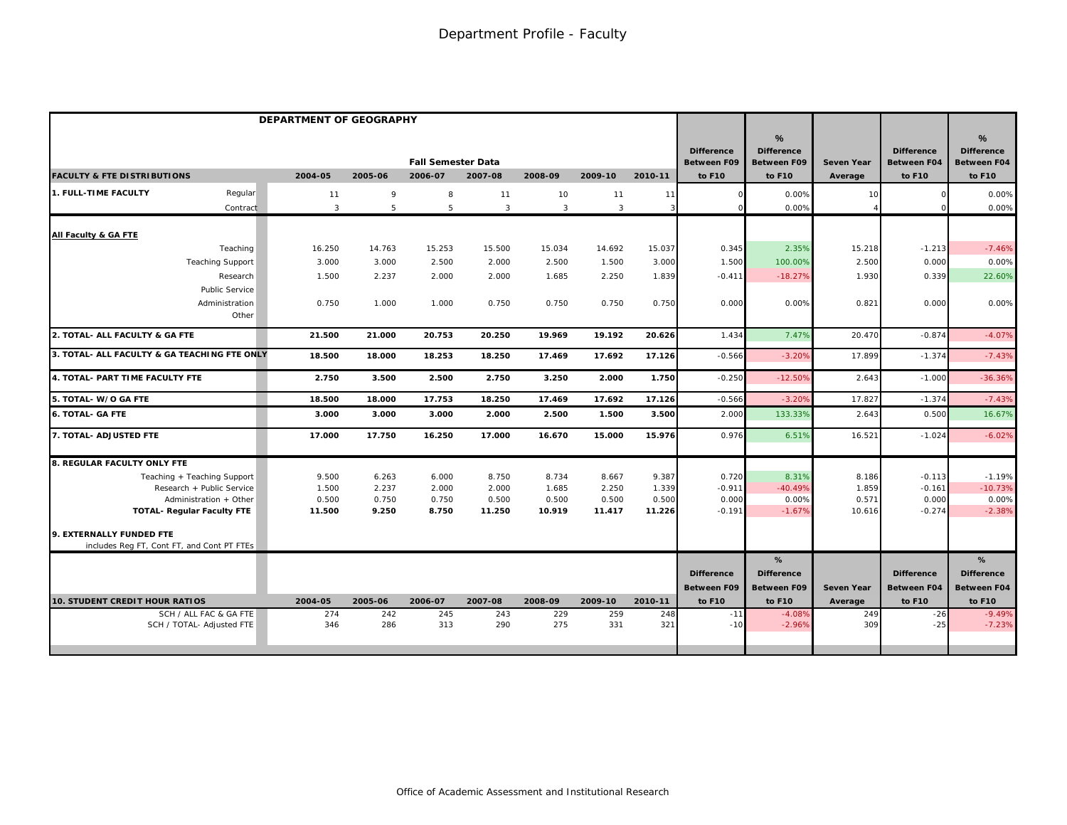# Department Profile - Faculty

| DEPARTMENT OF GEOGRAPHY | | | | | | | | | | | | | |
|---|---|---|---|---|---|---|---|---|---|---|---|---|---|
| | Fall Semester Data | | | | | | | Difference Between F09 | % Difference Between F09 | Seven Year | Difference Between F04 | % Difference Between F04 |
| **FACULTY & FTE DISTRIBUTIONS** | **2004-05** | **2005-06** | **2006-07** | **2007-08** | **2008-09** | **2009-10** | **2010-11** | **to F10** | **to F10** | **Average** | **to F10** | **to F10** |
| **1. FULL-TIME FACULTY** Regular | 11 | 9 | 8 | 11 | 10 | 11 | 11 | 0 | 0.00% | 10 | 0 | 0.00% |
| Contract | 3 | 5 | 5 | 3 | 3 | 3 | 3 | 0 | 0.00% | 4 | 0 | 0.00% |
| **All Faculty & GA FTE** | | | | | | | | | | | | |
| Teaching | 16.250 | 14.763 | 15.253 | 15.500 | 15.034 | 14.692 | 15.037 | 0.345 | 2.35% | 15.218 | -1.213 | -7.46% |
| Teaching Support | 3.000 | 3.000 | 2.500 | 2.000 | 2.500 | 1.500 | 3.000 | 1.500 | 100.00% | 2.500 | 0.000 | 0.00% |
| Research | 1.500 | 2.237 | 2.000 | 2.000 | 1.685 | 2.250 | 1.839 | -0.411 | -18.27% | 1.930 | 0.339 | 22.60% |
| Public Service | | | | | | | | | | | | |
| Administration | 0.750 | 1.000 | 1.000 | 0.750 | 0.750 | 0.750 | 0.750 | 0.000 | 0.00% | 0.821 | 0.000 | 0.00% |
| Other | | | | | | | | | | | | |
| **2. TOTAL- ALL FACULTY & GA FTE** | **21.500** | **21.000** | **20.753** | **20.250** | **19.969** | **19.192** | **20.626** | 1.434 | 7.47% | 20.470 | -0.874 | -4.07% |
| **3. TOTAL- ALL FACULTY & GA TEACHING FTE ONLY** | **18.500** | **18.000** | **18.253** | **18.250** | **17.469** | **17.692** | **17.126** | -0.566 | -3.20% | 17.899 | -1.374 | -7.43% |
| **4. TOTAL- PART TIME FACULTY FTE** | **2.750** | **3.500** | **2.500** | **2.750** | **3.250** | **2.000** | **1.750** | -0.250 | -12.50% | 2.643 | -1.000 | -36.36% |
| **5. TOTAL- W/O GA FTE** | **18.500** | **18.000** | **17.753** | **18.250** | **17.469** | **17.692** | **17.126** | -0.566 | -3.20% | 17.827 | -1.374 | -7.43% |
| **6. TOTAL- GA FTE** | **3.000** | **3.000** | **3.000** | **2.000** | **2.500** | **1.500** | **3.500** | 2.000 | 133.33% | 2.643 | 0.500 | 16.67% |
| **7. TOTAL- ADJUSTED FTE** | **17.000** | **17.750** | **16.250** | **17.000** | **16.670** | **15.000** | **15.976** | 0.976 | 6.51% | 16.521 | -1.024 | -6.02% |
| **8. REGULAR FACULTY ONLY FTE** | | | | | | | | | | | | |
| Teaching + Teaching Support | 9.500 | 6.263 | 6.000 | 8.750 | 8.734 | 8.667 | 9.387 | 0.720 | 8.31% | 8.186 | -0.113 | -1.19% |
| Research + Public Service | 1.500 | 2.237 | 2.000 | 2.000 | 1.685 | 2.250 | 1.339 | -0.911 | -40.49% | 1.859 | -0.161 | -10.73% |
| Administration + Other | 0.500 | 0.750 | 0.750 | 0.500 | 0.500 | 0.500 | 0.500 | 0.000 | 0.00% | 0.571 | 0.000 | 0.00% |
| **TOTAL- Regular Faculty FTE** | **11.500** | **9.250** | **8.750** | **11.250** | **10.919** | **11.417** | **11.226** | -0.191 | -1.67% | 10.616 | -0.274 | -2.38% |
| **9. EXTERNALLY FUNDED FTE** includes Reg FT, Cont FT, and Cont PT FTEs | | | | | | | | | | | | |
| **10. STUDENT CREDIT HOUR RATIOS** | **2004-05** | **2005-06** | **2006-07** | **2007-08** | **2008-09** | **2009-10** | **2010-11** | **Difference Between F09 to F10** | **% Difference Between F09 to F10** | **Seven Year Average** | **Difference Between F04 to F10** | **% Difference Between F04 to F10** |
| SCH / ALL FAC & GA FTE | 274 | 242 | 245 | 243 | 229 | 259 | 248 | -11 | -4.08% | 249 | -26 | -9.49% |
| SCH / TOTAL- Adjusted FTE | 346 | 286 | 313 | 290 | 275 | 331 | 321 | -10 | -2.96% | 309 | -25 | -7.23% |

Office of Academic Assessment and Institutional Research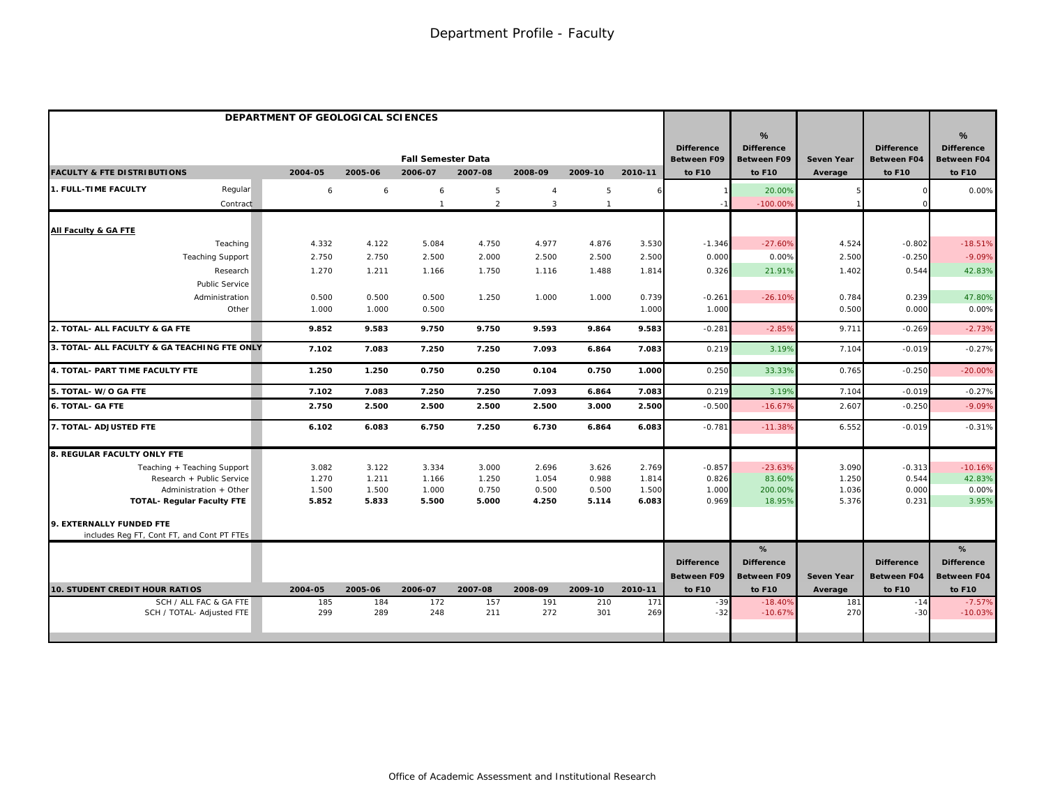# Department Profile - Faculty

| DEPARTMENT OF GEOLOGICAL SCIENCES | | | | Fall Semester Data | | | | | | | | | |
|---|---|---|---|---|---|---|---|---|---|---|---|---|---|
| **FACULTY & FTE DISTRIBUTIONS** | | **2004-05** | **2005-06** | **2006-07** | **2007-08** | **2008-09** | **2009-10** | **2010-11** | **Difference Between F09 to F10** | **% Difference Between F09 to F10** | **Seven Year Average** | **Difference Between F04 to F10** | **% Difference Between F04 to F10** |
| **1. FULL-TIME FACULTY** | Regular | 6 | 6 | 6 | 5 | 4 | 5 | 6 | 1 | 20.00% | 5 | 0 | 0.00% |
| | Contract | | | 1 | 2 | 3 | 1 | | -1 | -100.00% | 1 | 0 | |
| **All Faculty & GA FTE** | | | | | | | | | | | | | |
| | Teaching | 4.332 | 4.122 | 5.084 | 4.750 | 4.977 | 4.876 | 3.530 | -1.346 | -27.60% | 4.524 | -0.802 | -18.51% |
| | Teaching Support | 2.750 | 2.750 | 2.500 | 2.000 | 2.500 | 2.500 | 2.500 | 0.000 | 0.00% | 2.500 | -0.250 | -9.09% |
| | Research | 1.270 | 1.211 | 1.166 | 1.750 | 1.116 | 1.488 | 1.814 | 0.326 | 21.91% | 1.402 | 0.544 | 42.83% |
| | Public Service | | | | | | | | | | | | |
| | Administration | 0.500 | 0.500 | 0.500 | 1.250 | 1.000 | 1.000 | 0.739 | -0.261 | -26.10% | 0.784 | 0.239 | 47.80% |
| | Other | 1.000 | 1.000 | 0.500 | | | | 1.000 | 1.000 | | 0.500 | 0.000 | 0.00% |
| **2. TOTAL- ALL FACULTY & GA FTE** | | **9.852** | **9.583** | **9.750** | **9.750** | **9.593** | **9.864** | **9.583** | -0.281 | -2.85% | 9.711 | -0.269 | -2.73% |
| **3. TOTAL- ALL FACULTY & GA TEACHING FTE ONLY** | | **7.102** | **7.083** | **7.250** | **7.250** | **7.093** | **6.864** | **7.083** | 0.219 | 3.19% | 7.104 | -0.019 | -0.27% |
| **4. TOTAL- PART TIME FACULTY FTE** | | **1.250** | **1.250** | **0.750** | **0.250** | **0.104** | **0.750** | **1.000** | 0.250 | 33.33% | 0.765 | -0.250 | -20.00% |
| **5. TOTAL- W/O GA FTE** | | **7.102** | **7.083** | **7.250** | **7.250** | **7.093** | **6.864** | **7.083** | 0.219 | 3.19% | 7.104 | -0.019 | -0.27% |
| **6. TOTAL- GA FTE** | | **2.750** | **2.500** | **2.500** | **2.500** | **2.500** | **3.000** | **2.500** | -0.500 | -16.67% | 2.607 | -0.250 | -9.09% |
| **7. TOTAL- ADJUSTED FTE** | | **6.102** | **6.083** | **6.750** | **7.250** | **6.730** | **6.864** | **6.083** | -0.781 | -11.38% | 6.552 | -0.019 | -0.31% |
| **8. REGULAR FACULTY ONLY FTE** | | | | | | | | | | | | | |
| | Teaching + Teaching Support | 3.082 | 3.122 | 3.334 | 3.000 | 2.696 | 3.626 | 2.769 | -0.857 | -23.63% | 3.090 | -0.313 | -10.16% |
| | Research + Public Service | 1.270 | 1.211 | 1.166 | 1.250 | 1.054 | 0.988 | 1.814 | 0.826 | 83.60% | 1.250 | 0.544 | 42.83% |
| | Administration + Other | 1.500 | 1.500 | 1.000 | 0.750 | 0.500 | 0.500 | 1.500 | 1.000 | 200.00% | 1.036 | 0.000 | 0.00% |
| | **TOTAL- Regular Faculty FTE** | **5.852** | **5.833** | **5.500** | **5.000** | **4.250** | **5.114** | **6.083** | 0.969 | 18.95% | 5.376 | 0.231 | 3.95% |
| **9. EXTERNALLY FUNDED FTE** includes Reg FT, Cont FT, and Cont PT FTEs | | | | | | | | | | | | | |
| **10. STUDENT CREDIT HOUR RATIOS** | | **2004-05** | **2005-06** | **2006-07** | **2007-08** | **2008-09** | **2009-10** | **2010-11** | **Difference Between F09 to F10** | **% Difference Between F09 to F10** | **Seven Year Average** | **Difference Between F04 to F10** | **% Difference Between F04 to F10** |
| | SCH / ALL FAC & GA FTE | 185 | 184 | 172 | 157 | 191 | 210 | 171 | -39 | -18.40% | 181 | -14 | -7.57% |
| | SCH / TOTAL- Adjusted FTE | 299 | 289 | 248 | 211 | 272 | 301 | 269 | -32 | -10.67% | 270 | -30 | -10.03% |

Office of Academic Assessment and Institutional Research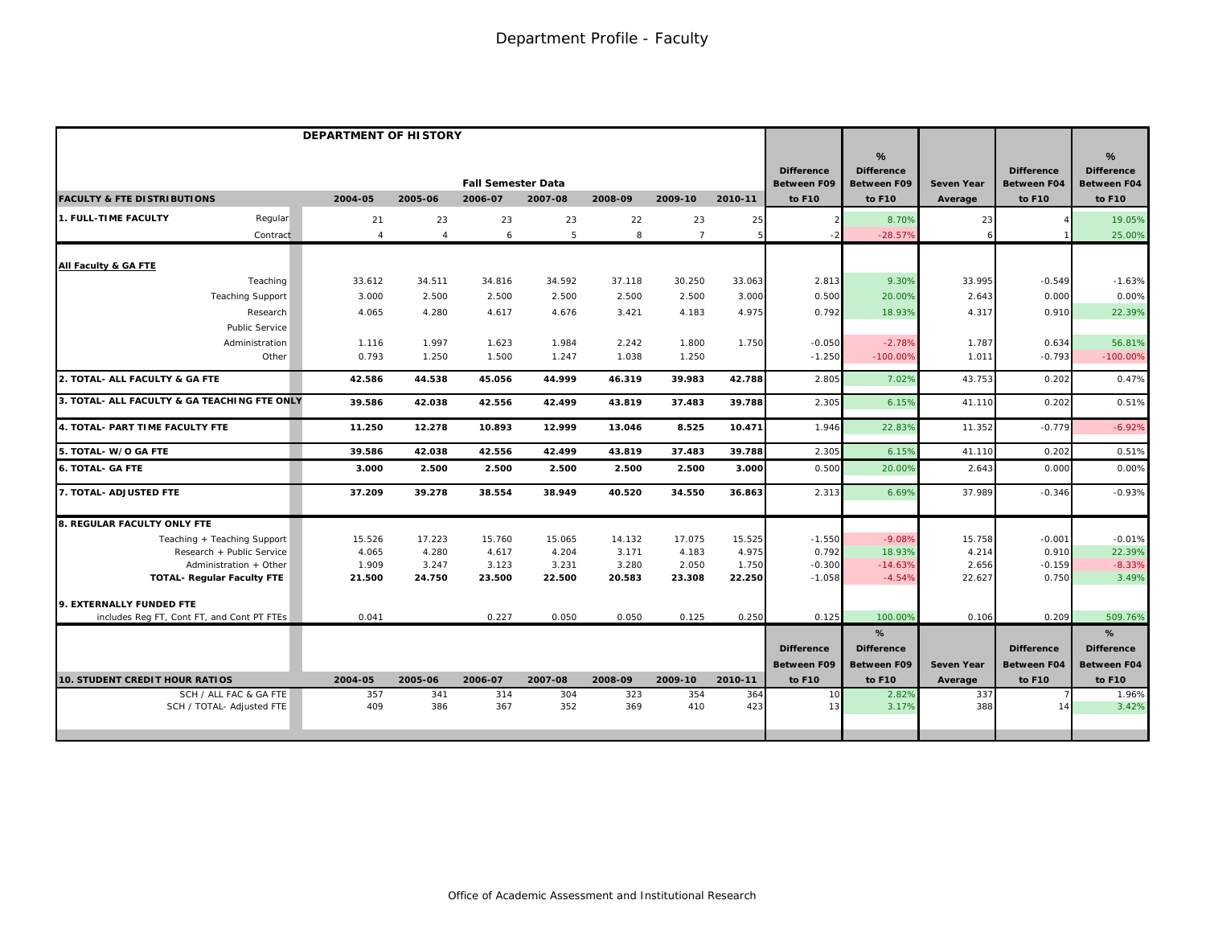# Department Profile - Faculty

| DEPARTMENT OF HISTORY | | | | Fall Semester Data | | | | | Difference Between F09 to F10 | % Difference Between F09 to F10 | Seven Year Average | Difference Between F04 to F10 | % Difference Between F04 to F10 |
|---|---|---|---|---|---|---|---|---|---|---|---|---|---|
| **FACULTY & FTE DISTRIBUTIONS** | | **2004-05** | **2005-06** | **2006-07** | **2007-08** | **2008-09** | **2009-10** | **2010-11** | | | | | |
| **1. FULL-TIME FACULTY** | Regular | 21 | 23 | 23 | 23 | 22 | 23 | 25 | 2 | 8.70% | 23 | 4 | 19.05% |
| | Contract | 4 | 4 | 6 | 5 | 8 | 7 | 5 | -2 | -28.57% | 6 | 1 | 25.00% |
| **All Faculty & GA FTE** | | | | | | | | | | | | | |
| | Teaching | 33.612 | 34.511 | 34.816 | 34.592 | 37.118 | 30.250 | 33.063 | 2.813 | 9.30% | 33.995 | -0.549 | -1.63% |
| | Teaching Support | 3.000 | 2.500 | 2.500 | 2.500 | 2.500 | 2.500 | 3.000 | 0.500 | 20.00% | 2.643 | 0.000 | 0.00% |
| | Research | 4.065 | 4.280 | 4.617 | 4.676 | 3.421 | 4.183 | 4.975 | 0.792 | 18.93% | 4.317 | 0.910 | 22.39% |
| | Public Service | | | | | | | | | | | | |
| | Administration | 1.116 | 1.997 | 1.623 | 1.984 | 2.242 | 1.800 | 1.750 | -0.050 | -2.78% | 1.787 | 0.634 | 56.81% |
| | Other | 0.793 | 1.250 | 1.500 | 1.247 | 1.038 | 1.250 | | -1.250 | -100.00% | 1.011 | -0.793 | -100.00% |
| **2. TOTAL- ALL FACULTY & GA FTE** | | **42.586** | **44.538** | **45.056** | **44.999** | **46.319** | **39.983** | **42.788** | 2.805 | 7.02% | 43.753 | 0.202 | 0.47% |
| **3. TOTAL- ALL FACULTY & GA TEACHING FTE ONLY** | | **39.586** | **42.038** | **42.556** | **42.499** | **43.819** | **37.483** | **39.788** | 2.305 | 6.15% | 41.110 | 0.202 | 0.51% |
| **4. TOTAL- PART TIME FACULTY FTE** | | **11.250** | **12.278** | **10.893** | **12.999** | **13.046** | **8.525** | **10.471** | 1.946 | 22.83% | 11.352 | -0.779 | -6.92% |
| **5. TOTAL- W/O GA FTE** | | **39.586** | **42.038** | **42.556** | **42.499** | **43.819** | **37.483** | **39.788** | 2.305 | 6.15% | 41.110 | 0.202 | 0.51% |
| **6. TOTAL- GA FTE** | | **3.000** | **2.500** | **2.500** | **2.500** | **2.500** | **2.500** | **3.000** | 0.500 | 20.00% | 2.643 | 0.000 | 0.00% |
| **7. TOTAL- ADJUSTED FTE** | | **37.209** | **39.278** | **38.554** | **38.949** | **40.520** | **34.550** | **36.863** | 2.313 | 6.69% | 37.989 | -0.346 | -0.93% |
| **8. REGULAR FACULTY ONLY FTE** | | | | | | | | | | | | | |
| | Teaching + Teaching Support | 15.526 | 17.223 | 15.760 | 15.065 | 14.132 | 17.075 | 15.525 | -1.550 | -9.08% | 15.758 | -0.001 | -0.01% |
| | Research + Public Service | 4.065 | 4.280 | 4.617 | 4.204 | 3.171 | 4.183 | 4.975 | 0.792 | 18.93% | 4.214 | 0.910 | 22.39% |
| | Administration + Other | 1.909 | 3.247 | 3.123 | 3.231 | 3.280 | 2.050 | 1.750 | -0.300 | -14.63% | 2.656 | -0.159 | -8.33% |
| | **TOTAL- Regular Faculty FTE** | **21.500** | **24.750** | **23.500** | **22.500** | **20.583** | **23.308** | **22.250** | -1.058 | -4.54% | 22.627 | 0.750 | 3.49% |
| **9. EXTERNALLY FUNDED FTE** | | | | | | | | | | | | | |
| includes Reg FT, Cont FT, and Cont PT FTEs | | 0.041 | | 0.227 | 0.050 | 0.050 | 0.125 | 0.250 | 0.125 | 100.00% | 0.106 | 0.209 | 509.76% |

| **10. STUDENT CREDIT HOUR RATIOS** | **2004-05** | **2005-06** | **2006-07** | **2007-08** | **2008-09** | **2009-10** | **2010-11** | Difference Between F09 to F10 | % Difference Between F09 to F10 | Seven Year Average | Difference Between F04 to F10 | % Difference Between F04 to F10 |
|---|---|---|---|---|---|---|---|---|---|---|---|---|
| SCH / ALL FAC & GA FTE | 357 | 341 | 314 | 304 | 323 | 354 | 364 | 10 | 2.82% | 337 | 7 | 1.96% |
| SCH / TOTAL- Adjusted FTE | 409 | 386 | 367 | 352 | 369 | 410 | 423 | 13 | 3.17% | 388 | 14 | 3.42% |

Office of Academic Assessment and Institutional Research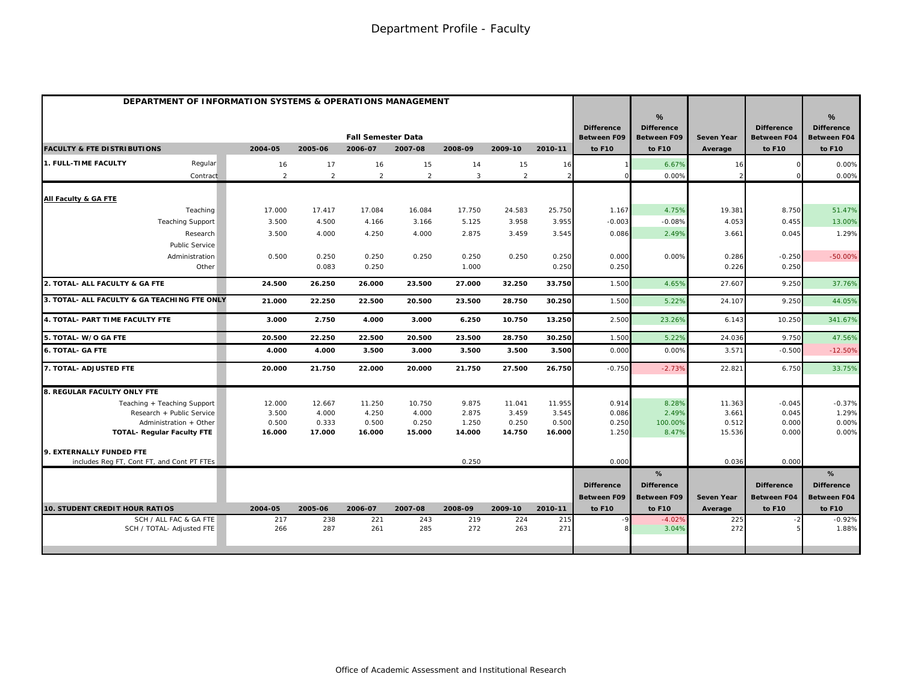# Department Profile - Faculty

| DEPARTMENT OF INFORMATION SYSTEMS & OPERATIONS MANAGEMENT | | | | | | | | | | | | | |
|---|---|---|---|---|---|---|---|---|---|---|---|---|---|
| | | | Fall Semester Data | | | | | Difference | % Difference | | Difference | % Difference |
| **FACULTY & FTE DISTRIBUTIONS** | 2004-05 | 2005-06 | 2006-07 | 2007-08 | 2008-09 | 2009-10 | 2010-11 | Between F09 to F10 | Between F09 to F10 | Seven Year Average | Between F04 to F10 | Between F04 to F10 |
| **1. FULL-TIME FACULTY** Regular | 16 | 17 | 16 | 15 | 14 | 15 | 16 | 1 | 6.67% | 16 | 0 | 0.00% |
| Contract | 2 | 2 | 2 | 2 | 3 | 2 | 2 | 0 | 0.00% | 2 | 0 | 0.00% |
| **All Faculty & GA FTE** | | | | | | | | | | | | |
| Teaching | 17.000 | 17.417 | 17.084 | 16.084 | 17.750 | 24.583 | 25.750 | 1.167 | 4.75% | 19.381 | 8.750 | 51.47% |
| Teaching Support | 3.500 | 4.500 | 4.166 | 3.166 | 5.125 | 3.958 | 3.955 | -0.003 | -0.08% | 4.053 | 0.455 | 13.00% |
| Research | 3.500 | 4.000 | 4.250 | 4.000 | 2.875 | 3.459 | 3.545 | 0.086 | 2.49% | 3.661 | 0.045 | 1.29% |
| Public Service | | | | | | | | | | | | |
| Administration | 0.500 | 0.250 | 0.250 | 0.250 | 0.250 | 0.250 | 0.250 | 0.000 | 0.00% | 0.286 | -0.250 | -50.00% |
| Other | | 0.083 | 0.250 | | 1.000 | | 0.250 | 0.250 | | 0.226 | 0.250 | |
| **2. TOTAL- ALL FACULTY & GA FTE** | **24.500** | **26.250** | **26.000** | **23.500** | **27.000** | **32.250** | **33.750** | 1.500 | 4.65% | 27.607 | 9.250 | 37.76% |
| **3. TOTAL- ALL FACULTY & GA TEACHING FTE ONLY** | **21.000** | **22.250** | **22.500** | **20.500** | **23.500** | **28.750** | **30.250** | 1.500 | 5.22% | 24.107 | 9.250 | 44.05% |
| **4. TOTAL- PART TIME FACULTY FTE** | **3.000** | **2.750** | **4.000** | **3.000** | **6.250** | **10.750** | **13.250** | 2.500 | 23.26% | 6.143 | 10.250 | 341.67% |
| **5. TOTAL- W/O GA FTE** | **20.500** | **22.250** | **22.500** | **20.500** | **23.500** | **28.750** | **30.250** | 1.500 | 5.22% | 24.036 | 9.750 | 47.56% |
| **6. TOTAL- GA FTE** | **4.000** | **4.000** | **3.500** | **3.000** | **3.500** | **3.500** | **3.500** | 0.000 | 0.00% | 3.571 | -0.500 | -12.50% |
| **7. TOTAL- ADJUSTED FTE** | **20.000** | **21.750** | **22.000** | **20.000** | **21.750** | **27.500** | **26.750** | -0.750 | -2.73% | 22.821 | 6.750 | 33.75% |
| **8. REGULAR FACULTY ONLY FTE** | | | | | | | | | | | | |
| Teaching + Teaching Support | 12.000 | 12.667 | 11.250 | 10.750 | 9.875 | 11.041 | 11.955 | 0.914 | 8.28% | 11.363 | -0.045 | -0.37% |
| Research + Public Service | 3.500 | 4.000 | 4.250 | 4.000 | 2.875 | 3.459 | 3.545 | 0.086 | 2.49% | 3.661 | 0.045 | 1.29% |
| Administration + Other | 0.500 | 0.333 | 0.500 | 0.250 | 1.250 | 0.250 | 0.500 | 0.250 | 100.00% | 0.512 | 0.000 | 0.00% |
| **TOTAL- Regular Faculty FTE** | **16.000** | **17.000** | **16.000** | **15.000** | **14.000** | **14.750** | **16.000** | 1.250 | 8.47% | 15.536 | 0.000 | 0.00% |
| **9. EXTERNALLY FUNDED FTE** | | | | | | | | | | | | |
| includes Reg FT, Cont FT, and Cont PT FTEs | | | | | 0.250 | | | 0.000 | | 0.036 | 0.000 | |
| **10. STUDENT CREDIT HOUR RATIOS** | 2004-05 | 2005-06 | 2006-07 | 2007-08 | 2008-09 | 2009-10 | 2010-11 | Difference Between F09 to F10 | % Difference Between F09 to F10 | Seven Year Average | Difference Between F04 to F10 | % Difference Between F04 to F10 |
| SCH / ALL FAC & GA FTE | 217 | 238 | 221 | 243 | 219 | 224 | 215 | -9 | -4.02% | 225 | -2 | -0.92% |
| SCH / TOTAL- Adjusted FTE | 266 | 287 | 261 | 285 | 272 | 263 | 271 | 8 | 3.04% | 272 | 5 | 1.88% |

Office of Academic Assessment and Institutional Research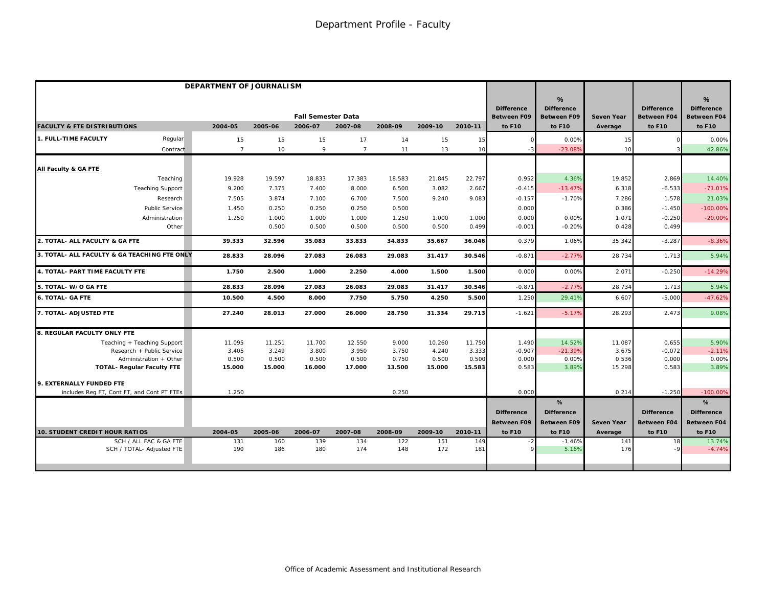# Department Profile - Faculty

| DEPARTMENT OF JOURNALISM | | Fall Semester Data | | | | | | | Difference Between F09 to F10 | % Difference Between F09 to F10 | Seven Year Average | Difference Between F04 to F10 | % Difference Between F04 to F10 |
|---|---|---|---|---|---|---|---|---|---|---|---|---|---|
| **FACULTY & FTE DISTRIBUTIONS** | | **2004-05** | **2005-06** | **2006-07** | **2007-08** | **2008-09** | **2009-10** | **2010-11** | | | | | |
| **1. FULL-TIME FACULTY** | Regular | 15 | 15 | 15 | 17 | 14 | 15 | 15 | 0 | 0.00% | 15 | 0 | 0.00% |
| | Contract | 7 | 10 | 9 | 7 | 11 | 13 | 10 | -3 | -23.08% | 10 | 3 | 42.86% |
| **All Faculty & GA FTE** | | | | | | | | | | | | | |
| | Teaching | 19.928 | 19.597 | 18.833 | 17.383 | 18.583 | 21.845 | 22.797 | 0.952 | 4.36% | 19.852 | 2.869 | 14.40% |
| | Teaching Support | 9.200 | 7.375 | 7.400 | 8.000 | 6.500 | 3.082 | 2.667 | -0.415 | -13.47% | 6.318 | -6.533 | -71.01% |
| | Research | 7.505 | 3.874 | 7.100 | 6.700 | 7.500 | 9.240 | 9.083 | -0.157 | -1.70% | 7.286 | 1.578 | 21.03% |
| | Public Service | 1.450 | 0.250 | 0.250 | 0.250 | 0.500 | | | 0.000 | | 0.386 | -1.450 | -100.00% |
| | Administration | 1.250 | 1.000 | 1.000 | 1.000 | 1.250 | 1.000 | 1.000 | 0.000 | 0.00% | 1.071 | -0.250 | -20.00% |
| | Other | | 0.500 | 0.500 | 0.500 | 0.500 | 0.500 | 0.499 | -0.001 | -0.20% | 0.428 | 0.499 | |
| **2. TOTAL- ALL FACULTY & GA FTE** | | **39.333** | **32.596** | **35.083** | **33.833** | **34.833** | **35.667** | **36.046** | 0.379 | 1.06% | 35.342 | -3.287 | -8.36% |
| **3. TOTAL- ALL FACULTY & GA TEACHING FTE ONLY** | | **28.833** | **28.096** | **27.083** | **26.083** | **29.083** | **31.417** | **30.546** | -0.871 | -2.77% | 28.734 | 1.713 | 5.94% |
| **4. TOTAL- PART TIME FACULTY FTE** | | **1.750** | **2.500** | **1.000** | **2.250** | **4.000** | **1.500** | **1.500** | 0.000 | 0.00% | 2.071 | -0.250 | -14.29% |
| **5. TOTAL- W/O GA FTE** | | **28.833** | **28.096** | **27.083** | **26.083** | **29.083** | **31.417** | **30.546** | -0.871 | -2.77% | 28.734 | 1.713 | 5.94% |
| **6. TOTAL- GA FTE** | | **10.500** | **4.500** | **8.000** | **7.750** | **5.750** | **4.250** | **5.500** | 1.250 | 29.41% | 6.607 | -5.000 | -47.62% |
| **7. TOTAL- ADJUSTED FTE** | | **27.240** | **28.013** | **27.000** | **26.000** | **28.750** | **31.334** | **29.713** | -1.621 | -5.17% | 28.293 | 2.473 | 9.08% |
| **8. REGULAR FACULTY ONLY FTE** | | | | | | | | | | | | | |
| | Teaching + Teaching Support | 11.095 | 11.251 | 11.700 | 12.550 | 9.000 | 10.260 | 11.750 | 1.490 | 14.52% | 11.087 | 0.655 | 5.90% |
| | Research + Public Service | 3.405 | 3.249 | 3.800 | 3.950 | 3.750 | 4.240 | 3.333 | -0.907 | -21.39% | 3.675 | -0.072 | -2.11% |
| | Administration + Other | 0.500 | 0.500 | 0.500 | 0.500 | 0.750 | 0.500 | 0.500 | 0.000 | 0.00% | 0.536 | 0.000 | 0.00% |
| | **TOTAL- Regular Faculty FTE** | **15.000** | **15.000** | **16.000** | **17.000** | **13.500** | **15.000** | **15.583** | 0.583 | 3.89% | 15.298 | 0.583 | 3.89% |
| **9. EXTERNALLY FUNDED FTE** | | | | | | | | | | | | | |
| includes Reg FT, Cont FT, and Cont PT FTEs | | 1.250 | | | | 0.250 | | | 0.000 | | 0.214 | -1.250 | -100.00% |

| **10. STUDENT CREDIT HOUR RATIOS** | **2004-05** | **2005-06** | **2006-07** | **2007-08** | **2008-09** | **2009-10** | **2010-11** | Difference Between F09 to F10 | % Difference Between F09 to F10 | Seven Year Average | Difference Between F04 to F10 | % Difference Between F04 to F10 |
|---|---|---|---|---|---|---|---|---|---|---|---|---|
| SCH / ALL FAC & GA FTE | 131 | 160 | 139 | 134 | 122 | 151 | 149 | -2 | -1.46% | 141 | 18 | 13.74% |
| SCH / TOTAL- Adjusted FTE | 190 | 186 | 180 | 174 | 148 | 172 | 181 | 9 | 5.16% | 176 | -9 | -4.74% |

Office of Academic Assessment and Institutional Research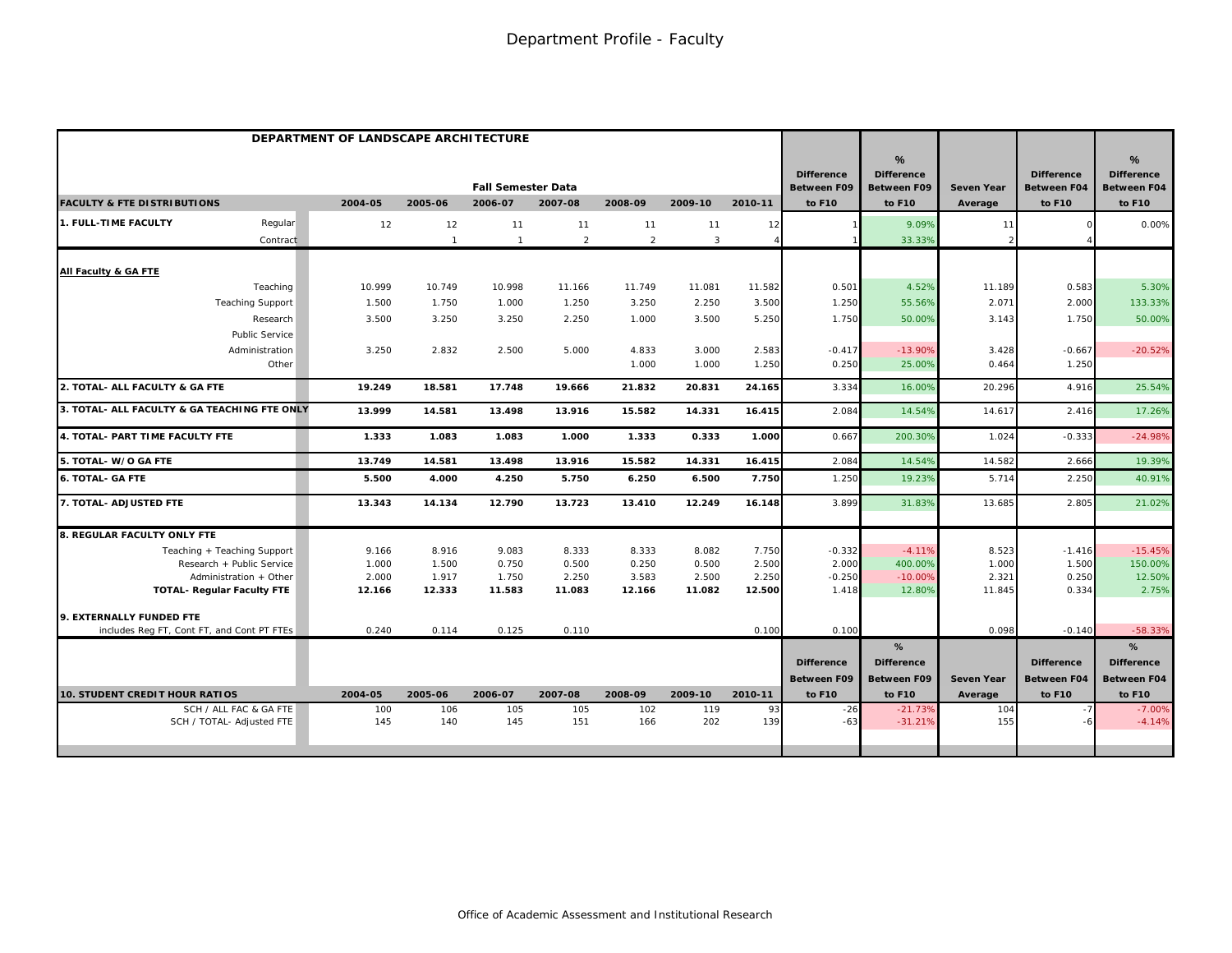# Department Profile - Faculty

| DEPARTMENT OF LANDSCAPE ARCHITECTURE | | Fall Semester Data | | | | | | | Difference Between F09 to F10 | % Difference Between F09 to F10 | Seven Year Average | Difference Between F04 to F10 | % Difference Between F04 to F10 |
|---|---|---|---|---|---|---|---|---|---|---|---|---|---|
| **FACULTY & FTE DISTRIBUTIONS** | | **2004-05** | **2005-06** | **2006-07** | **2007-08** | **2008-09** | **2009-10** | **2010-11** | | | | | |
| **1. FULL-TIME FACULTY** | Regular | 12 | 12 | 11 | 11 | 11 | 11 | 12 | 1 | 9.09% | 11 | 0 | 0.00% |
| | Contract | | 1 | 1 | 2 | 2 | 3 | 4 | 1 | 33.33% | 2 | 4 | |
| **All Faculty & GA FTE** | | | | | | | | | | | | | |
| | Teaching | 10.999 | 10.749 | 10.998 | 11.166 | 11.749 | 11.081 | 11.582 | 0.501 | 4.52% | 11.189 | 0.583 | 5.30% |
| | Teaching Support | 1.500 | 1.750 | 1.000 | 1.250 | 3.250 | 2.250 | 3.500 | 1.250 | 55.56% | 2.071 | 2.000 | 133.33% |
| | Research | 3.500 | 3.250 | 3.250 | 2.250 | 1.000 | 3.500 | 5.250 | 1.750 | 50.00% | 3.143 | 1.750 | 50.00% |
| | Public Service | | | | | | | | | | | | |
| | Administration | 3.250 | 2.832 | 2.500 | 5.000 | 4.833 | 3.000 | 2.583 | -0.417 | -13.90% | 3.428 | -0.667 | -20.52% |
| | Other | | | | | 1.000 | 1.000 | 1.250 | 0.250 | 25.00% | 0.464 | 1.250 | |
| **2. TOTAL- ALL FACULTY & GA FTE** | | **19.249** | **18.581** | **17.748** | **19.666** | **21.832** | **20.831** | **24.165** | 3.334 | 16.00% | 20.296 | 4.916 | 25.54% |
| **3. TOTAL- ALL FACULTY & GA TEACHING FTE ONLY** | | **13.999** | **14.581** | **13.498** | **13.916** | **15.582** | **14.331** | **16.415** | 2.084 | 14.54% | 14.617 | 2.416 | 17.26% |
| **4. TOTAL- PART TIME FACULTY FTE** | | **1.333** | **1.083** | **1.083** | **1.000** | **1.333** | **0.333** | **1.000** | 0.667 | 200.30% | 1.024 | -0.333 | -24.98% |
| **5. TOTAL- W/O GA FTE** | | **13.749** | **14.581** | **13.498** | **13.916** | **15.582** | **14.331** | **16.415** | 2.084 | 14.54% | 14.582 | 2.666 | 19.39% |
| **6. TOTAL- GA FTE** | | **5.500** | **4.000** | **4.250** | **5.750** | **6.250** | **6.500** | **7.750** | 1.250 | 19.23% | 5.714 | 2.250 | 40.91% |
| **7. TOTAL- ADJUSTED FTE** | | **13.343** | **14.134** | **12.790** | **13.723** | **13.410** | **12.249** | **16.148** | 3.899 | 31.83% | 13.685 | 2.805 | 21.02% |
| **8. REGULAR FACULTY ONLY FTE** | | | | | | | | | | | | | |
| | Teaching + Teaching Support | 9.166 | 8.916 | 9.083 | 8.333 | 8.333 | 8.082 | 7.750 | -0.332 | -4.11% | 8.523 | -1.416 | -15.45% |
| | Research + Public Service | 1.000 | 1.500 | 0.750 | 0.500 | 0.250 | 0.500 | 2.500 | 2.000 | 400.00% | 1.000 | 1.500 | 150.00% |
| | Administration + Other | 2.000 | 1.917 | 1.750 | 2.250 | 3.583 | 2.500 | 2.250 | -0.250 | -10.00% | 2.321 | 0.250 | 12.50% |
| | **TOTAL- Regular Faculty FTE** | **12.166** | **12.333** | **11.583** | **11.083** | **12.166** | **11.082** | **12.500** | 1.418 | 12.80% | 11.845 | 0.334 | 2.75% |
| **9. EXTERNALLY FUNDED FTE** | | | | | | | | | | | | | |
| includes Reg FT, Cont FT, and Cont PT FTEs | | 0.240 | 0.114 | 0.125 | 0.110 | | | 0.100 | 0.100 | | 0.098 | -0.140 | -58.33% |

| **10. STUDENT CREDIT HOUR RATIOS** | 2004-05 | 2005-06 | 2006-07 | 2007-08 | 2008-09 | 2009-10 | 2010-11 | Difference Between F09 to F10 | % Difference Between F09 to F10 | Seven Year Average | Difference Between F04 to F10 | % Difference Between F04 to F10 |
|---|---|---|---|---|---|---|---|---|---|---|---|---|
| SCH / ALL FAC & GA FTE | 100 | 106 | 105 | 105 | 102 | 119 | 93 | -26 | -21.73% | 104 | -7 | -7.00% |
| SCH / TOTAL- Adjusted FTE | 145 | 140 | 145 | 151 | 166 | 202 | 139 | -63 | -31.21% | 155 | -6 | -4.14% |

Office of Academic Assessment and Institutional Research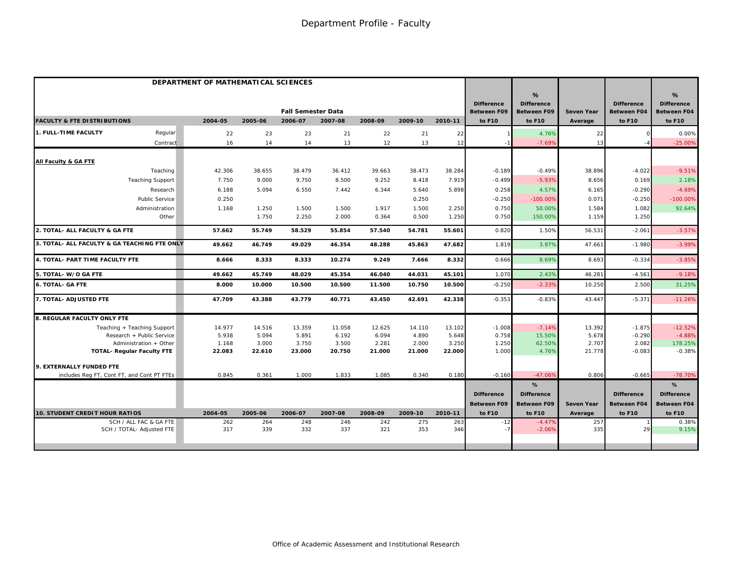# Department Profile - Faculty

| DEPARTMENT OF MATHEMATICAL SCIENCES | | Fall Semester Data | | | | | | | Difference Between F09 to F10 | % Difference Between F09 to F10 | Seven Year Average | Difference Between F04 to F10 | % Difference Between F04 to F10 |
|---|---|---|---|---|---|---|---|---|---|---|---|---|---|
| **FACULTY & FTE DISTRIBUTIONS** | | 2004-05 | 2005-06 | 2006-07 | 2007-08 | 2008-09 | 2009-10 | 2010-11 | | | | | |
| **1. FULL-TIME FACULTY** | Regular | 22 | 23 | 23 | 21 | 22 | 21 | 22 | 1 | 4.76% | 22 | 0 | 0.00% |
| | Contract | 16 | 14 | 14 | 13 | 12 | 13 | 12 | -1 | -7.69% | 13 | -4 | -25.00% |
| **All Faculty & GA FTE** | | | | | | | | | | | | | |
| | Teaching | 42.306 | 38.655 | 38.479 | 36.412 | 39.663 | 38.473 | 38.284 | -0.189 | -0.49% | 38.896 | -4.022 | -9.51% |
| | Teaching Support | 7.750 | 9.000 | 9.750 | 8.500 | 9.252 | 8.418 | 7.919 | -0.499 | -5.93% | 8.656 | 0.169 | 2.18% |
| | Research | 6.188 | 5.094 | 6.550 | 7.442 | 6.344 | 5.640 | 5.898 | 0.258 | 4.57% | 6.165 | -0.290 | -4.69% |
| | Public Service | 0.250 | | | | | 0.250 | | -0.250 | -100.00% | 0.071 | -0.250 | -100.00% |
| | Administration | 1.168 | 1.250 | 1.500 | 1.500 | 1.917 | 1.500 | 2.250 | 0.750 | 50.00% | 1.584 | 1.082 | 92.64% |
| | Other | | 1.750 | 2.250 | 2.000 | 0.364 | 0.500 | 1.250 | 0.750 | 150.00% | 1.159 | 1.250 | |
| **2. TOTAL- ALL FACULTY & GA FTE** | | **57.662** | **55.749** | **58.529** | **55.854** | **57.540** | **54.781** | **55.601** | 0.820 | 1.50% | 56.531 | -2.061 | -3.57% |
| **3. TOTAL- ALL FACULTY & GA TEACHING FTE ONLY** | | **49.662** | **46.749** | **49.029** | **46.354** | **48.288** | **45.863** | **47.682** | 1.819 | 3.97% | 47.661 | -1.980 | -3.99% |
| **4. TOTAL- PART TIME FACULTY FTE** | | **8.666** | **8.333** | **8.333** | **10.274** | **9.249** | **7.666** | **8.332** | 0.666 | 8.69% | 8.693 | -0.334 | -3.85% |
| **5. TOTAL- W/O GA FTE** | | **49.662** | **45.749** | **48.029** | **45.354** | **46.040** | **44.031** | **45.101** | 1.070 | 2.43% | 46.281 | -4.561 | -9.18% |
| **6. TOTAL- GA FTE** | | **8.000** | **10.000** | **10.500** | **10.500** | **11.500** | **10.750** | **10.500** | -0.250 | -2.33% | 10.250 | 2.500 | 31.25% |
| **7. TOTAL- ADJUSTED FTE** | | **47.709** | **43.388** | **43.779** | **40.771** | **43.450** | **42.691** | **42.338** | -0.353 | -0.83% | 43.447 | -5.371 | -11.26% |
| **8. REGULAR FACULTY ONLY FTE** | | | | | | | | | | | | | |
| | Teaching + Teaching Support | 14.977 | 14.516 | 13.359 | 11.058 | 12.625 | 14.110 | 13.102 | -1.008 | -7.14% | 13.392 | -1.875 | -12.52% |
| | Research + Public Service | 5.938 | 5.094 | 5.891 | 6.192 | 6.094 | 4.890 | 5.648 | 0.758 | 15.50% | 5.678 | -0.290 | -4.88% |
| | Administration + Other | 1.168 | 3.000 | 3.750 | 3.500 | 2.281 | 2.000 | 3.250 | 1.250 | 62.50% | 2.707 | 2.082 | 178.25% |
| | **TOTAL- Regular Faculty FTE** | **22.083** | **22.610** | **23.000** | **20.750** | **21.000** | **21.000** | **22.000** | 1.000 | 4.76% | 21.778 | -0.083 | -0.38% |
| **9. EXTERNALLY FUNDED FTE** | | | | | | | | | | | | | |
| includes Reg FT, Cont FT, and Cont PT FTEs | | 0.845 | 0.361 | 1.000 | 1.833 | 1.085 | 0.340 | 0.180 | -0.160 | -47.06% | 0.806 | -0.665 | -78.70% |

| **10. STUDENT CREDIT HOUR RATIOS** | 2004-05 | 2005-06 | 2006-07 | 2007-08 | 2008-09 | 2009-10 | 2010-11 | Difference Between F09 to F10 | % Difference Between F09 to F10 | Seven Year Average | Difference Between F04 to F10 | % Difference Between F04 to F10 |
|---|---|---|---|---|---|---|---|---|---|---|---|---|
| SCH / ALL FAC & GA FTE | 262 | 264 | 248 | 246 | 242 | 275 | 263 | -12 | -4.47% | 257 | 1 | 0.38% |
| SCH / TOTAL- Adjusted FTE | 317 | 339 | 332 | 337 | 321 | 353 | 346 | -7 | -2.06% | 335 | 29 | 9.15% |

Office of Academic Assessment and Institutional Research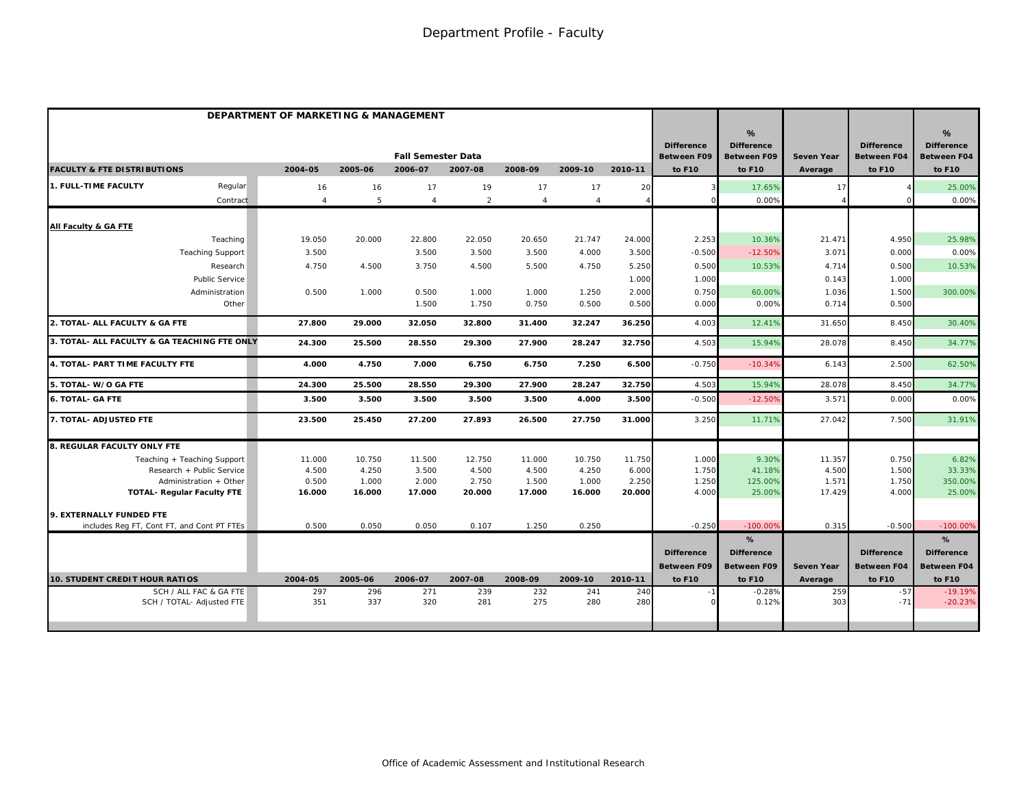# Department Profile - Faculty

| DEPARTMENT OF MARKETING & MANAGEMENT | | Fall Semester Data | | | | | | | Difference Between F09 to F10 | % Difference Between F09 to F10 | Seven Year Average | Difference Between F04 to F10 | % Difference Between F04 to F10 |
|---|---|---|---|---|---|---|---|---|---|---|---|---|---|
| **FACULTY & FTE DISTRIBUTIONS** | | **2004-05** | **2005-06** | **2006-07** | **2007-08** | **2008-09** | **2009-10** | **2010-11** | | | | | |
| **1. FULL-TIME FACULTY** | Regular | 16 | 16 | 17 | 19 | 17 | 17 | 20 | 3 | 17.65% | 17 | 4 | 25.00% |
| | Contract | 4 | 5 | 4 | 2 | 4 | 4 | 4 | 0 | 0.00% | 4 | 0 | 0.00% |
| **All Faculty & GA FTE** | | | | | | | | | | | | | |
| | Teaching | 19.050 | 20.000 | 22.800 | 22.050 | 20.650 | 21.747 | 24.000 | 2.253 | 10.36% | 21.471 | 4.950 | 25.98% |
| | Teaching Support | 3.500 | | 3.500 | 3.500 | 3.500 | 4.000 | 3.500 | -0.500 | -12.50% | 3.071 | 0.000 | 0.00% |
| | Research | 4.750 | 4.500 | 3.750 | 4.500 | 5.500 | 4.750 | 5.250 | 0.500 | 10.53% | 4.714 | 0.500 | 10.53% |
| | Public Service | | | | | | | 1.000 | 1.000 | | 0.143 | 1.000 | |
| | Administration | 0.500 | 1.000 | 0.500 | 1.000 | 1.000 | 1.250 | 2.000 | 0.750 | 60.00% | 1.036 | 1.500 | 300.00% |
| | Other | | | 1.500 | 1.750 | 0.750 | 0.500 | 0.500 | 0.000 | 0.00% | 0.714 | 0.500 | |
| **2. TOTAL- ALL FACULTY & GA FTE** | | **27.800** | **29.000** | **32.050** | **32.800** | **31.400** | **32.247** | **36.250** | 4.003 | 12.41% | 31.650 | 8.450 | 30.40% |
| **3. TOTAL- ALL FACULTY & GA TEACHING FTE ONLY** | | **24.300** | **25.500** | **28.550** | **29.300** | **27.900** | **28.247** | **32.750** | 4.503 | 15.94% | 28.078 | 8.450 | 34.77% |
| **4. TOTAL- PART TIME FACULTY FTE** | | **4.000** | **4.750** | **7.000** | **6.750** | **6.750** | **7.250** | **6.500** | -0.750 | -10.34% | 6.143 | 2.500 | 62.50% |
| **5. TOTAL- W/O GA FTE** | | **24.300** | **25.500** | **28.550** | **29.300** | **27.900** | **28.247** | **32.750** | 4.503 | 15.94% | 28.078 | 8.450 | 34.77% |
| **6. TOTAL- GA FTE** | | **3.500** | **3.500** | **3.500** | **3.500** | **3.500** | **4.000** | **3.500** | -0.500 | -12.50% | 3.571 | 0.000 | 0.00% |
| **7. TOTAL- ADJUSTED FTE** | | **23.500** | **25.450** | **27.200** | **27.893** | **26.500** | **27.750** | **31.000** | 3.250 | 11.71% | 27.042 | 7.500 | 31.91% |
| **8. REGULAR FACULTY ONLY FTE** | | | | | | | | | | | | | |
| | Teaching + Teaching Support | 11.000 | 10.750 | 11.500 | 12.750 | 11.000 | 10.750 | 11.750 | 1.000 | 9.30% | 11.357 | 0.750 | 6.82% |
| | Research + Public Service | 4.500 | 4.250 | 3.500 | 4.500 | 4.500 | 4.250 | 6.000 | 1.750 | 41.18% | 4.500 | 1.500 | 33.33% |
| | Administration + Other | 0.500 | 1.000 | 2.000 | 2.750 | 1.500 | 1.000 | 2.250 | 1.250 | 125.00% | 1.571 | 1.750 | 350.00% |
| | **TOTAL- Regular Faculty FTE** | **16.000** | **16.000** | **17.000** | **20.000** | **17.000** | **16.000** | **20.000** | 4.000 | 25.00% | 17.429 | 4.000 | 25.00% |
| **9. EXTERNALLY FUNDED FTE** | | | | | | | | | | | | | |
| includes Reg FT, Cont FT, and Cont PT FTEs | | 0.500 | 0.050 | 0.050 | 0.107 | 1.250 | 0.250 | | -0.250 | -100.00% | 0.315 | -0.500 | -100.00% |

| **10. STUDENT CREDIT HOUR RATIOS** | 2004-05 | 2005-06 | 2006-07 | 2007-08 | 2008-09 | 2009-10 | 2010-11 | Difference Between F09 to F10 | % Difference Between F09 to F10 | Seven Year Average | Difference Between F04 to F10 | % Difference Between F04 to F10 |
|---|---|---|---|---|---|---|---|---|---|---|---|---|
| SCH / ALL FAC & GA FTE | 297 | 296 | 271 | 239 | 232 | 241 | 240 | -1 | -0.28% | 259 | -57 | -19.19% |
| SCH / TOTAL- Adjusted FTE | 351 | 337 | 320 | 281 | 275 | 280 | 280 | 0 | 0.12% | 303 | -71 | -20.23% |

Office of Academic Assessment and Institutional Research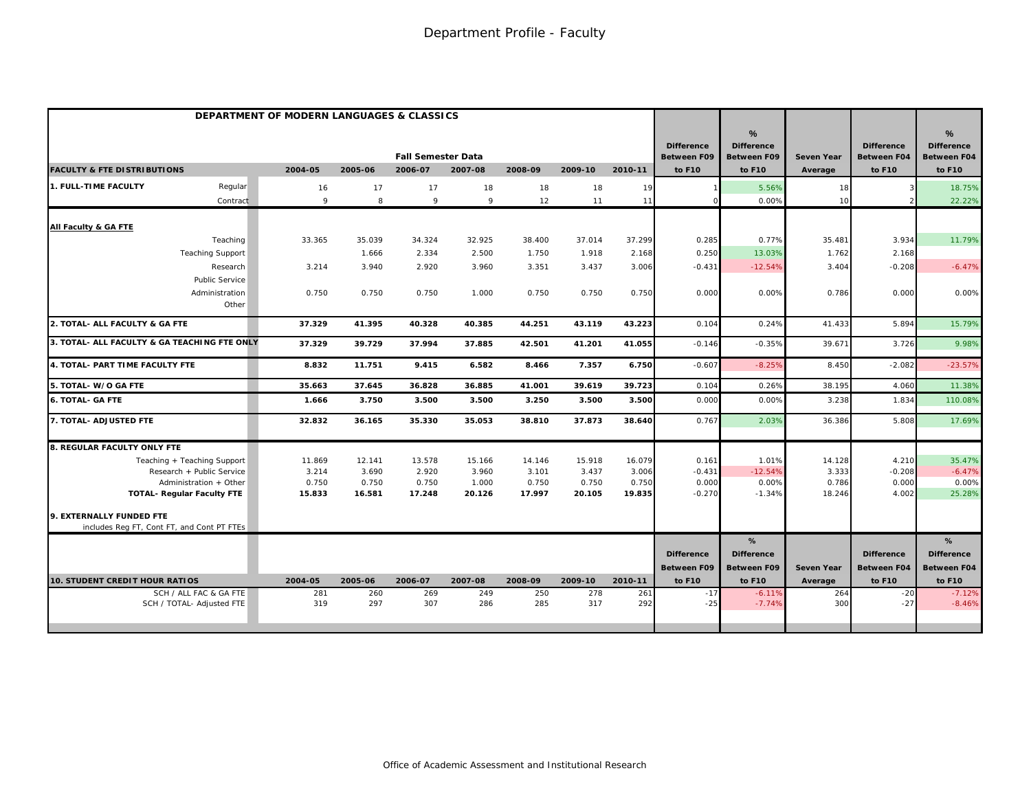# Department Profile - Faculty

| DEPARTMENT OF MODERN LANGUAGES & CLASSICS | | | | | | | | | | | | | |
|---|---|---|---|---|---|---|---|---|---|---|---|---|---|
| | | Fall Semester Data | | | | | | | Difference Between F09 | % Difference Between F09 | Seven Year | Difference Between F04 | % Difference Between F04 |
| **FACULTY & FTE DISTRIBUTIONS** | | 2004-05 | 2005-06 | 2006-07 | 2007-08 | 2008-09 | 2009-10 | 2010-11 | to F10 | to F10 | Average | to F10 | to F10 |
| **1. FULL-TIME FACULTY** | Regular | 16 | 17 | 17 | 18 | 18 | 18 | 19 | 1 | 5.56% | 18 | 3 | 18.75% |
| | Contract | 9 | 8 | 9 | 9 | 12 | 11 | 11 | 0 | 0.00% | 10 | 2 | 22.22% |
| **All Faculty & GA FTE** | | | | | | | | | | | | | |
| | Teaching | 33.365 | 35.039 | 34.324 | 32.925 | 38.400 | 37.014 | 37.299 | 0.285 | 0.77% | 35.481 | 3.934 | 11.79% |
| | Teaching Support | | 1.666 | 2.334 | 2.500 | 1.750 | 1.918 | 2.168 | 0.250 | 13.03% | 1.762 | 2.168 | |
| | Research | 3.214 | 3.940 | 2.920 | 3.960 | 3.351 | 3.437 | 3.006 | -0.431 | -12.54% | 3.404 | -0.208 | -6.47% |
| | Public Service | | | | | | | | | | | | |
| | Administration | 0.750 | 0.750 | 0.750 | 1.000 | 0.750 | 0.750 | 0.750 | 0.000 | 0.00% | 0.786 | 0.000 | 0.00% |
| | Other | | | | | | | | | | | | |
| **2. TOTAL- ALL FACULTY & GA FTE** | | **37.329** | **41.395** | **40.328** | **40.385** | **44.251** | **43.119** | **43.223** | 0.104 | 0.24% | 41.433 | 5.894 | 15.79% |
| **3. TOTAL- ALL FACULTY & GA TEACHING FTE ONLY** | | **37.329** | **39.729** | **37.994** | **37.885** | **42.501** | **41.201** | **41.055** | -0.146 | -0.35% | 39.671 | 3.726 | 9.98% |
| **4. TOTAL- PART TIME FACULTY FTE** | | **8.832** | **11.751** | **9.415** | **6.582** | **8.466** | **7.357** | **6.750** | -0.607 | -8.25% | 8.450 | -2.082 | -23.57% |
| **5. TOTAL- W/O GA FTE** | | **35.663** | **37.645** | **36.828** | **36.885** | **41.001** | **39.619** | **39.723** | 0.104 | 0.26% | 38.195 | 4.060 | 11.38% |
| **6. TOTAL- GA FTE** | | **1.666** | **3.750** | **3.500** | **3.500** | **3.250** | **3.500** | **3.500** | 0.000 | 0.00% | 3.238 | 1.834 | 110.08% |
| **7. TOTAL- ADJUSTED FTE** | | **32.832** | **36.165** | **35.330** | **35.053** | **38.810** | **37.873** | **38.640** | 0.767 | 2.03% | 36.386 | 5.808 | 17.69% |
| **8. REGULAR FACULTY ONLY FTE** | | | | | | | | | | | | | |
| | Teaching + Teaching Support | 11.869 | 12.141 | 13.578 | 15.166 | 14.146 | 15.918 | 16.079 | 0.161 | 1.01% | 14.128 | 4.210 | 35.47% |
| | Research + Public Service | 3.214 | 3.690 | 2.920 | 3.960 | 3.101 | 3.437 | 3.006 | -0.431 | -12.54% | 3.333 | -0.208 | -6.47% |
| | Administration + Other | 0.750 | 0.750 | 0.750 | 1.000 | 0.750 | 0.750 | 0.750 | 0.000 | 0.00% | 0.786 | 0.000 | 0.00% |
| | **TOTAL- Regular Faculty FTE** | **15.833** | **16.581** | **17.248** | **20.126** | **17.997** | **20.105** | **19.835** | -0.270 | -1.34% | 18.246 | 4.002 | 25.28% |
| **9. EXTERNALLY FUNDED FTE** includes Reg FT, Cont FT, and Cont PT FTEs | | | | | | | | | | | | | |
| | | | | | | | | | Difference Between F09 | % Difference Between F09 | Seven Year | Difference Between F04 | % Difference Between F04 |
| **10. STUDENT CREDIT HOUR RATIOS** | | 2004-05 | 2005-06 | 2006-07 | 2007-08 | 2008-09 | 2009-10 | 2010-11 | to F10 | to F10 | Average | to F10 | to F10 |
| | SCH / ALL FAC & GA FTE | 281 | 260 | 269 | 249 | 250 | 278 | 261 | -17 | -6.11% | 264 | -20 | -7.12% |
| | SCH / TOTAL- Adjusted FTE | 319 | 297 | 307 | 286 | 285 | 317 | 292 | -25 | -7.74% | 300 | -27 | -8.46% |

Office of Academic Assessment and Institutional Research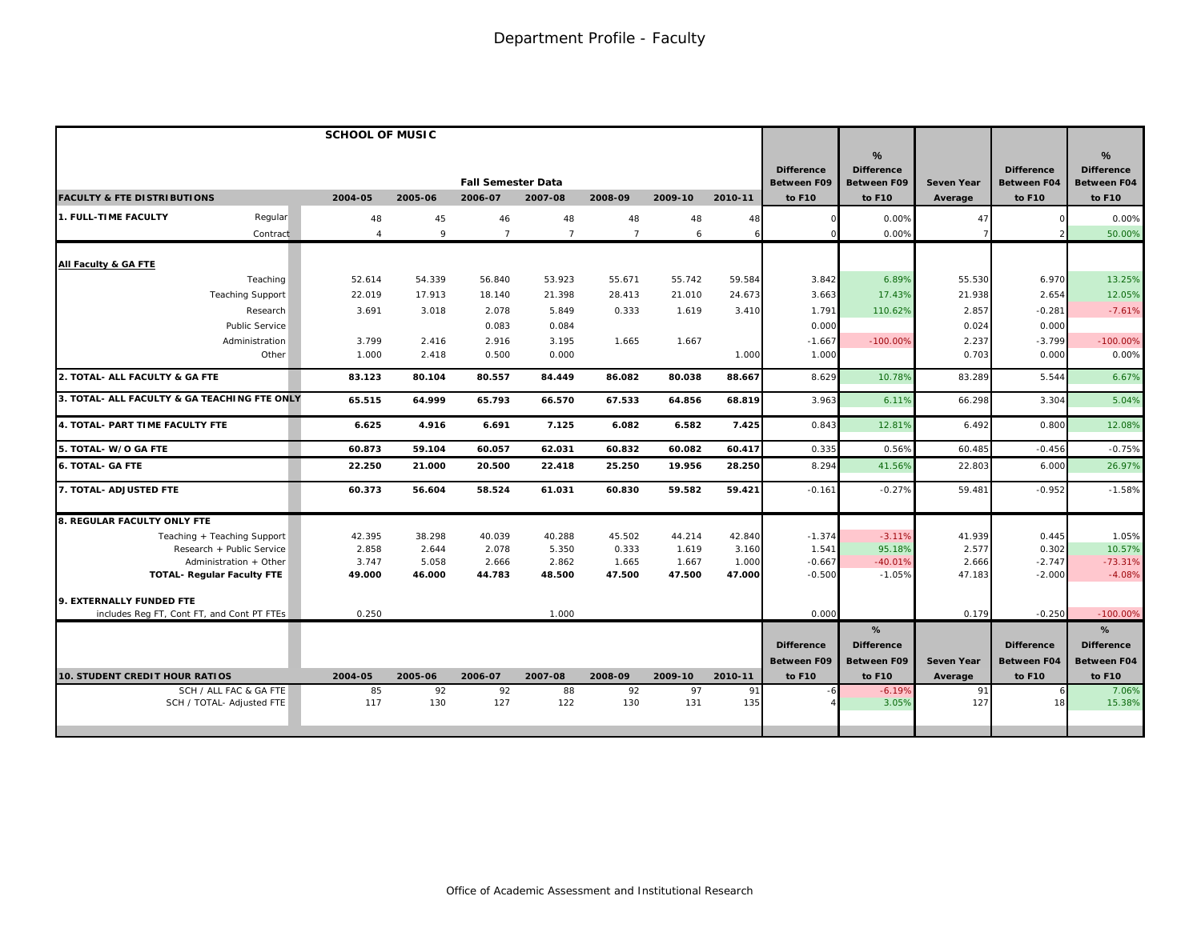# Department Profile - Faculty

| SCHOOL OF MUSIC | | | | | | | | | | | | |
|---|---|---|---|---|---|---|---|---|---|---|---|---|
| | Fall Semester Data | | | | | | | Difference Between F09 | % Difference Between F09 | Seven Year | Difference Between F04 | % Difference Between F04 |
| **FACULTY & FTE DISTRIBUTIONS** | 2004-05 | 2005-06 | 2006-07 | 2007-08 | 2008-09 | 2009-10 | 2010-11 | to F10 | to F10 | Average | to F10 | to F10 |
| **1. FULL-TIME FACULTY** Regular | 48 | 45 | 46 | 48 | 48 | 48 | 48 | 0 | 0.00% | 47 | 0 | 0.00% |
| Contract | 4 | 9 | 7 | 7 | 7 | 6 | 6 | 0 | 0.00% | 7 | 2 | 50.00% |
| **All Faculty & GA FTE** | | | | | | | | | | | | |
| Teaching | 52.614 | 54.339 | 56.840 | 53.923 | 55.671 | 55.742 | 59.584 | 3.842 | 6.89% | 55.530 | 6.970 | 13.25% |
| Teaching Support | 22.019 | 17.913 | 18.140 | 21.398 | 28.413 | 21.010 | 24.673 | 3.663 | 17.43% | 21.938 | 2.654 | 12.05% |
| Research | 3.691 | 3.018 | 2.078 | 5.849 | 0.333 | 1.619 | 3.410 | 1.791 | 110.62% | 2.857 | -0.281 | -7.61% |
| Public Service | | | 0.083 | 0.084 | | | | 0.000 | | 0.024 | 0.000 | |
| Administration | 3.799 | 2.416 | 2.916 | 3.195 | 1.665 | 1.667 | | -1.667 | -100.00% | 2.237 | -3.799 | -100.00% |
| Other | 1.000 | 2.418 | 0.500 | 0.000 | | | 1.000 | 1.000 | | 0.703 | 0.000 | 0.00% |
| **2. TOTAL- ALL FACULTY & GA FTE** | **83.123** | **80.104** | **80.557** | **84.449** | **86.082** | **80.038** | **88.667** | 8.629 | 10.78% | 83.289 | 5.544 | 6.67% |
| **3. TOTAL- ALL FACULTY & GA TEACHING FTE ONLY** | **65.515** | **64.999** | **65.793** | **66.570** | **67.533** | **64.856** | **68.819** | 3.963 | 6.11% | 66.298 | 3.304 | 5.04% |
| **4. TOTAL- PART TIME FACULTY FTE** | **6.625** | **4.916** | **6.691** | **7.125** | **6.082** | **6.582** | **7.425** | 0.843 | 12.81% | 6.492 | 0.800 | 12.08% |
| **5. TOTAL- W/O GA FTE** | **60.873** | **59.104** | **60.057** | **62.031** | **60.832** | **60.082** | **60.417** | 0.335 | 0.56% | 60.485 | -0.456 | -0.75% |
| **6. TOTAL- GA FTE** | **22.250** | **21.000** | **20.500** | **22.418** | **25.250** | **19.956** | **28.250** | 8.294 | 41.56% | 22.803 | 6.000 | 26.97% |
| **7. TOTAL- ADJUSTED FTE** | **60.373** | **56.604** | **58.524** | **61.031** | **60.830** | **59.582** | **59.421** | -0.161 | -0.27% | 59.481 | -0.952 | -1.58% |
| **8. REGULAR FACULTY ONLY FTE** | | | | | | | | | | | | |
| Teaching + Teaching Support | 42.395 | 38.298 | 40.039 | 40.288 | 45.502 | 44.214 | 42.840 | -1.374 | -3.11% | 41.939 | 0.445 | 1.05% |
| Research + Public Service | 2.858 | 2.644 | 2.078 | 5.350 | 0.333 | 1.619 | 3.160 | 1.541 | 95.18% | 2.577 | 0.302 | 10.57% |
| Administration + Other | 3.747 | 5.058 | 2.666 | 2.862 | 1.665 | 1.667 | 1.000 | -0.667 | -40.01% | 2.666 | -2.747 | -73.31% |
| **TOTAL- Regular Faculty FTE** | **49.000** | **46.000** | **44.783** | **48.500** | **47.500** | **47.500** | **47.000** | -0.500 | -1.05% | 47.183 | -2.000 | -4.08% |
| **9. EXTERNALLY FUNDED FTE** | | | | | | | | | | | | |
| includes Reg FT, Cont FT, and Cont PT FTEs | 0.250 | | | 1.000 | | | | 0.000 | | 0.179 | -0.250 | -100.00% |
| | | | | | | | | Difference Between F09 | % Difference Between F09 | Seven Year | Difference Between F04 | % Difference Between F04 |
| **10. STUDENT CREDIT HOUR RATIOS** | 2004-05 | 2005-06 | 2006-07 | 2007-08 | 2008-09 | 2009-10 | 2010-11 | to F10 | to F10 | Average | to F10 | to F10 |
| SCH / ALL FAC & GA FTE | 85 | 92 | 92 | 88 | 92 | 97 | 91 | -6 | -6.19% | 91 | 6 | 7.06% |
| SCH / TOTAL- Adjusted FTE | 117 | 130 | 127 | 122 | 130 | 131 | 135 | 4 | 3.05% | 127 | 18 | 15.38% |

Office of Academic Assessment and Institutional Research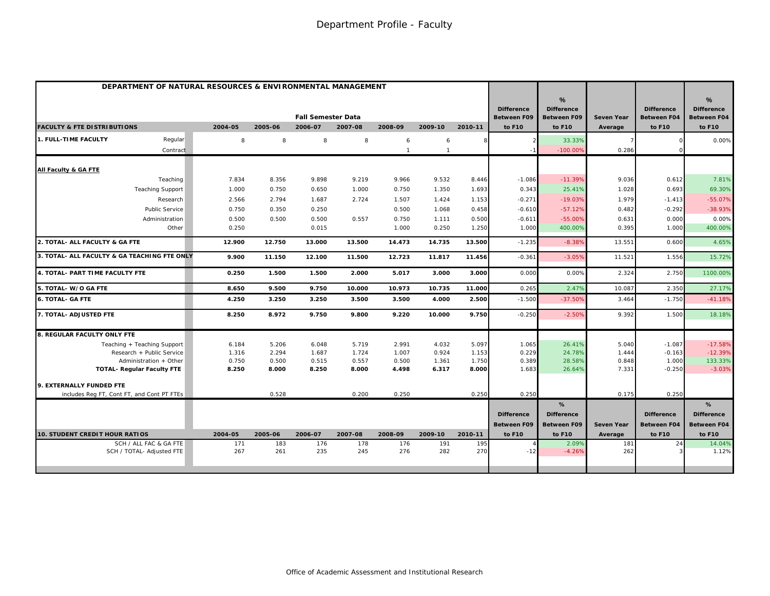# Department Profile - Faculty

| DEPARTMENT OF NATURAL RESOURCES & ENVIRONMENTAL MANAGEMENT | | | | | | | | | | | | | |
|---|---|---|---|---|---|---|---|---|---|---|---|---|---|
| | | Fall Semester Data | | | | | | Difference Between F09 | % Difference Between F09 | Seven Year | Difference Between F04 | % Difference Between F04 |
| **FACULTY & FTE DISTRIBUTIONS** | | **2004-05** | **2005-06** | **2006-07** | **2007-08** | **2008-09** | **2009-10** | **2010-11** | **to F10** | **to F10** | **Average** | **to F10** | **to F10** |
| **1. FULL-TIME FACULTY** | Regular | 8 | 8 | 8 | 8 | 6 | 6 | 8 | 2 | 33.33% | 7 | 0 | 0.00% |
| | Contract | | | | | 1 | 1 | | -1 | -100.00% | 0.286 | 0 | |
| **All Faculty & GA FTE** | | | | | | | | | | | | | |
| | Teaching | 7.834 | 8.356 | 9.898 | 9.219 | 9.966 | 9.532 | 8.446 | -1.086 | -11.39% | 9.036 | 0.612 | 7.81% |
| | Teaching Support | 1.000 | 0.750 | 0.650 | 1.000 | 0.750 | 1.350 | 1.693 | 0.343 | 25.41% | 1.028 | 0.693 | 69.30% |
| | Research | 2.566 | 2.794 | 1.687 | 2.724 | 1.507 | 1.424 | 1.153 | -0.271 | -19.03% | 1.979 | -1.413 | -55.07% |
| | Public Service | 0.750 | 0.350 | 0.250 | | 0.500 | 1.068 | 0.458 | -0.610 | -57.12% | 0.482 | -0.292 | -38.93% |
| | Administration | 0.500 | 0.500 | 0.500 | 0.557 | 0.750 | 1.111 | 0.500 | -0.611 | -55.00% | 0.631 | 0.000 | 0.00% |
| | Other | 0.250 | | 0.015 | | 1.000 | 0.250 | 1.250 | 1.000 | 400.00% | 0.395 | 1.000 | 400.00% |
| **2. TOTAL- ALL FACULTY & GA FTE** | | **12.900** | **12.750** | **13.000** | **13.500** | **14.473** | **14.735** | **13.500** | -1.235 | -8.38% | 13.551 | 0.600 | 4.65% |
| **3. TOTAL- ALL FACULTY & GA TEACHING FTE ONLY** | | **9.900** | **11.150** | **12.100** | **11.500** | **12.723** | **11.817** | **11.456** | -0.361 | -3.05% | 11.521 | 1.556 | 15.72% |
| **4. TOTAL- PART TIME FACULTY FTE** | | **0.250** | **1.500** | **1.500** | **2.000** | **5.017** | **3.000** | **3.000** | 0.000 | 0.00% | 2.324 | 2.750 | 1100.00% |
| **5. TOTAL- W/O GA FTE** | | **8.650** | **9.500** | **9.750** | **10.000** | **10.973** | **10.735** | **11.000** | 0.265 | 2.47% | 10.087 | 2.350 | 27.17% |
| **6. TOTAL- GA FTE** | | **4.250** | **3.250** | **3.250** | **3.500** | **3.500** | **4.000** | **2.500** | -1.500 | -37.50% | 3.464 | -1.750 | -41.18% |
| **7. TOTAL- ADJUSTED FTE** | | **8.250** | **8.972** | **9.750** | **9.800** | **9.220** | **10.000** | **9.750** | -0.250 | -2.50% | 9.392 | 1.500 | 18.18% |
| **8. REGULAR FACULTY ONLY FTE** | | | | | | | | | | | | | |
| | Teaching + Teaching Support | 6.184 | 5.206 | 6.048 | 5.719 | 2.991 | 4.032 | 5.097 | 1.065 | 26.41% | 5.040 | -1.087 | -17.58% |
| | Research + Public Service | 1.316 | 2.294 | 1.687 | 1.724 | 1.007 | 0.924 | 1.153 | 0.229 | 24.78% | 1.444 | -0.163 | -12.39% |
| | Administration + Other | 0.750 | 0.500 | 0.515 | 0.557 | 0.500 | 1.361 | 1.750 | 0.389 | 28.58% | 0.848 | 1.000 | 133.33% |
| | **TOTAL- Regular Faculty FTE** | **8.250** | **8.000** | **8.250** | **8.000** | **4.498** | **6.317** | **8.000** | 1.683 | 26.64% | 7.331 | -0.250 | -3.03% |
| **9. EXTERNALLY FUNDED FTE** | | | | | | | | | | | | | |
| includes Reg FT, Cont FT, and Cont PT FTEs | | | 0.528 | | 0.200 | 0.250 | | 0.250 | 0.250 | | 0.175 | 0.250 | |
| | | | | | | | | | Difference Between F09 | % Difference Between F09 | Seven Year | Difference Between F04 | % Difference Between F04 |
| **10. STUDENT CREDIT HOUR RATIOS** | | **2004-05** | **2005-06** | **2006-07** | **2007-08** | **2008-09** | **2009-10** | **2010-11** | **to F10** | **to F10** | **Average** | **to F10** | **to F10** |
| | SCH / ALL FAC & GA FTE | 171 | 183 | 176 | 178 | 176 | 191 | 195 | 4 | 2.09% | 181 | 24 | 14.04% |
| | SCH / TOTAL- Adjusted FTE | 267 | 261 | 235 | 245 | 276 | 282 | 270 | -12 | -4.26% | 262 | 3 | 1.12% |

Office of Academic Assessment and Institutional Research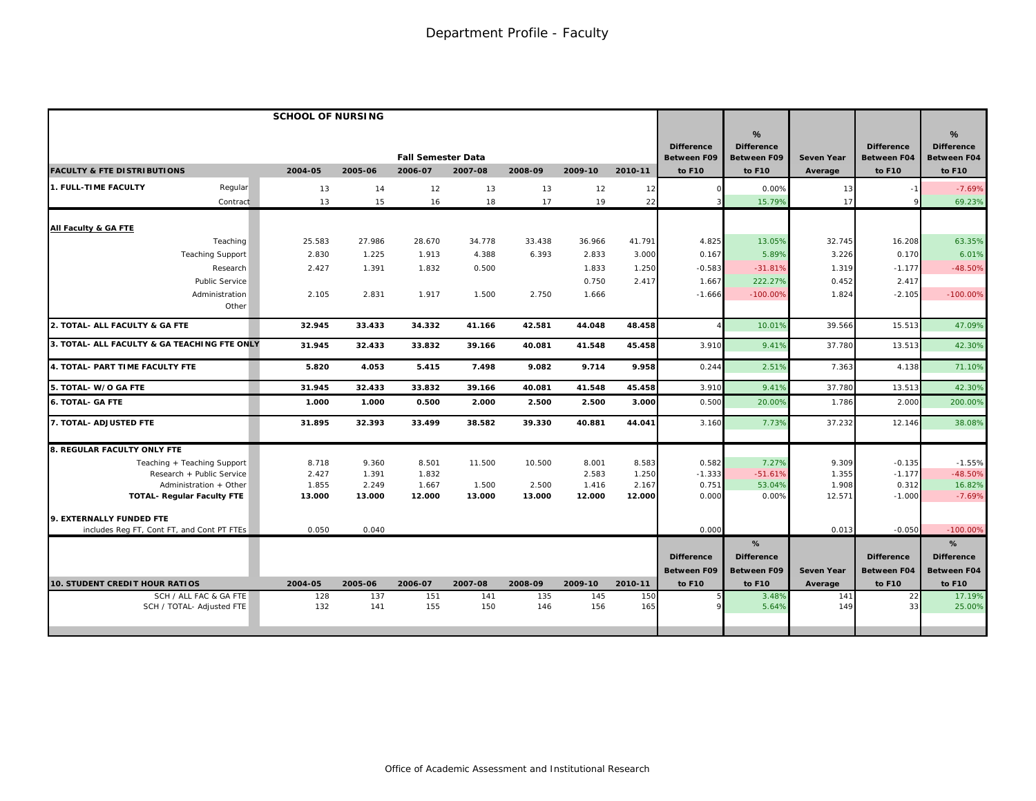# Department Profile - Faculty

## SCHOOL OF NURSING

| FACULTY & FTE DISTRIBUTIONS | | 2004-05 | 2005-06 | 2006-07 | 2007-08 | 2008-09 | 2009-10 | 2010-11 | Difference Between F09 to F10 | % Difference Between F09 to F10 | Seven Year Average | Difference Between F04 to F10 | % Difference Between F04 to F10 |
|---|---|---|---|---|---|---|---|---|---|---|---|---|---|
| | | Fall Semester Data | | | | | | | | | | | |
| **1. FULL-TIME FACULTY** | Regular | 13 | 14 | 12 | 13 | 13 | 12 | 12 | 0 | 0.00% | 13 | -1 | -7.69% |
| | Contract | 13 | 15 | 16 | 18 | 17 | 19 | 22 | 3 | 15.79% | 17 | 9 | 69.23% |
| **All Faculty & GA FTE** | | | | | | | | | | | | | |
| | Teaching | 25.583 | 27.986 | 28.670 | 34.778 | 33.438 | 36.966 | 41.791 | 4.825 | 13.05% | 32.745 | 16.208 | 63.35% |
| | Teaching Support | 2.830 | 1.225 | 1.913 | 4.388 | 6.393 | 2.833 | 3.000 | 0.167 | 5.89% | 3.226 | 0.170 | 6.01% |
| | Research | 2.427 | 1.391 | 1.832 | 0.500 | | 1.833 | 1.250 | -0.583 | -31.81% | 1.319 | -1.177 | -48.50% |
| | Public Service | | | | | | 0.750 | 2.417 | 1.667 | 222.27% | 0.452 | 2.417 | |
| | Administration | 2.105 | 2.831 | 1.917 | 1.500 | 2.750 | 1.666 | | -1.666 | -100.00% | 1.824 | -2.105 | -100.00% |
| | Other | | | | | | | | | | | | |
| **2. TOTAL- ALL FACULTY & GA FTE** | | **32.945** | **33.433** | **34.332** | **41.166** | **42.581** | **44.048** | **48.458** | 4 | 10.01% | 39.566 | 15.513 | 47.09% |
| **3. TOTAL- ALL FACULTY & GA TEACHING FTE ONLY** | | **31.945** | **32.433** | **33.832** | **39.166** | **40.081** | **41.548** | **45.458** | 3.910 | 9.41% | 37.780 | 13.513 | 42.30% |
| **4. TOTAL- PART TIME FACULTY FTE** | | **5.820** | **4.053** | **5.415** | **7.498** | **9.082** | **9.714** | **9.958** | 0.244 | 2.51% | 7.363 | 4.138 | 71.10% |
| **5. TOTAL- W/O GA FTE** | | **31.945** | **32.433** | **33.832** | **39.166** | **40.081** | **41.548** | **45.458** | 3.910 | 9.41% | 37.780 | 13.513 | 42.30% |
| **6. TOTAL- GA FTE** | | **1.000** | **1.000** | **0.500** | **2.000** | **2.500** | **2.500** | **3.000** | 0.500 | 20.00% | 1.786 | 2.000 | 200.00% |
| **7. TOTAL- ADJUSTED FTE** | | **31.895** | **32.393** | **33.499** | **38.582** | **39.330** | **40.881** | **44.041** | 3.160 | 7.73% | 37.232 | 12.146 | 38.08% |
| **8. REGULAR FACULTY ONLY FTE** | | | | | | | | | | | | | |
| | Teaching + Teaching Support | 8.718 | 9.360 | 8.501 | 11.500 | 10.500 | 8.001 | 8.583 | 0.582 | 7.27% | 9.309 | -0.135 | -1.55% |
| | Research + Public Service | 2.427 | 1.391 | 1.832 | | | 2.583 | 1.250 | -1.333 | -51.61% | 1.355 | -1.177 | -48.50% |
| | Administration + Other | 1.855 | 2.249 | 1.667 | 1.500 | 2.500 | 1.416 | 2.167 | 0.751 | 53.04% | 1.908 | 0.312 | 16.82% |
| | **TOTAL- Regular Faculty FTE** | **13.000** | **13.000** | **12.000** | **13.000** | **13.000** | **12.000** | **12.000** | 0.000 | 0.00% | 12.571 | -1.000 | -7.69% |
| **9. EXTERNALLY FUNDED FTE** | | | | | | | | | | | | | |
| includes Reg FT, Cont FT, and Cont PT FTEs | | 0.050 | 0.040 | | | | | | 0.000 | | 0.013 | -0.050 | -100.00% |

| 10. STUDENT CREDIT HOUR RATIOS | 2004-05 | 2005-06 | 2006-07 | 2007-08 | 2008-09 | 2009-10 | 2010-11 | Difference Between F09 to F10 | % Difference Between F09 to F10 | Seven Year Average | Difference Between F04 to F10 | % Difference Between F04 to F10 |
|---|---|---|---|---|---|---|---|---|---|---|---|---|
| SCH / ALL FAC & GA FTE | 128 | 137 | 151 | 141 | 135 | 145 | 150 | 5 | 3.48% | 141 | 22 | 17.19% |
| SCH / TOTAL- Adjusted FTE | 132 | 141 | 155 | 150 | 146 | 156 | 165 | 9 | 5.64% | 149 | 33 | 25.00% |

Office of Academic Assessment and Institutional Research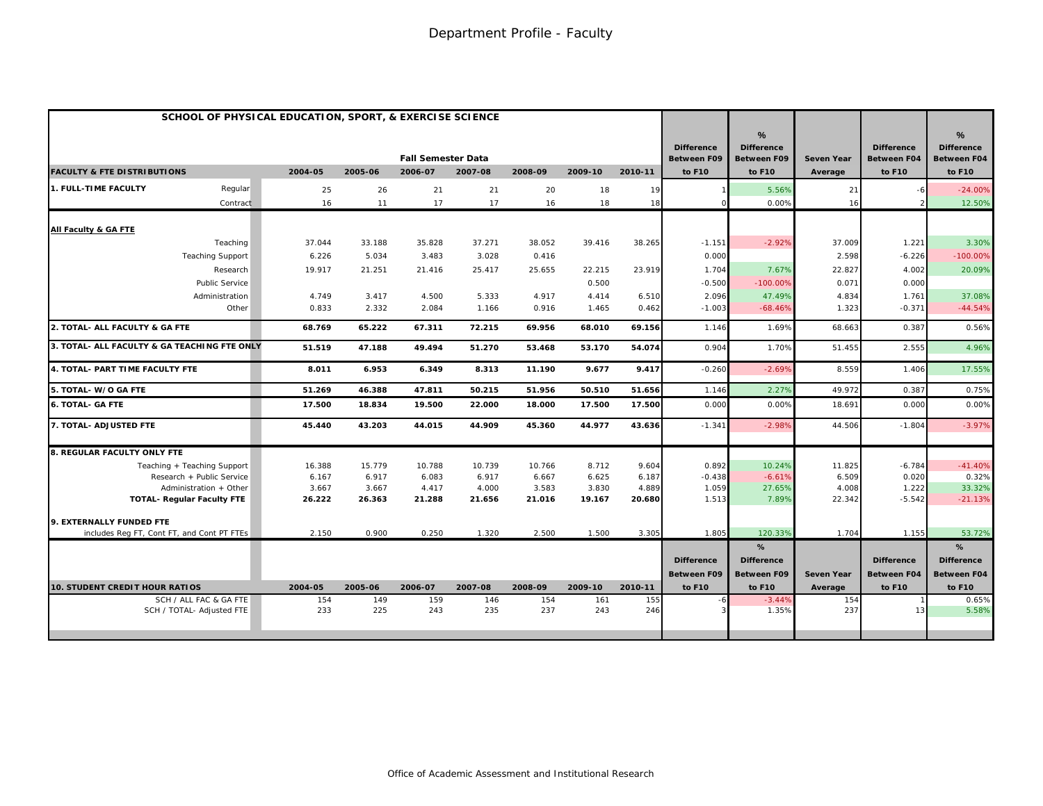# Department Profile - Faculty

| SCHOOL OF PHYSICAL EDUCATION, SPORT, & EXERCISE SCIENCE | | Fall Semester Data | | | | | | | Difference Between F09 to F10 | % Difference Between F09 to F10 | Seven Year Average | Difference Between F04 to F10 | % Difference Between F04 to F10 |
|---|---|---|---|---|---|---|---|---|---|---|---|---|---|
| **FACULTY & FTE DISTRIBUTIONS** | | **2004-05** | **2005-06** | **2006-07** | **2007-08** | **2008-09** | **2009-10** | **2010-11** | | | | | |
| **1. FULL-TIME FACULTY** | Regular | 25 | 26 | 21 | 21 | 20 | 18 | 19 | 1 | 5.56% | 21 | -6 | -24.00% |
| | Contract | 16 | 11 | 17 | 17 | 16 | 18 | 18 | 0 | 0.00% | 16 | 2 | 12.50% |
| **All Faculty & GA FTE** | | | | | | | | | | | | | |
| | Teaching | 37.044 | 33.188 | 35.828 | 37.271 | 38.052 | 39.416 | 38.265 | -1.151 | -2.92% | 37.009 | 1.221 | 3.30% |
| | Teaching Support | 6.226 | 5.034 | 3.483 | 3.028 | 0.416 | | | 0.000 | | 2.598 | -6.226 | -100.00% |
| | Research | 19.917 | 21.251 | 21.416 | 25.417 | 25.655 | 22.215 | 23.919 | 1.704 | 7.67% | 22.827 | 4.002 | 20.09% |
| | Public Service | | | | | | 0.500 | | -0.500 | -100.00% | 0.071 | 0.000 | |
| | Administration | 4.749 | 3.417 | 4.500 | 5.333 | 4.917 | 4.414 | 6.510 | 2.096 | 47.49% | 4.834 | 1.761 | 37.08% |
| | Other | 0.833 | 2.332 | 2.084 | 1.166 | 0.916 | 1.465 | 0.462 | -1.003 | -68.46% | 1.323 | -0.371 | -44.54% |
| **2. TOTAL- ALL FACULTY & GA FTE** | | **68.769** | **65.222** | **67.311** | **72.215** | **69.956** | **68.010** | **69.156** | 1.146 | 1.69% | 68.663 | 0.387 | 0.56% |
| **3. TOTAL- ALL FACULTY & GA TEACHING FTE ONLY** | | **51.519** | **47.188** | **49.494** | **51.270** | **53.468** | **53.170** | **54.074** | 0.904 | 1.70% | 51.455 | 2.555 | 4.96% |
| **4. TOTAL- PART TIME FACULTY FTE** | | **8.011** | **6.953** | **6.349** | **8.313** | **11.190** | **9.677** | **9.417** | -0.260 | -2.69% | 8.559 | 1.406 | 17.55% |
| **5. TOTAL- W/O GA FTE** | | **51.269** | **46.388** | **47.811** | **50.215** | **51.956** | **50.510** | **51.656** | 1.146 | 2.27% | 49.972 | 0.387 | 0.75% |
| **6. TOTAL- GA FTE** | | **17.500** | **18.834** | **19.500** | **22.000** | **18.000** | **17.500** | **17.500** | 0.000 | 0.00% | 18.691 | 0.000 | 0.00% |
| **7. TOTAL- ADJUSTED FTE** | | **45.440** | **43.203** | **44.015** | **44.909** | **45.360** | **44.977** | **43.636** | -1.341 | -2.98% | 44.506 | -1.804 | -3.97% |
| **8. REGULAR FACULTY ONLY FTE** | | | | | | | | | | | | | |
| | Teaching + Teaching Support | 16.388 | 15.779 | 10.788 | 10.739 | 10.766 | 8.712 | 9.604 | 0.892 | 10.24% | 11.825 | -6.784 | -41.40% |
| | Research + Public Service | 6.167 | 6.917 | 6.083 | 6.917 | 6.667 | 6.625 | 6.187 | -0.438 | -6.61% | 6.509 | 0.020 | 0.32% |
| | Administration + Other | 3.667 | 3.667 | 4.417 | 4.000 | 3.583 | 3.830 | 4.889 | 1.059 | 27.65% | 4.008 | 1.222 | 33.32% |
| | **TOTAL- Regular Faculty FTE** | **26.222** | **26.363** | **21.288** | **21.656** | **21.016** | **19.167** | **20.680** | 1.513 | 7.89% | 22.342 | -5.542 | -21.13% |
| **9. EXTERNALLY FUNDED FTE** | | | | | | | | | | | | | |
| includes Reg FT, Cont FT, and Cont PT FTEs | | 2.150 | 0.900 | 0.250 | 1.320 | 2.500 | 1.500 | 3.305 | 1.805 | 120.33% | 1.704 | 1.155 | 53.72% |

| **10. STUDENT CREDIT HOUR RATIOS** | 2004-05 | 2005-06 | 2006-07 | 2007-08 | 2008-09 | 2009-10 | 2010-11 | Difference Between F09 to F10 | % Difference Between F09 to F10 | Seven Year Average | Difference Between F04 to F10 | % Difference Between F04 to F10 |
|---|---|---|---|---|---|---|---|---|---|---|---|---|
| SCH / ALL FAC & GA FTE | 154 | 149 | 159 | 146 | 154 | 161 | 155 | -6 | -3.44% | 154 | 1 | 0.65% |
| SCH / TOTAL- Adjusted FTE | 233 | 225 | 243 | 235 | 237 | 243 | 246 | 3 | 1.35% | 237 | 13 | 5.58% |

Office of Academic Assessment and Institutional Research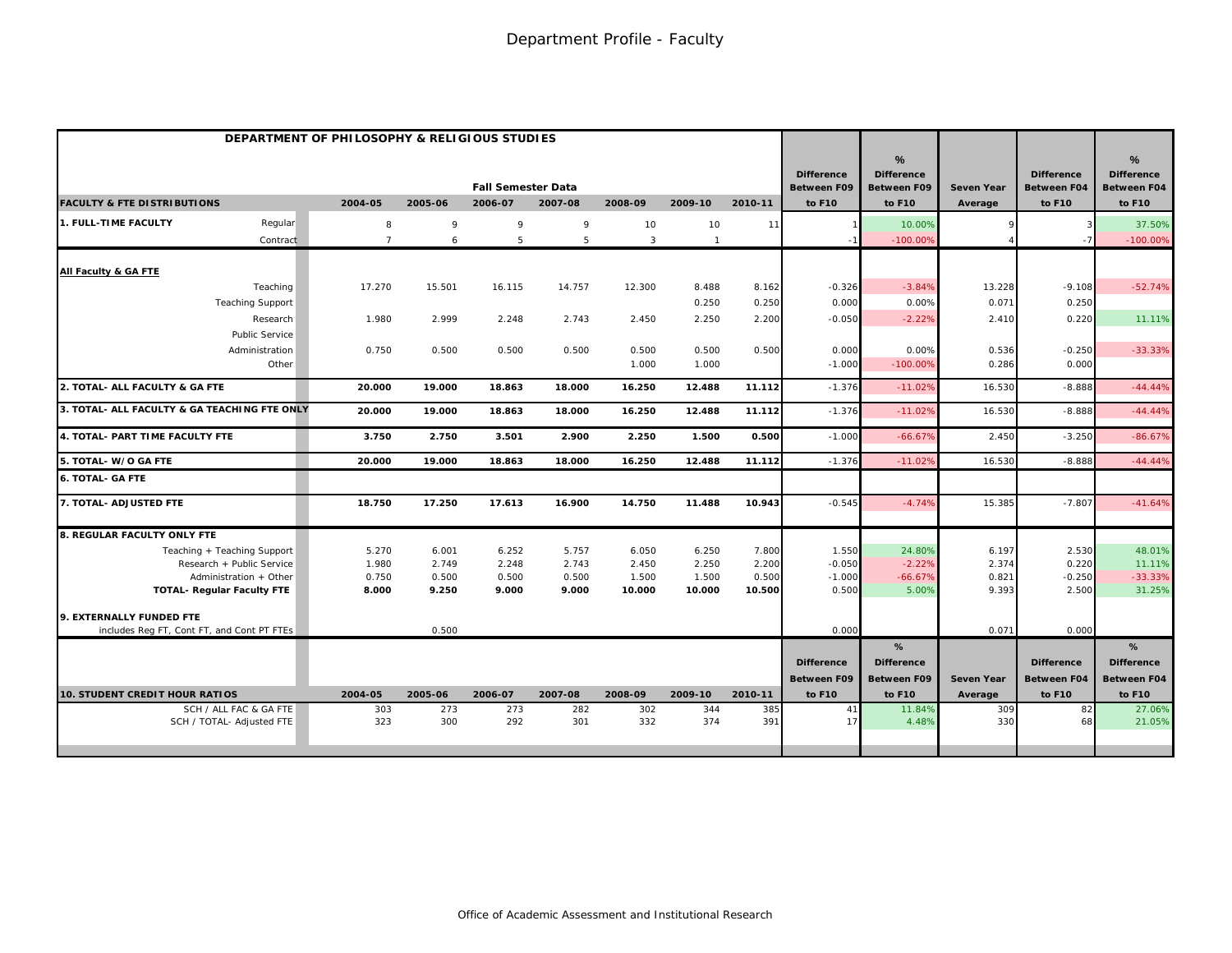# Department Profile - Faculty

| DEPARTMENT OF PHILOSOPHY & RELIGIOUS STUDIES | | | | | | | | | | | | | | |
|---|---|---|---|---|---|---|---|---|---|---|---|---|---|---|
| | | Fall Semester Data | | | | | | | Difference Between F09 | % Difference Between F09 | Seven Year | Difference Between F04 | % Difference Between F04 |
| **FACULTY & FTE DISTRIBUTIONS** | | 2004-05 | 2005-06 | 2006-07 | 2007-08 | 2008-09 | 2009-10 | 2010-11 | to F10 | to F10 | Average | to F10 | to F10 |
| **1. FULL-TIME FACULTY** | Regular | 8 | 9 | 9 | 9 | 10 | 10 | 11 | 1 | 10.00% | 9 | 3 | 37.50% |
| | Contract | 7 | 6 | 5 | 5 | 3 | 1 | | -1 | -100.00% | 4 | -7 | -100.00% |
| **All Faculty & GA FTE** | | | | | | | | | | | | | |
| | Teaching | 17.270 | 15.501 | 16.115 | 14.757 | 12.300 | 8.488 | 8.162 | -0.326 | -3.84% | 13.228 | -9.108 | -52.74% |
| | Teaching Support | | | | | | 0.250 | 0.250 | 0.000 | 0.00% | 0.071 | 0.250 | |
| | Research | 1.980 | 2.999 | 2.248 | 2.743 | 2.450 | 2.250 | 2.200 | -0.050 | -2.22% | 2.410 | 0.220 | 11.11% |
| | Public Service | | | | | | | | | | | | |
| | Administration | 0.750 | 0.500 | 0.500 | 0.500 | 0.500 | 0.500 | 0.500 | 0.000 | 0.00% | 0.536 | -0.250 | -33.33% |
| | Other | | | | | 1.000 | 1.000 | | -1.000 | -100.00% | 0.286 | 0.000 | |
| **2. TOTAL- ALL FACULTY & GA FTE** | | **20.000** | **19.000** | **18.863** | **18.000** | **16.250** | **12.488** | **11.112** | -1.376 | -11.02% | 16.530 | -8.888 | -44.44% |
| **3. TOTAL- ALL FACULTY & GA TEACHING FTE ONLY** | | **20.000** | **19.000** | **18.863** | **18.000** | **16.250** | **12.488** | **11.112** | -1.376 | -11.02% | 16.530 | -8.888 | -44.44% |
| **4. TOTAL- PART TIME FACULTY FTE** | | **3.750** | **2.750** | **3.501** | **2.900** | **2.250** | **1.500** | **0.500** | -1.000 | -66.67% | 2.450 | -3.250 | -86.67% |
| **5. TOTAL- W/O GA FTE** | | **20.000** | **19.000** | **18.863** | **18.000** | **16.250** | **12.488** | **11.112** | -1.376 | -11.02% | 16.530 | -8.888 | -44.44% |
| **6. TOTAL- GA FTE** | | | | | | | | | | | | | |
| **7. TOTAL- ADJUSTED FTE** | | **18.750** | **17.250** | **17.613** | **16.900** | **14.750** | **11.488** | **10.943** | -0.545 | -4.74% | 15.385 | -7.807 | -41.64% |
| **8. REGULAR FACULTY ONLY FTE** | | | | | | | | | | | | | |
| | Teaching + Teaching Support | 5.270 | 6.001 | 6.252 | 5.757 | 6.050 | 6.250 | 7.800 | 1.550 | 24.80% | 6.197 | 2.530 | 48.01% |
| | Research + Public Service | 1.980 | 2.749 | 2.248 | 2.743 | 2.450 | 2.250 | 2.200 | -0.050 | -2.22% | 2.374 | 0.220 | 11.11% |
| | Administration + Other | 0.750 | 0.500 | 0.500 | 0.500 | 1.500 | 1.500 | 0.500 | -1.000 | -66.67% | 0.821 | -0.250 | -33.33% |
| | **TOTAL- Regular Faculty FTE** | **8.000** | **9.250** | **9.000** | **9.000** | **10.000** | **10.000** | **10.500** | 0.500 | 5.00% | 9.393 | 2.500 | 31.25% |
| **9. EXTERNALLY FUNDED FTE** | | | | | | | | | | | | | |
| includes Reg FT, Cont FT, and Cont PT FTEs | | | 0.500 | | | | | | 0.000 | | 0.071 | 0.000 | |
| | | | | | | | | | Difference Between F09 | % Difference Between F09 | Seven Year | Difference Between F04 | % Difference Between F04 |
| **10. STUDENT CREDIT HOUR RATIOS** | | 2004-05 | 2005-06 | 2006-07 | 2007-08 | 2008-09 | 2009-10 | 2010-11 | to F10 | to F10 | Average | to F10 | to F10 |
| | SCH / ALL FAC & GA FTE | 303 | 273 | 273 | 282 | 302 | 344 | 385 | 41 | 11.84% | 309 | 82 | 27.06% |
| | SCH / TOTAL- Adjusted FTE | 323 | 300 | 292 | 301 | 332 | 374 | 391 | 17 | 4.48% | 330 | 68 | 21.05% |

Office of Academic Assessment and Institutional Research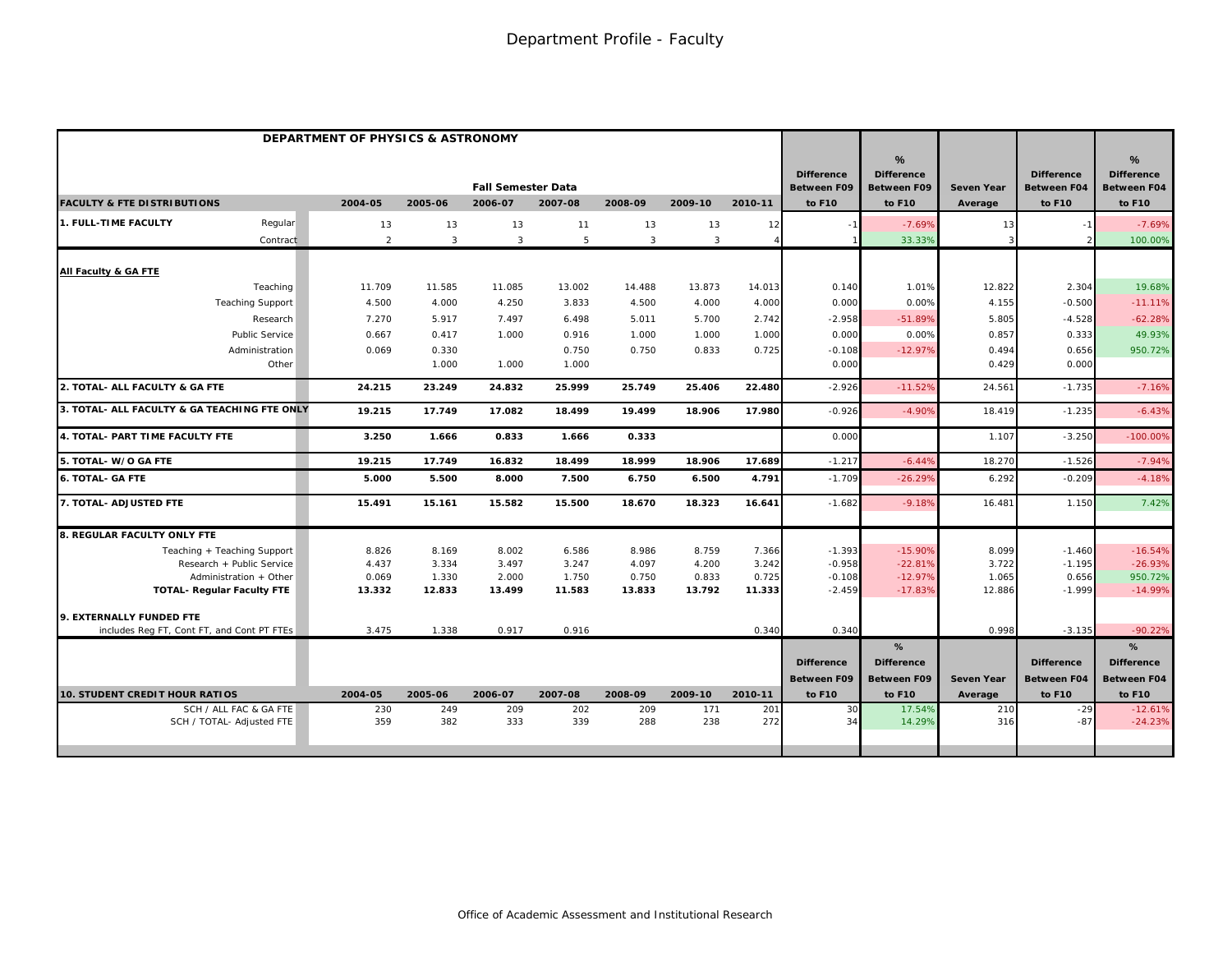# Department Profile - Faculty

## DEPARTMENT OF PHYSICS & ASTRONOMY

| FACULTY & FTE DISTRIBUTIONS | | Fall Semester Data | | | | | | | Difference Between F09 to F10 | % Difference Between F09 to F10 | Seven Year Average | Difference Between F04 to F10 | % Difference Between F04 to F10 |
|---|---|---|---|---|---|---|---|---|---|---|---|---|---|
| | | 2004-05 | 2005-06 | 2006-07 | 2007-08 | 2008-09 | 2009-10 | 2010-11 | | | | | |
| **1. FULL-TIME FACULTY** | Regular | 13 | 13 | 13 | 11 | 13 | 13 | 12 | -1 | -7.69% | 13 | -1 | -7.69% |
| | Contract | 2 | 3 | 3 | 5 | 3 | 3 | 4 | 1 | 33.33% | 3 | 2 | 100.00% |
| **All Faculty & GA FTE** | | | | | | | | | | | | | |
| | Teaching | 11.709 | 11.585 | 11.085 | 13.002 | 14.488 | 13.873 | 14.013 | 0.140 | 1.01% | 12.822 | 2.304 | 19.68% |
| | Teaching Support | 4.500 | 4.000 | 4.250 | 3.833 | 4.500 | 4.000 | 4.000 | 0.000 | 0.00% | 4.155 | -0.500 | -11.11% |
| | Research | 7.270 | 5.917 | 7.497 | 6.498 | 5.011 | 5.700 | 2.742 | -2.958 | -51.89% | 5.805 | -4.528 | -62.28% |
| | Public Service | 0.667 | 0.417 | 1.000 | 0.916 | 1.000 | 1.000 | 1.000 | 0.000 | 0.00% | 0.857 | 0.333 | 49.93% |
| | Administration | 0.069 | 0.330 | | 0.750 | 0.750 | 0.833 | 0.725 | -0.108 | -12.97% | 0.494 | 0.656 | 950.72% |
| | Other | | 1.000 | 1.000 | 1.000 | | | | 0.000 | | 0.429 | 0.000 | |
| **2. TOTAL- ALL FACULTY & GA FTE** | | **24.215** | **23.249** | **24.832** | **25.999** | **25.749** | **25.406** | **22.480** | -2.926 | -11.52% | 24.561 | -1.735 | -7.16% |
| **3. TOTAL- ALL FACULTY & GA TEACHING FTE ONLY** | | **19.215** | **17.749** | **17.082** | **18.499** | **19.499** | **18.906** | **17.980** | -0.926 | -4.90% | 18.419 | -1.235 | -6.43% |
| **4. TOTAL- PART TIME FACULTY FTE** | | **3.250** | **1.666** | **0.833** | **1.666** | **0.333** | | | 0.000 | | 1.107 | -3.250 | -100.00% |
| **5. TOTAL- W/O GA FTE** | | **19.215** | **17.749** | **16.832** | **18.499** | **18.999** | **18.906** | **17.689** | -1.217 | -6.44% | 18.270 | -1.526 | -7.94% |
| **6. TOTAL- GA FTE** | | **5.000** | **5.500** | **8.000** | **7.500** | **6.750** | **6.500** | **4.791** | -1.709 | -26.29% | 6.292 | -0.209 | -4.18% |
| **7. TOTAL- ADJUSTED FTE** | | **15.491** | **15.161** | **15.582** | **15.500** | **18.670** | **18.323** | **16.641** | -1.682 | -9.18% | 16.481 | 1.150 | 7.42% |
| **8. REGULAR FACULTY ONLY FTE** | | | | | | | | | | | | | |
| | Teaching + Teaching Support | 8.826 | 8.169 | 8.002 | 6.586 | 8.986 | 8.759 | 7.366 | -1.393 | -15.90% | 8.099 | -1.460 | -16.54% |
| | Research + Public Service | 4.437 | 3.334 | 3.497 | 3.247 | 4.097 | 4.200 | 3.242 | -0.958 | -22.81% | 3.722 | -1.195 | -26.93% |
| | Administration + Other | 0.069 | 1.330 | 2.000 | 1.750 | 0.750 | 0.833 | 0.725 | -0.108 | -12.97% | 1.065 | 0.656 | 950.72% |
| | **TOTAL- Regular Faculty FTE** | **13.332** | **12.833** | **13.499** | **11.583** | **13.833** | **13.792** | **11.333** | -2.459 | -17.83% | 12.886 | -1.999 | -14.99% |
| **9. EXTERNALLY FUNDED FTE** | | | | | | | | | | | | | |
| includes Reg FT, Cont FT, and Cont PT FTEs | | 3.475 | 1.338 | 0.917 | 0.916 | | | 0.340 | 0.340 | | 0.998 | -3.135 | -90.22% |

| 10. STUDENT CREDIT HOUR RATIOS | 2004-05 | 2005-06 | 2006-07 | 2007-08 | 2008-09 | 2009-10 | 2010-11 | Difference Between F09 to F10 | % Difference Between F09 to F10 | Seven Year Average | Difference Between F04 to F10 | % Difference Between F04 to F10 |
|---|---|---|---|---|---|---|---|---|---|---|---|---|
| SCH / ALL FAC & GA FTE | 230 | 249 | 209 | 202 | 209 | 171 | 201 | 30 | 17.54% | 210 | -29 | -12.61% |
| SCH / TOTAL- Adjusted FTE | 359 | 382 | 333 | 339 | 288 | 238 | 272 | 34 | 14.29% | 316 | -87 | -24.23% |

Office of Academic Assessment and Institutional Research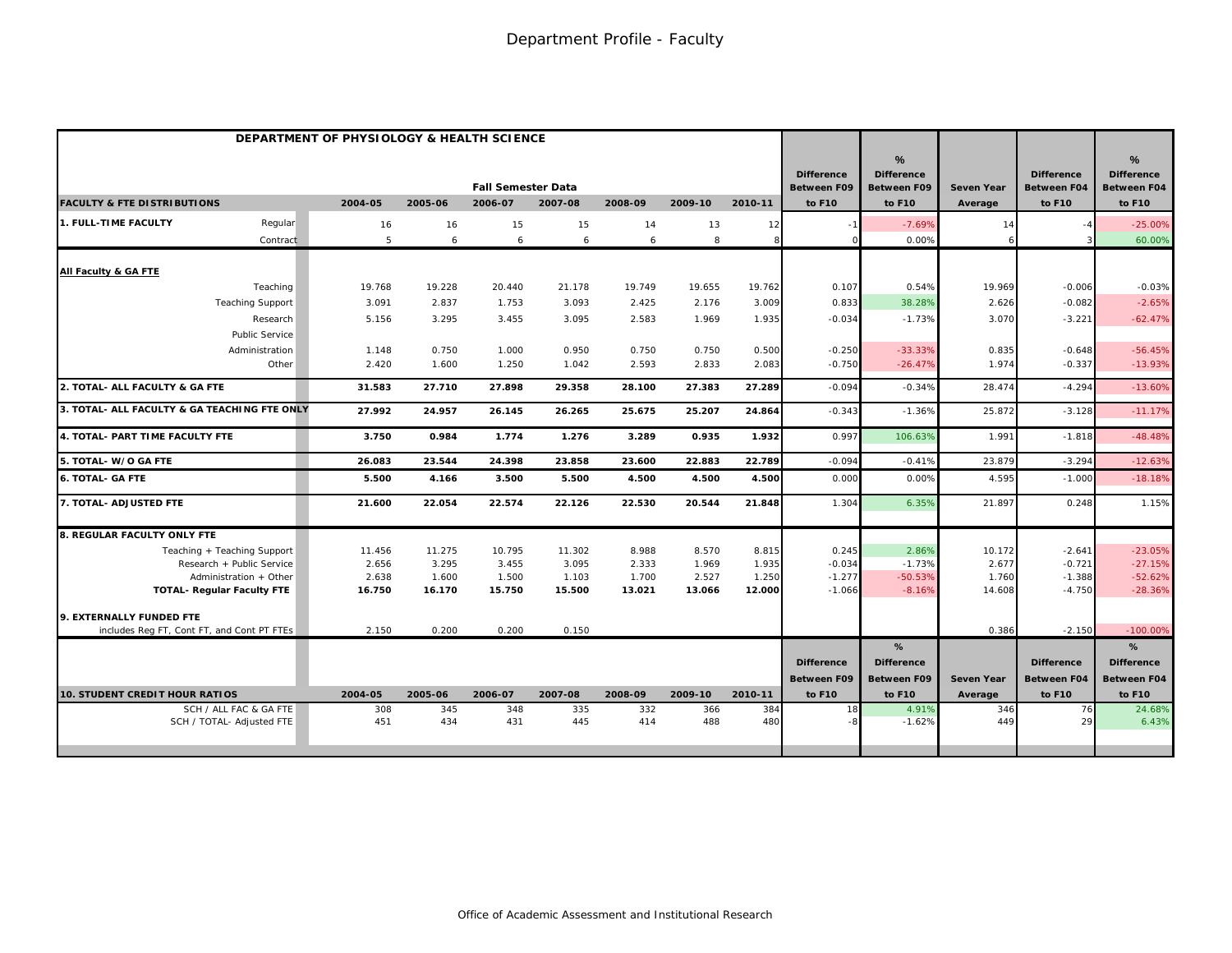# Department Profile - Faculty

| DEPARTMENT OF PHYSIOLOGY & HEALTH SCIENCE | | | | | | | | | | | | | |
|---|---|---|---|---|---|---|---|---|---|---|---|---|---|
| | | | Fall Semester Data | | | | | Difference Between F09 | % Difference Between F09 | Seven Year | Difference Between F04 | % Difference Between F04 |
| **FACULTY & FTE DISTRIBUTIONS** | **2004-05** | **2005-06** | **2006-07** | **2007-08** | **2008-09** | **2009-10** | **2010-11** | **to F10** | **to F10** | **Average** | **to F10** | **to F10** |
| **1. FULL-TIME FACULTY** Regular | 16 | 16 | 15 | 15 | 14 | 13 | 12 | -1 | -7.69% | 14 | -4 | -25.00% |
| Contract | 5 | 6 | 6 | 6 | 6 | 8 | 8 | 0 | 0.00% | 6 | 3 | 60.00% |
| **All Faculty & GA FTE** | | | | | | | | | | | | |
| Teaching | 19.768 | 19.228 | 20.440 | 21.178 | 19.749 | 19.655 | 19.762 | 0.107 | 0.54% | 19.969 | -0.006 | -0.03% |
| Teaching Support | 3.091 | 2.837 | 1.753 | 3.093 | 2.425 | 2.176 | 3.009 | 0.833 | 38.28% | 2.626 | -0.082 | -2.65% |
| Research | 5.156 | 3.295 | 3.455 | 3.095 | 2.583 | 1.969 | 1.935 | -0.034 | -1.73% | 3.070 | -3.221 | -62.47% |
| Public Service | | | | | | | | | | | | |
| Administration | 1.148 | 0.750 | 1.000 | 0.950 | 0.750 | 0.750 | 0.500 | -0.250 | -33.33% | 0.835 | -0.648 | -56.45% |
| Other | 2.420 | 1.600 | 1.250 | 1.042 | 2.593 | 2.833 | 2.083 | -0.750 | -26.47% | 1.974 | -0.337 | -13.93% |
| **2. TOTAL- ALL FACULTY & GA FTE** | **31.583** | **27.710** | **27.898** | **29.358** | **28.100** | **27.383** | **27.289** | -0.094 | -0.34% | 28.474 | -4.294 | -13.60% |
| **3. TOTAL- ALL FACULTY & GA TEACHING FTE ONLY** | **27.992** | **24.957** | **26.145** | **26.265** | **25.675** | **25.207** | **24.864** | -0.343 | -1.36% | 25.872 | -3.128 | -11.17% |
| **4. TOTAL- PART TIME FACULTY FTE** | **3.750** | **0.984** | **1.774** | **1.276** | **3.289** | **0.935** | **1.932** | 0.997 | 106.63% | 1.991 | -1.818 | -48.48% |
| **5. TOTAL- W/O GA FTE** | **26.083** | **23.544** | **24.398** | **23.858** | **23.600** | **22.883** | **22.789** | -0.094 | -0.41% | 23.879 | -3.294 | -12.63% |
| **6. TOTAL- GA FTE** | **5.500** | **4.166** | **3.500** | **5.500** | **4.500** | **4.500** | **4.500** | 0.000 | 0.00% | 4.595 | -1.000 | -18.18% |
| **7. TOTAL- ADJUSTED FTE** | **21.600** | **22.054** | **22.574** | **22.126** | **22.530** | **20.544** | **21.848** | 1.304 | 6.35% | 21.897 | 0.248 | 1.15% |
| **8. REGULAR FACULTY ONLY FTE** | | | | | | | | | | | | |
| Teaching + Teaching Support | 11.456 | 11.275 | 10.795 | 11.302 | 8.988 | 8.570 | 8.815 | 0.245 | 2.86% | 10.172 | -2.641 | -23.05% |
| Research + Public Service | 2.656 | 3.295 | 3.455 | 3.095 | 2.333 | 1.969 | 1.935 | -0.034 | -1.73% | 2.677 | -0.721 | -27.15% |
| Administration + Other | 2.638 | 1.600 | 1.500 | 1.103 | 1.700 | 2.527 | 1.250 | -1.277 | -50.53% | 1.760 | -1.388 | -52.62% |
| **TOTAL- Regular Faculty FTE** | **16.750** | **16.170** | **15.750** | **15.500** | **13.021** | **13.066** | **12.000** | -1.066 | -8.16% | 14.608 | -4.750 | -28.36% |
| **9. EXTERNALLY FUNDED FTE** | | | | | | | | | | | | |
| includes Reg FT, Cont FT, and Cont PT FTEs | 2.150 | 0.200 | 0.200 | 0.150 | | | | | | 0.386 | -2.150 | -100.00% |

| | | | | | | | | Difference Between F09 | % Difference Between F09 | Seven Year | Difference Between F04 | % Difference Between F04 |
|---|---|---|---|---|---|---|---|---|---|---|---|---|
| **10. STUDENT CREDIT HOUR RATIOS** | **2004-05** | **2005-06** | **2006-07** | **2007-08** | **2008-09** | **2009-10** | **2010-11** | **to F10** | **to F10** | **Average** | **to F10** | **to F10** |
| SCH / ALL FAC & GA FTE | 308 | 345 | 348 | 335 | 332 | 366 | 384 | 18 | 4.91% | 346 | 76 | 24.68% |
| SCH / TOTAL- Adjusted FTE | 451 | 434 | 431 | 445 | 414 | 488 | 480 | -8 | -1.62% | 449 | 29 | 6.43% |

Office of Academic Assessment and Institutional Research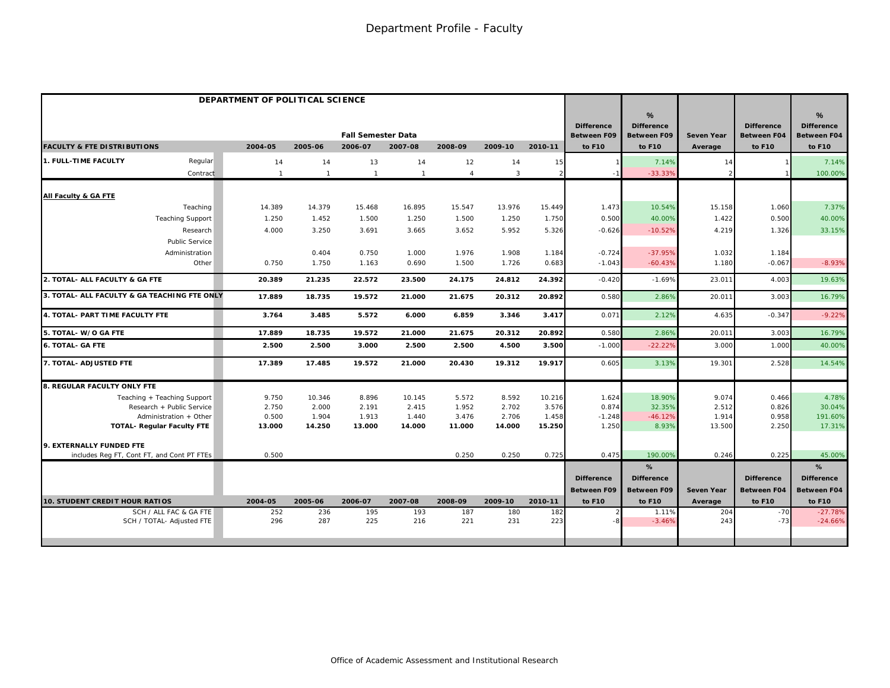# Department Profile - Faculty

| DEPARTMENT OF POLITICAL SCIENCE | | | | | | | | | | | | | |
|---|---|---|---|---|---|---|---|---|---|---|---|---|---|
| | | Fall Semester Data | | | | | | Difference Between F09 | % Difference Between F09 | Seven Year | Difference Between F04 | % Difference Between F04 |
| FACULTY & FTE DISTRIBUTIONS | 2004-05 | 2005-06 | 2006-07 | 2007-08 | 2008-09 | 2009-10 | 2010-11 | to F10 | to F10 | Average | to F10 | to F10 |
| **1. FULL-TIME FACULTY** Regular | 14 | 14 | 13 | 14 | 12 | 14 | 15 | 1 | 7.14% | 14 | 1 | 7.14% |
| Contract | 1 | 1 | 1 | 1 | 4 | 3 | 2 | -1 | -33.33% | 2 | 1 | 100.00% |
| **All Faculty & GA FTE** | | | | | | | | | | | | |
| Teaching | 14.389 | 14.379 | 15.468 | 16.895 | 15.547 | 13.976 | 15.449 | 1.473 | 10.54% | 15.158 | 1.060 | 7.37% |
| Teaching Support | 1.250 | 1.452 | 1.500 | 1.250 | 1.500 | 1.250 | 1.750 | 0.500 | 40.00% | 1.422 | 0.500 | 40.00% |
| Research | 4.000 | 3.250 | 3.691 | 3.665 | 3.652 | 5.952 | 5.326 | -0.626 | -10.52% | 4.219 | 1.326 | 33.15% |
| Public Service | | | | | | | | | | | | |
| Administration | | 0.404 | 0.750 | 1.000 | 1.976 | 1.908 | 1.184 | -0.724 | -37.95% | 1.032 | 1.184 | |
| Other | 0.750 | 1.750 | 1.163 | 0.690 | 1.500 | 1.726 | 0.683 | -1.043 | -60.43% | 1.180 | -0.067 | -8.93% |
| **2. TOTAL- ALL FACULTY & GA FTE** | **20.389** | **21.235** | **22.572** | **23.500** | **24.175** | **24.812** | **24.392** | -0.420 | -1.69% | 23.011 | 4.003 | 19.63% |
| **3. TOTAL- ALL FACULTY & GA TEACHING FTE ONLY** | **17.889** | **18.735** | **19.572** | **21.000** | **21.675** | **20.312** | **20.892** | 0.580 | 2.86% | 20.011 | 3.003 | 16.79% |
| **4. TOTAL- PART TIME FACULTY FTE** | **3.764** | **3.485** | **5.572** | **6.000** | **6.859** | **3.346** | **3.417** | 0.071 | 2.12% | 4.635 | -0.347 | -9.22% |
| **5. TOTAL- W/O GA FTE** | **17.889** | **18.735** | **19.572** | **21.000** | **21.675** | **20.312** | **20.892** | 0.580 | 2.86% | 20.011 | 3.003 | 16.79% |
| **6. TOTAL- GA FTE** | **2.500** | **2.500** | **3.000** | **2.500** | **2.500** | **4.500** | **3.500** | -1.000 | -22.22% | 3.000 | 1.000 | 40.00% |
| **7. TOTAL- ADJUSTED FTE** | **17.389** | **17.485** | **19.572** | **21.000** | **20.430** | **19.312** | **19.917** | 0.605 | 3.13% | 19.301 | 2.528 | 14.54% |
| **8. REGULAR FACULTY ONLY FTE** | | | | | | | | | | | | |
| Teaching + Teaching Support | 9.750 | 10.346 | 8.896 | 10.145 | 5.572 | 8.592 | 10.216 | 1.624 | 18.90% | 9.074 | 0.466 | 4.78% |
| Research + Public Service | 2.750 | 2.000 | 2.191 | 2.415 | 1.952 | 2.702 | 3.576 | 0.874 | 32.35% | 2.512 | 0.826 | 30.04% |
| Administration + Other | 0.500 | 1.904 | 1.913 | 1.440 | 3.476 | 2.706 | 1.458 | -1.248 | -46.12% | 1.914 | 0.958 | 191.60% |
| **TOTAL- Regular Faculty FTE** | **13.000** | **14.250** | **13.000** | **14.000** | **11.000** | **14.000** | **15.250** | 1.250 | 8.93% | 13.500 | 2.250 | 17.31% |
| **9. EXTERNALLY FUNDED FTE** | | | | | | | | | | | | |
| includes Reg FT, Cont FT, and Cont PT FTEs | 0.500 | | | | 0.250 | 0.250 | 0.725 | 0.475 | 190.00% | 0.246 | 0.225 | 45.00% |
| **10. STUDENT CREDIT HOUR RATIOS** | **2004-05** | **2005-06** | **2006-07** | **2007-08** | **2008-09** | **2009-10** | **2010-11** | **Difference Between F09 to F10** | **% Difference Between F09 to F10** | **Seven Year Average** | **Difference Between F04 to F10** | **% Difference Between F04 to F10** |
| SCH / ALL FAC & GA FTE | 252 | 236 | 195 | 193 | 187 | 180 | 182 | 2 | 1.11% | 204 | -70 | -27.78% |
| SCH / TOTAL- Adjusted FTE | 296 | 287 | 225 | 216 | 221 | 231 | 223 | -8 | -3.46% | 243 | -73 | -24.66% |

Office of Academic Assessment and Institutional Research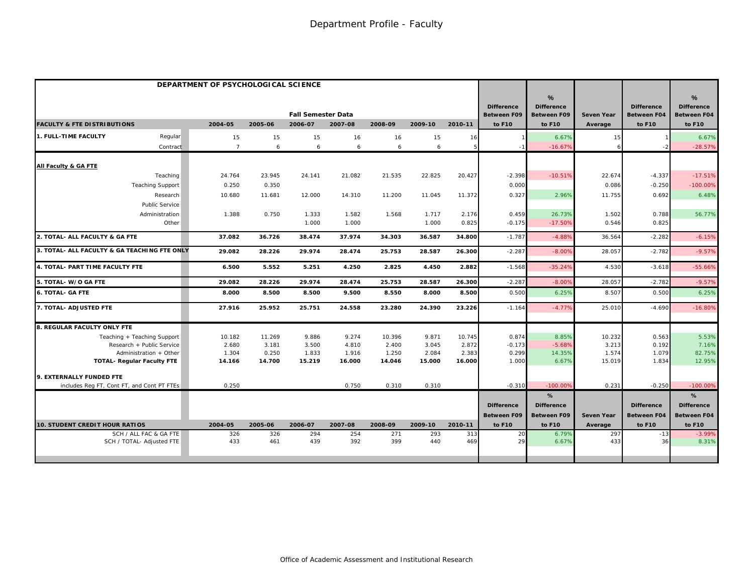# Department Profile - Faculty

| DEPARTMENT OF PSYCHOLOGICAL SCIENCE | | | | | | | | | | | | | |
|---|---|---|---|---|---|---|---|---|---|---|---|---|---|
| | Fall Semester Data | | | | | | | Difference | % Difference | Seven Year | Difference | % Difference |
| FACULTY & FTE DISTRIBUTIONS | 2004-05 | 2005-06 | 2006-07 | 2007-08 | 2008-09 | 2009-10 | 2010-11 | Between F09 to F10 | Between F09 to F10 | Average | Between F04 to F10 | Between F04 to F10 |
| **1. FULL-TIME FACULTY** Regular | 15 | 15 | 15 | 16 | 16 | 15 | 16 | 1 | 6.67% | 15 | 1 | 6.67% |
| Contract | 7 | 6 | 6 | 6 | 6 | 6 | 5 | -1 | -16.67% | 6 | -2 | -28.57% |
| **All Faculty & GA FTE** | | | | | | | | | | | | |
| Teaching | 24.764 | 23.945 | 24.141 | 21.082 | 21.535 | 22.825 | 20.427 | -2.398 | -10.51% | 22.674 | -4.337 | -17.51% |
| Teaching Support | 0.250 | 0.350 | | | | | | 0.000 | | 0.086 | -0.250 | -100.00% |
| Research | 10.680 | 11.681 | 12.000 | 14.310 | 11.200 | 11.045 | 11.372 | 0.327 | 2.96% | 11.755 | 0.692 | 6.48% |
| Public Service | | | | | | | | | | | | |
| Administration | 1.388 | 0.750 | 1.333 | 1.582 | 1.568 | 1.717 | 2.176 | 0.459 | 26.73% | 1.502 | 0.788 | 56.77% |
| Other | | | 1.000 | 1.000 | | 1.000 | 0.825 | -0.175 | -17.50% | 0.546 | 0.825 | |
| **2. TOTAL- ALL FACULTY & GA FTE** | **37.082** | **36.726** | **38.474** | **37.974** | **34.303** | **36.587** | **34.800** | -1.787 | -4.88% | 36.564 | -2.282 | -6.15% |
| **3. TOTAL- ALL FACULTY & GA TEACHING FTE ONLY** | **29.082** | **28.226** | **29.974** | **28.474** | **25.753** | **28.587** | **26.300** | -2.287 | -8.00% | 28.057 | -2.782 | -9.57% |
| **4. TOTAL- PART TIME FACULTY FTE** | **6.500** | **5.552** | **5.251** | **4.250** | **2.825** | **4.450** | **2.882** | -1.568 | -35.24% | 4.530 | -3.618 | -55.66% |
| **5. TOTAL- W/O GA FTE** | **29.082** | **28.226** | **29.974** | **28.474** | **25.753** | **28.587** | **26.300** | -2.287 | -8.00% | 28.057 | -2.782 | -9.57% |
| **6. TOTAL- GA FTE** | **8.000** | **8.500** | **8.500** | **9.500** | **8.550** | **8.000** | **8.500** | 0.500 | 6.25% | 8.507 | 0.500 | 6.25% |
| **7. TOTAL- ADJUSTED FTE** | **27.916** | **25.952** | **25.751** | **24.558** | **23.280** | **24.390** | **23.226** | -1.164 | -4.77% | 25.010 | -4.690 | -16.80% |
| **8. REGULAR FACULTY ONLY FTE** | | | | | | | | | | | | |
| Teaching + Teaching Support | 10.182 | 11.269 | 9.886 | 9.274 | 10.396 | 9.871 | 10.745 | 0.874 | 8.85% | 10.232 | 0.563 | 5.53% |
| Research + Public Service | 2.680 | 3.181 | 3.500 | 4.810 | 2.400 | 3.045 | 2.872 | -0.173 | -5.68% | 3.213 | 0.192 | 7.16% |
| Administration + Other | 1.304 | 0.250 | 1.833 | 1.916 | 1.250 | 2.084 | 2.383 | 0.299 | 14.35% | 1.574 | 1.079 | 82.75% |
| **TOTAL- Regular Faculty FTE** | **14.166** | **14.700** | **15.219** | **16.000** | **14.046** | **15.000** | **16.000** | 1.000 | 6.67% | 15.019 | 1.834 | 12.95% |
| **9. EXTERNALLY FUNDED FTE** | | | | | | | | | | | | |
| includes Reg FT, Cont FT, and Cont PT FTEs | 0.250 | | | 0.750 | 0.310 | 0.310 | | -0.310 | -100.00% | 0.231 | -0.250 | -100.00% |

| 10. STUDENT CREDIT HOUR RATIOS | 2004-05 | 2005-06 | 2006-07 | 2007-08 | 2008-09 | 2009-10 | 2010-11 | Difference Between F09 to F10 | % Difference Between F09 to F10 | Seven Year Average | Difference Between F04 to F10 | % Difference Between F04 to F10 |
|---|---|---|---|---|---|---|---|---|---|---|---|---|
| SCH / ALL FAC & GA FTE | 326 | 326 | 294 | 254 | 271 | 293 | 313 | 20 | 6.79% | 297 | -13 | -3.99% |
| SCH / TOTAL- Adjusted FTE | 433 | 461 | 439 | 392 | 399 | 440 | 469 | 29 | 6.67% | 433 | 36 | 8.31% |

Office of Academic Assessment and Institutional Research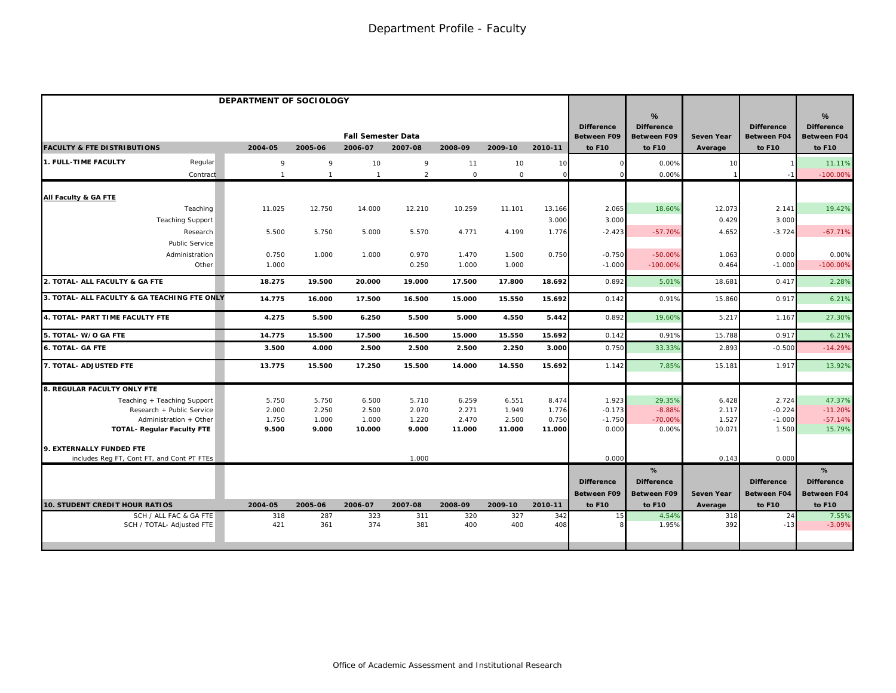# Department Profile - Faculty

| DEPARTMENT OF SOCIOLOGY | | Fall Semester Data | | | | | | | Difference Between F09 | % Difference Between F09 | Seven Year | Difference Between F04 | % Difference Between F04 |
|---|---|---|---|---|---|---|---|---|---|---|---|---|---|
| FACULTY & FTE DISTRIBUTIONS | | 2004-05 | 2005-06 | 2006-07 | 2007-08 | 2008-09 | 2009-10 | 2010-11 | to F10 | to F10 | Average | to F10 | to F10 |
| 1. FULL-TIME FACULTY | Regular | 9 | 9 | 10 | 9 | 11 | 10 | 10 | 0 | 0.00% | 10 | 1 | 11.11% |
| | Contract | 1 | 1 | 1 | 2 | 0 | 0 | 0 | 0 | 0.00% | 1 | -1 | -100.00% |
| All Faculty & GA FTE | | | | | | | | | | | | | |
| | Teaching | 11.025 | 12.750 | 14.000 | 12.210 | 10.259 | 11.101 | 13.166 | 2.065 | 18.60% | 12.073 | 2.141 | 19.42% |
| | Teaching Support | | | | | | | 3.000 | 3.000 | | 0.429 | 3.000 | |
| | Research | 5.500 | 5.750 | 5.000 | 5.570 | 4.771 | 4.199 | 1.776 | -2.423 | -57.70% | 4.652 | -3.724 | -67.71% |
| | Public Service | | | | | | | | | | | | |
| | Administration | 0.750 | 1.000 | 1.000 | 0.970 | 1.470 | 1.500 | 0.750 | -0.750 | -50.00% | 1.063 | 0.000 | 0.00% |
| | Other | 1.000 | | | 0.250 | 1.000 | 1.000 | | -1.000 | -100.00% | 0.464 | -1.000 | -100.00% |
| **2. TOTAL- ALL FACULTY & GA FTE** | | **18.275** | **19.500** | **20.000** | **19.000** | **17.500** | **17.800** | **18.692** | 0.892 | 5.01% | 18.681 | 0.417 | 2.28% |
| **3. TOTAL- ALL FACULTY & GA TEACHING FTE ONLY** | | **14.775** | **16.000** | **17.500** | **16.500** | **15.000** | **15.550** | **15.692** | 0.142 | 0.91% | 15.860 | 0.917 | 6.21% |
| **4. TOTAL- PART TIME FACULTY FTE** | | **4.275** | **5.500** | **6.250** | **5.500** | **5.000** | **4.550** | **5.442** | 0.892 | 19.60% | 5.217 | 1.167 | 27.30% |
| **5. TOTAL- W/O GA FTE** | | **14.775** | **15.500** | **17.500** | **16.500** | **15.000** | **15.550** | **15.692** | 0.142 | 0.91% | 15.788 | 0.917 | 6.21% |
| **6. TOTAL- GA FTE** | | **3.500** | **4.000** | **2.500** | **2.500** | **2.500** | **2.250** | **3.000** | 0.750 | 33.33% | 2.893 | -0.500 | -14.29% |
| **7. TOTAL- ADJUSTED FTE** | | **13.775** | **15.500** | **17.250** | **15.500** | **14.000** | **14.550** | **15.692** | 1.142 | 7.85% | 15.181 | 1.917 | 13.92% |
| **8. REGULAR FACULTY ONLY FTE** | | | | | | | | | | | | | |
| | Teaching + Teaching Support | 5.750 | 5.750 | 6.500 | 5.710 | 6.259 | 6.551 | 8.474 | 1.923 | 29.35% | 6.428 | 2.724 | 47.37% |
| | Research + Public Service | 2.000 | 2.250 | 2.500 | 2.070 | 2.271 | 1.949 | 1.776 | -0.173 | -8.88% | 2.117 | -0.224 | -11.20% |
| | Administration + Other | 1.750 | 1.000 | 1.000 | 1.220 | 2.470 | 2.500 | 0.750 | -1.750 | -70.00% | 1.527 | -1.000 | -57.14% |
| | **TOTAL- Regular Faculty FTE** | **9.500** | **9.000** | **10.000** | **9.000** | **11.000** | **11.000** | **11.000** | 0.000 | 0.00% | 10.071 | 1.500 | 15.79% |
| **9. EXTERNALLY FUNDED FTE** | | | | | | | | | | | | | |
| includes Reg FT, Cont FT, and Cont PT FTEs | | | | | 1.000 | | | | 0.000 | | 0.143 | 0.000 | |

| 10. STUDENT CREDIT HOUR RATIOS | 2004-05 | 2005-06 | 2006-07 | 2007-08 | 2008-09 | 2009-10 | 2010-11 | Difference Between F09 to F10 | % Difference Between F09 to F10 | Seven Year Average | Difference Between F04 to F10 | % Difference Between F04 to F10 |
|---|---|---|---|---|---|---|---|---|---|---|---|---|
| SCH / ALL FAC & GA FTE | 318 | 287 | 323 | 311 | 320 | 327 | 342 | 15 | 4.54% | 318 | 24 | 7.55% |
| SCH / TOTAL- Adjusted FTE | 421 | 361 | 374 | 381 | 400 | 400 | 408 | 8 | 1.95% | 392 | -13 | -3.09% |

Office of Academic Assessment and Institutional Research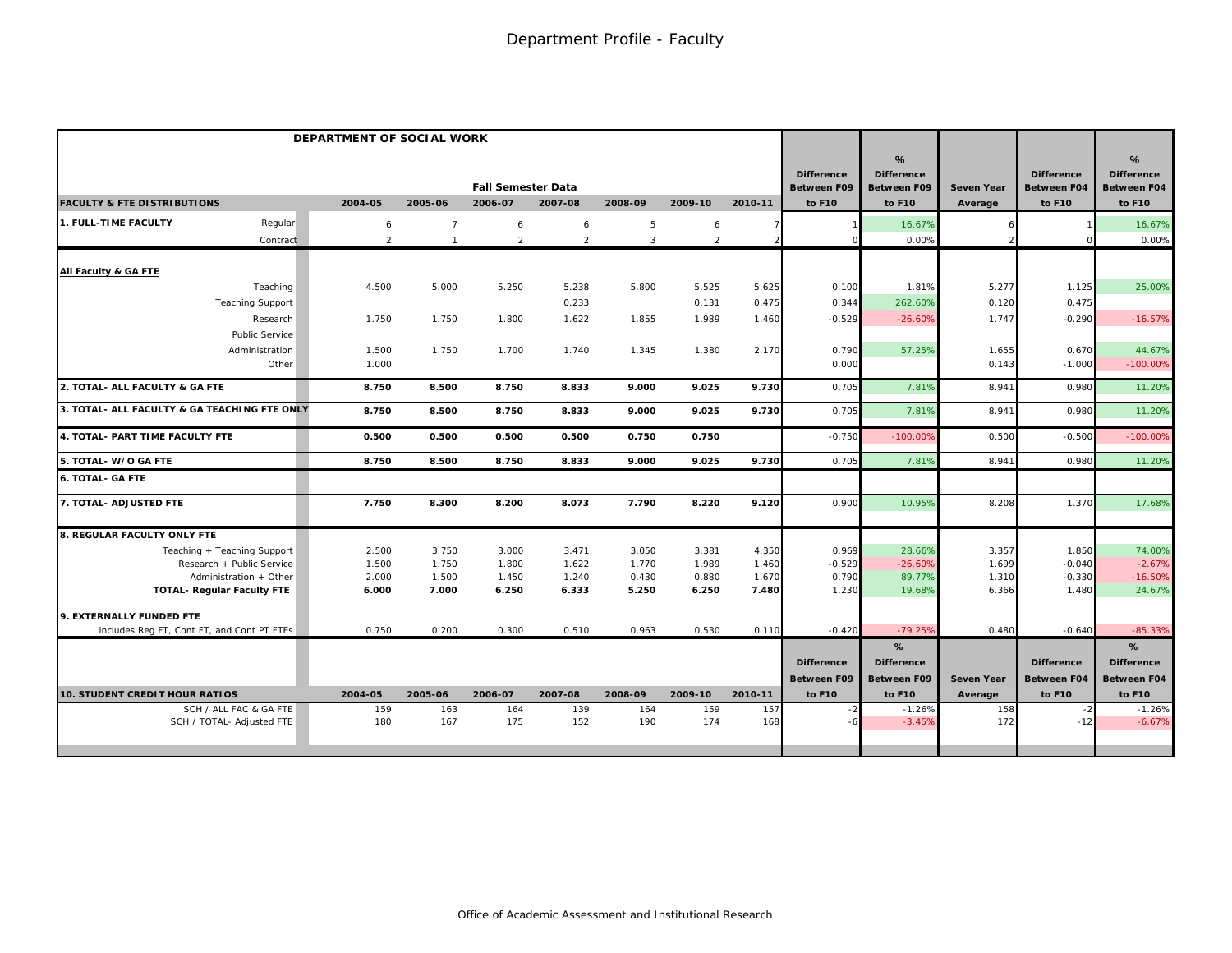# Department Profile - Faculty

| DEPARTMENT OF SOCIAL WORK | | | | | | | | | | | | | |
|---|---|---|---|---|---|---|---|---|---|---|---|---|---|
| | | | Fall Semester Data | | | | | Difference Between F09 | % Difference Between F09 | Seven Year | Difference Between F04 | % Difference Between F04 |
| **FACULTY & FTE DISTRIBUTIONS** | | 2004-05 | 2005-06 | 2006-07 | 2007-08 | 2008-09 | 2009-10 | 2010-11 | to F10 | to F10 | Average | to F10 | to F10 |
| **1. FULL-TIME FACULTY** | Regular | 6 | 7 | 6 | 6 | 5 | 6 | 7 | 1 | 16.67% | 6 | 1 | 16.67% |
| | Contract | 2 | 1 | 2 | 2 | 3 | 2 | 2 | 0 | 0.00% | 2 | 0 | 0.00% |
| **All Faculty & GA FTE** | | | | | | | | | | | | | |
| | Teaching | 4.500 | 5.000 | 5.250 | 5.238 | 5.800 | 5.525 | 5.625 | 0.100 | 1.81% | 5.277 | 1.125 | 25.00% |
| | Teaching Support | | | | 0.233 | | 0.131 | 0.475 | 0.344 | 262.60% | 0.120 | 0.475 | |
| | Research | 1.750 | 1.750 | 1.800 | 1.622 | 1.855 | 1.989 | 1.460 | -0.529 | -26.60% | 1.747 | -0.290 | -16.57% |
| | Public Service | | | | | | | | | | | | |
| | Administration | 1.500 | 1.750 | 1.700 | 1.740 | 1.345 | 1.380 | 2.170 | 0.790 | 57.25% | 1.655 | 0.670 | 44.67% |
| | Other | 1.000 | | | | | | | 0.000 | | 0.143 | -1.000 | -100.00% |
| **2. TOTAL- ALL FACULTY & GA FTE** | | **8.750** | **8.500** | **8.750** | **8.833** | **9.000** | **9.025** | **9.730** | 0.705 | 7.81% | 8.941 | 0.980 | 11.20% |
| **3. TOTAL- ALL FACULTY & GA TEACHING FTE ONLY** | | **8.750** | **8.500** | **8.750** | **8.833** | **9.000** | **9.025** | **9.730** | 0.705 | 7.81% | 8.941 | 0.980 | 11.20% |
| **4. TOTAL- PART TIME FACULTY FTE** | | **0.500** | **0.500** | **0.500** | **0.500** | **0.750** | **0.750** | | -0.750 | -100.00% | 0.500 | -0.500 | -100.00% |
| **5. TOTAL- W/O GA FTE** | | **8.750** | **8.500** | **8.750** | **8.833** | **9.000** | **9.025** | **9.730** | 0.705 | 7.81% | 8.941 | 0.980 | 11.20% |
| **6. TOTAL- GA FTE** | | | | | | | | | | | | | |
| **7. TOTAL- ADJUSTED FTE** | | **7.750** | **8.300** | **8.200** | **8.073** | **7.790** | **8.220** | **9.120** | 0.900 | 10.95% | 8.208 | 1.370 | 17.68% |
| **8. REGULAR FACULTY ONLY FTE** | | | | | | | | | | | | | |
| | Teaching + Teaching Support | 2.500 | 3.750 | 3.000 | 3.471 | 3.050 | 3.381 | 4.350 | 0.969 | 28.66% | 3.357 | 1.850 | 74.00% |
| | Research + Public Service | 1.500 | 1.750 | 1.800 | 1.622 | 1.770 | 1.989 | 1.460 | -0.529 | -26.60% | 1.699 | -0.040 | -2.67% |
| | Administration + Other | 2.000 | 1.500 | 1.450 | 1.240 | 0.430 | 0.880 | 1.670 | 0.790 | 89.77% | 1.310 | -0.330 | -16.50% |
| | **TOTAL- Regular Faculty FTE** | **6.000** | **7.000** | **6.250** | **6.333** | **5.250** | **6.250** | **7.480** | 1.230 | 19.68% | 6.366 | 1.480 | 24.67% |
| **9. EXTERNALLY FUNDED FTE** | | | | | | | | | | | | | |
| includes Reg FT, Cont FT, and Cont PT FTEs | | 0.750 | 0.200 | 0.300 | 0.510 | 0.963 | 0.530 | 0.110 | -0.420 | -79.25% | 0.480 | -0.640 | -85.33% |
| | | | | | | | | | Difference Between F09 | % Difference Between F09 | Seven Year | Difference Between F04 | % Difference Between F04 |
| **10. STUDENT CREDIT HOUR RATIOS** | | 2004-05 | 2005-06 | 2006-07 | 2007-08 | 2008-09 | 2009-10 | 2010-11 | to F10 | to F10 | Average | to F10 | to F10 |
| | SCH / ALL FAC & GA FTE | 159 | 163 | 164 | 139 | 164 | 159 | 157 | -2 | -1.26% | 158 | -2 | -1.26% |
| | SCH / TOTAL- Adjusted FTE | 180 | 167 | 175 | 152 | 190 | 174 | 168 | -6 | -3.45% | 172 | -12 | -6.67% |

Office of Academic Assessment and Institutional Research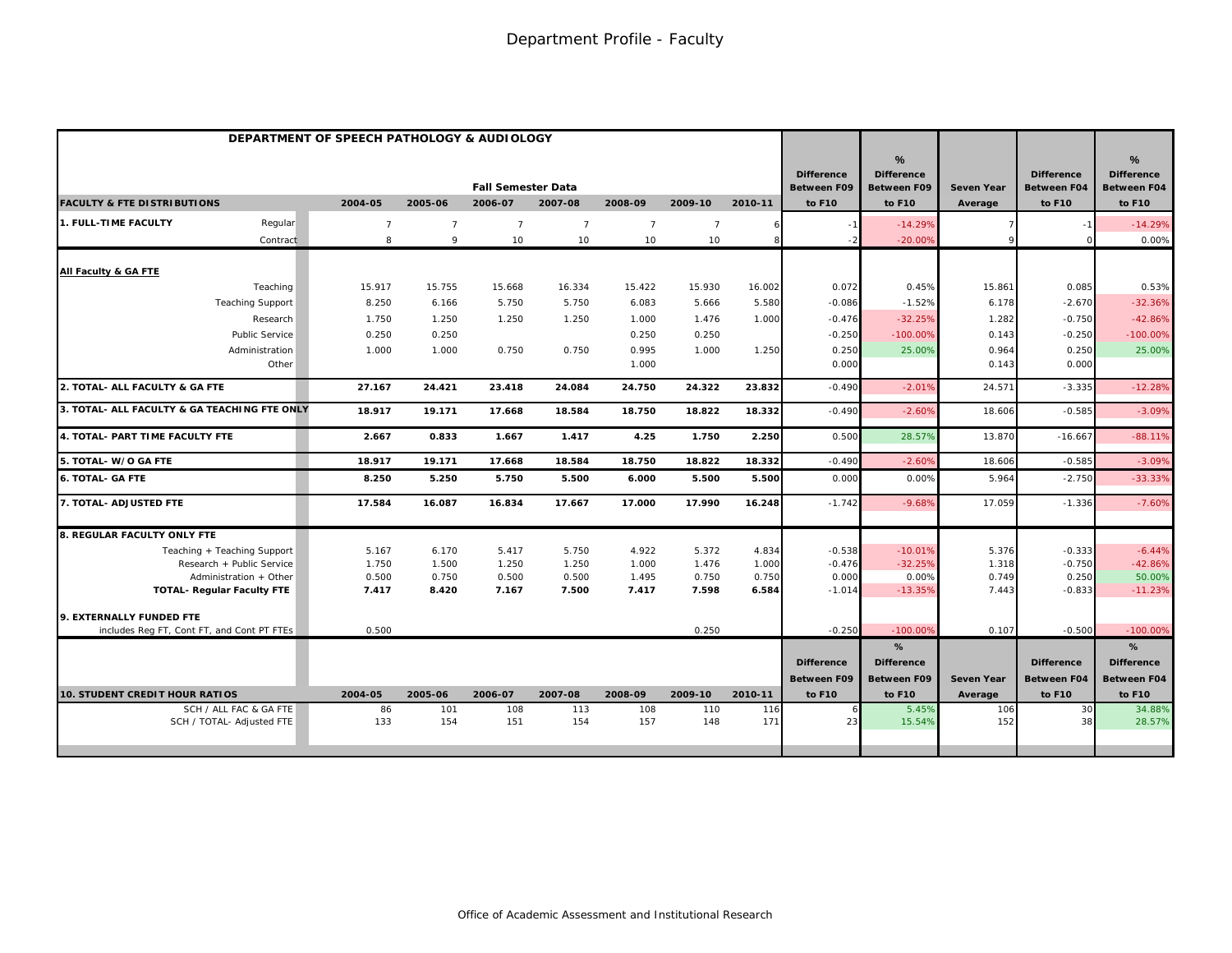# Department Profile - Faculty

| DEPARTMENT OF SPEECH PATHOLOGY & AUDIOLOGY | | | | | | | | | | | | | |
|---|---|---|---|---|---|---|---|---|---|---|---|---|---|
| | | | Fall Semester Data | | | | | Difference Between F09 | % Difference Between F09 | Seven Year | Difference Between F04 | % Difference Between F04 |
| **FACULTY & FTE DISTRIBUTIONS** | **2004-05** | **2005-06** | **2006-07** | **2007-08** | **2008-09** | **2009-10** | **2010-11** | **to F10** | **to F10** | **Average** | **to F10** | **to F10** |
| **1. FULL-TIME FACULTY** Regular | 7 | 7 | 7 | 7 | 7 | 7 | 6 | -1 | -14.29% | 7 | -1 | -14.29% |
| Contract | 8 | 9 | 10 | 10 | 10 | 10 | 8 | -2 | -20.00% | 9 | 0 | 0.00% |
| **All Faculty & GA FTE** | | | | | | | | | | | | |
| Teaching | 15.917 | 15.755 | 15.668 | 16.334 | 15.422 | 15.930 | 16.002 | 0.072 | 0.45% | 15.861 | 0.085 | 0.53% |
| Teaching Support | 8.250 | 6.166 | 5.750 | 5.750 | 6.083 | 5.666 | 5.580 | -0.086 | -1.52% | 6.178 | -2.670 | -32.36% |
| Research | 1.750 | 1.250 | 1.250 | 1.250 | 1.000 | 1.476 | 1.000 | -0.476 | -32.25% | 1.282 | -0.750 | -42.86% |
| Public Service | 0.250 | 0.250 | | | 0.250 | 0.250 | | -0.250 | -100.00% | 0.143 | -0.250 | -100.00% |
| Administration | 1.000 | 1.000 | 0.750 | 0.750 | 0.995 | 1.000 | 1.250 | 0.250 | 25.00% | 0.964 | 0.250 | 25.00% |
| Other | | | | | 1.000 | | | 0.000 | | 0.143 | 0.000 | |
| **2. TOTAL- ALL FACULTY & GA FTE** | **27.167** | **24.421** | **23.418** | **24.084** | **24.750** | **24.322** | **23.832** | -0.490 | -2.01% | 24.571 | -3.335 | -12.28% |
| **3. TOTAL- ALL FACULTY & GA TEACHING FTE ONLY** | **18.917** | **19.171** | **17.668** | **18.584** | **18.750** | **18.822** | **18.332** | -0.490 | -2.60% | 18.606 | -0.585 | -3.09% |
| **4. TOTAL- PART TIME FACULTY FTE** | **2.667** | **0.833** | **1.667** | **1.417** | **4.25** | **1.750** | **2.250** | 0.500 | 28.57% | 13.870 | -16.667 | -88.11% |
| **5. TOTAL- W/O GA FTE** | **18.917** | **19.171** | **17.668** | **18.584** | **18.750** | **18.822** | **18.332** | -0.490 | -2.60% | 18.606 | -0.585 | -3.09% |
| **6. TOTAL- GA FTE** | **8.250** | **5.250** | **5.750** | **5.500** | **6.000** | **5.500** | **5.500** | 0.000 | 0.00% | 5.964 | -2.750 | -33.33% |
| **7. TOTAL- ADJUSTED FTE** | **17.584** | **16.087** | **16.834** | **17.667** | **17.000** | **17.990** | **16.248** | -1.742 | -9.68% | 17.059 | -1.336 | -7.60% |
| **8. REGULAR FACULTY ONLY FTE** | | | | | | | | | | | | |
| Teaching + Teaching Support | 5.167 | 6.170 | 5.417 | 5.750 | 4.922 | 5.372 | 4.834 | -0.538 | -10.01% | 5.376 | -0.333 | -6.44% |
| Research + Public Service | 1.750 | 1.500 | 1.250 | 1.250 | 1.000 | 1.476 | 1.000 | -0.476 | -32.25% | 1.318 | -0.750 | -42.86% |
| Administration + Other | 0.500 | 0.750 | 0.500 | 0.500 | 1.495 | 0.750 | 0.750 | 0.000 | 0.00% | 0.749 | 0.250 | 50.00% |
| **TOTAL- Regular Faculty FTE** | **7.417** | **8.420** | **7.167** | **7.500** | **7.417** | **7.598** | **6.584** | -1.014 | -13.35% | 7.443 | -0.833 | -11.23% |
| **9. EXTERNALLY FUNDED FTE** | | | | | | | | | | | | |
| includes Reg FT, Cont FT, and Cont PT FTEs | 0.500 | | | | | 0.250 | | -0.250 | -100.00% | 0.107 | -0.500 | -100.00% |

| **10. STUDENT CREDIT HOUR RATIOS** | **2004-05** | **2005-06** | **2006-07** | **2007-08** | **2008-09** | **2009-10** | **2010-11** | **Difference Between F09 to F10** | **% Difference Between F09 to F10** | **Seven Year Average** | **Difference Between F04 to F10** | **% Difference Between F04 to F10** |
|---|---|---|---|---|---|---|---|---|---|---|---|---|
| SCH / ALL FAC & GA FTE | 86 | 101 | 108 | 113 | 108 | 110 | 116 | 6 | 5.45% | 106 | 30 | 34.88% |
| SCH / TOTAL- Adjusted FTE | 133 | 154 | 151 | 154 | 157 | 148 | 171 | 23 | 15.54% | 152 | 38 | 28.57% |

Office of Academic Assessment and Institutional Research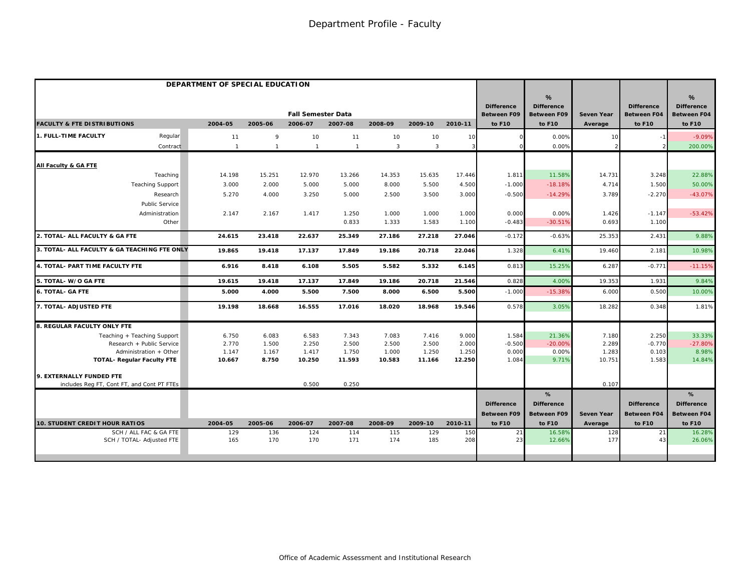# Department Profile - Faculty

## DEPARTMENT OF SPECIAL EDUCATION

| FACULTY & FTE DISTRIBUTIONS | | Fall Semester Data 2004-05 | 2005-06 | 2006-07 | 2007-08 | 2008-09 | 2009-10 | 2010-11 | Difference Between F09 to F10 | % Difference Between F09 to F10 | Seven Year Average | Difference Between F04 to F10 | % Difference Between F04 to F10 |
|---|---|---|---|---|---|---|---|---|---|---|---|---|---|
| **1. FULL-TIME FACULTY** | Regular | 11 | 9 | 10 | 11 | 10 | 10 | 10 | 0 | 0.00% | 10 | -1 | -9.09% |
| | Contract | 1 | 1 | 1 | 1 | 3 | 3 | 3 | 0 | 0.00% | 2 | 2 | 200.00% |
| **All Faculty & GA FTE** | | | | | | | | | | | | | |
| | Teaching | 14.198 | 15.251 | 12.970 | 13.266 | 14.353 | 15.635 | 17.446 | 1.811 | 11.58% | 14.731 | 3.248 | 22.88% |
| | Teaching Support | 3.000 | 2.000 | 5.000 | 5.000 | 8.000 | 5.500 | 4.500 | -1.000 | -18.18% | 4.714 | 1.500 | 50.00% |
| | Research | 5.270 | 4.000 | 3.250 | 5.000 | 2.500 | 3.500 | 3.000 | -0.500 | -14.29% | 3.789 | -2.270 | -43.07% |
| | Public Service | | | | | | | | | | | | |
| | Administration | 2.147 | 2.167 | 1.417 | 1.250 | 1.000 | 1.000 | 1.000 | 0.000 | 0.00% | 1.426 | -1.147 | -53.42% |
| | Other | | | | 0.833 | 1.333 | 1.583 | 1.100 | -0.483 | -30.51% | 0.693 | 1.100 | |
| **2. TOTAL- ALL FACULTY & GA FTE** | | **24.615** | **23.418** | **22.637** | **25.349** | **27.186** | **27.218** | **27.046** | -0.172 | -0.63% | 25.353 | 2.431 | 9.88% |
| **3. TOTAL- ALL FACULTY & GA TEACHING FTE ONLY** | | **19.865** | **19.418** | **17.137** | **17.849** | **19.186** | **20.718** | **22.046** | 1.328 | 6.41% | 19.460 | 2.181 | 10.98% |
| **4. TOTAL- PART TIME FACULTY FTE** | | **6.916** | **8.418** | **6.108** | **5.505** | **5.582** | **5.332** | **6.145** | 0.813 | 15.25% | 6.287 | -0.771 | -11.15% |
| **5. TOTAL- W/O GA FTE** | | **19.615** | **19.418** | **17.137** | **17.849** | **19.186** | **20.718** | **21.546** | 0.828 | 4.00% | 19.353 | 1.931 | 9.84% |
| **6. TOTAL- GA FTE** | | **5.000** | **4.000** | **5.500** | **7.500** | **8.000** | **6.500** | **5.500** | -1.000 | -15.38% | 6.000 | 0.500 | 10.00% |
| **7. TOTAL- ADJUSTED FTE** | | **19.198** | **18.668** | **16.555** | **17.016** | **18.020** | **18.968** | **19.546** | 0.578 | 3.05% | 18.282 | 0.348 | 1.81% |
| **8. REGULAR FACULTY ONLY FTE** | | | | | | | | | | | | | |
| | Teaching + Teaching Support | 6.750 | 6.083 | 6.583 | 7.343 | 7.083 | 7.416 | 9.000 | 1.584 | 21.36% | 7.180 | 2.250 | 33.33% |
| | Research + Public Service | 2.770 | 1.500 | 2.250 | 2.500 | 2.500 | 2.500 | 2.000 | -0.500 | -20.00% | 2.289 | -0.770 | -27.80% |
| | Administration + Other | 1.147 | 1.167 | 1.417 | 1.750 | 1.000 | 1.250 | 1.250 | 0.000 | 0.00% | 1.283 | 0.103 | 8.98% |
| | **TOTAL- Regular Faculty FTE** | **10.667** | **8.750** | **10.250** | **11.593** | **10.583** | **11.166** | **12.250** | 1.084 | 9.71% | 10.751 | 1.583 | 14.84% |
| **9. EXTERNALLY FUNDED FTE** | includes Reg FT, Cont FT, and Cont PT FTEs | | | 0.500 | 0.250 | | | | | | 0.107 | | |

| **10. STUDENT CREDIT HOUR RATIOS** | 2004-05 | 2005-06 | 2006-07 | 2007-08 | 2008-09 | 2009-10 | 2010-11 | Difference Between F09 to F10 | % Difference Between F09 to F10 | Seven Year Average | Difference Between F04 to F10 | % Difference Between F04 to F10 |
|---|---|---|---|---|---|---|---|---|---|---|---|---|
| SCH / ALL FAC & GA FTE | 129 | 136 | 124 | 114 | 115 | 129 | 150 | 21 | 16.58% | 128 | 21 | 16.28% |
| SCH / TOTAL- Adjusted FTE | 165 | 170 | 170 | 171 | 174 | 185 | 208 | 23 | 12.66% | 177 | 43 | 26.06% |

Office of Academic Assessment and Institutional Research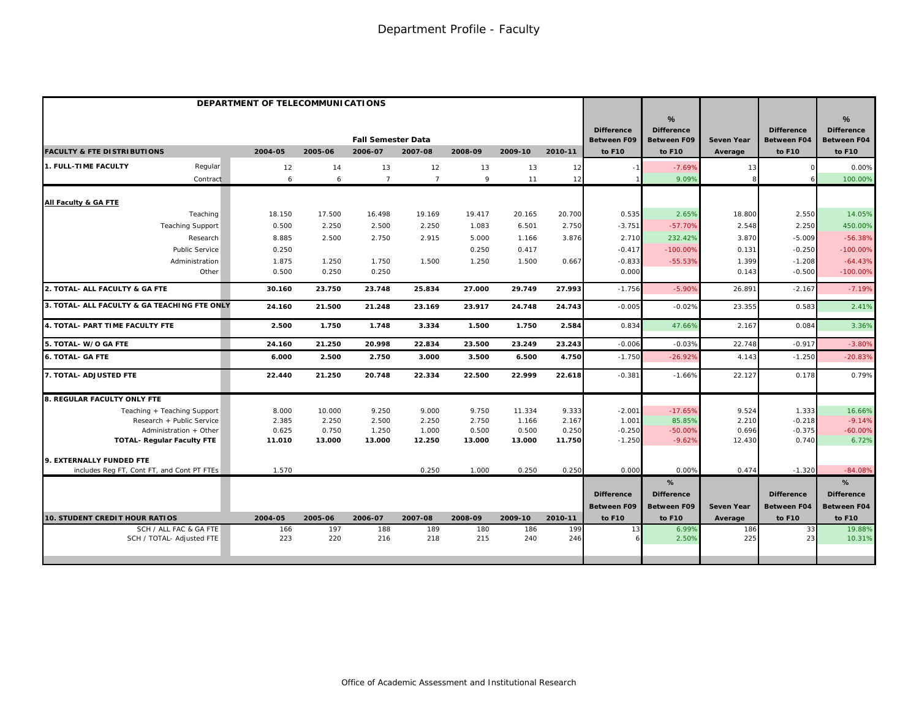# Department Profile - Faculty

| DEPARTMENT OF TELECOMMUNICATIONS | | | | | | | | | | | | | |
|---|---|---|---|---|---|---|---|---|---|---|---|---|---|
| | | | Fall Semester Data | | | | | | Difference Between F09 | % Difference Between F09 | Seven Year | Difference Between F04 | % Difference Between F04 |
| **FACULTY & FTE DISTRIBUTIONS** | | **2004-05** | **2005-06** | **2006-07** | **2007-08** | **2008-09** | **2009-10** | **2010-11** | **to F10** | **to F10** | **Average** | **to F10** | **to F10** |
| **1. FULL-TIME FACULTY** | Regular | 12 | 14 | 13 | 12 | 13 | 13 | 12 | -1 | -7.69% | 13 | 0 | 0.00% |
| | Contract | 6 | 6 | 7 | 7 | 9 | 11 | 12 | 1 | 9.09% | 8 | 6 | 100.00% |
| **All Faculty & GA FTE** | | | | | | | | | | | | | |
| | Teaching | 18.150 | 17.500 | 16.498 | 19.169 | 19.417 | 20.165 | 20.700 | 0.535 | 2.65% | 18.800 | 2.550 | 14.05% |
| | Teaching Support | 0.500 | 2.250 | 2.500 | 2.250 | 1.083 | 6.501 | 2.750 | -3.751 | -57.70% | 2.548 | 2.250 | 450.00% |
| | Research | 8.885 | 2.500 | 2.750 | 2.915 | 5.000 | 1.166 | 3.876 | 2.710 | 232.42% | 3.870 | -5.009 | -56.38% |
| | Public Service | 0.250 | | | | 0.250 | 0.417 | | -0.417 | -100.00% | 0.131 | -0.250 | -100.00% |
| | Administration | 1.875 | 1.250 | 1.750 | 1.500 | 1.250 | 1.500 | 0.667 | -0.833 | -55.53% | 1.399 | -1.208 | -64.43% |
| | Other | 0.500 | 0.250 | 0.250 | | | | | 0.000 | | 0.143 | -0.500 | -100.00% |
| **2. TOTAL- ALL FACULTY & GA FTE** | | **30.160** | **23.750** | **23.748** | **25.834** | **27.000** | **29.749** | **27.993** | -1.756 | -5.90% | 26.891 | -2.167 | -7.19% |
| **3. TOTAL- ALL FACULTY & GA TEACHING FTE ONLY** | | **24.160** | **21.500** | **21.248** | **23.169** | **23.917** | **24.748** | **24.743** | -0.005 | -0.02% | 23.355 | 0.583 | 2.41% |
| **4. TOTAL- PART TIME FACULTY FTE** | | **2.500** | **1.750** | **1.748** | **3.334** | **1.500** | **1.750** | **2.584** | 0.834 | 47.66% | 2.167 | 0.084 | 3.36% |
| **5. TOTAL- W/O GA FTE** | | **24.160** | **21.250** | **20.998** | **22.834** | **23.500** | **23.249** | **23.243** | -0.006 | -0.03% | 22.748 | -0.917 | -3.80% |
| **6. TOTAL- GA FTE** | | **6.000** | **2.500** | **2.750** | **3.000** | **3.500** | **6.500** | **4.750** | -1.750 | -26.92% | 4.143 | -1.250 | -20.83% |
| **7. TOTAL- ADJUSTED FTE** | | **22.440** | **21.250** | **20.748** | **22.334** | **22.500** | **22.999** | **22.618** | -0.381 | -1.66% | 22.127 | 0.178 | 0.79% |
| **8. REGULAR FACULTY ONLY FTE** | | | | | | | | | | | | | |
| | Teaching + Teaching Support | 8.000 | 10.000 | 9.250 | 9.000 | 9.750 | 11.334 | 9.333 | -2.001 | -17.65% | 9.524 | 1.333 | 16.66% |
| | Research + Public Service | 2.385 | 2.250 | 2.500 | 2.250 | 2.750 | 1.166 | 2.167 | 1.001 | 85.85% | 2.210 | -0.218 | -9.14% |
| | Administration + Other | 0.625 | 0.750 | 1.250 | 1.000 | 0.500 | 0.500 | 0.250 | -0.250 | -50.00% | 0.696 | -0.375 | -60.00% |
| | **TOTAL- Regular Faculty FTE** | **11.010** | **13.000** | **13.000** | **12.250** | **13.000** | **13.000** | **11.750** | -1.250 | -9.62% | 12.430 | 0.740 | 6.72% |
| **9. EXTERNALLY FUNDED FTE** | | | | | | | | | | | | | |
| includes Reg FT, Cont FT, and Cont PT FTEs | | 1.570 | | | 0.250 | 1.000 | 0.250 | 0.250 | 0.000 | 0.00% | 0.474 | -1.320 | -84.08% |
| | | | | | | | | | Difference Between F09 | % Difference Between F09 | Seven Year | Difference Between F04 | % Difference Between F04 |
| **10. STUDENT CREDIT HOUR RATIOS** | | **2004-05** | **2005-06** | **2006-07** | **2007-08** | **2008-09** | **2009-10** | **2010-11** | **to F10** | **to F10** | **Average** | **to F10** | **to F10** |
| | SCH / ALL FAC & GA FTE | 166 | 197 | 188 | 189 | 180 | 186 | 199 | 13 | 6.99% | 186 | 33 | 19.88% |
| | SCH / TOTAL- Adjusted FTE | 223 | 220 | 216 | 218 | 215 | 240 | 246 | 6 | 2.50% | 225 | 23 | 10.31% |

Office of Academic Assessment and Institutional Research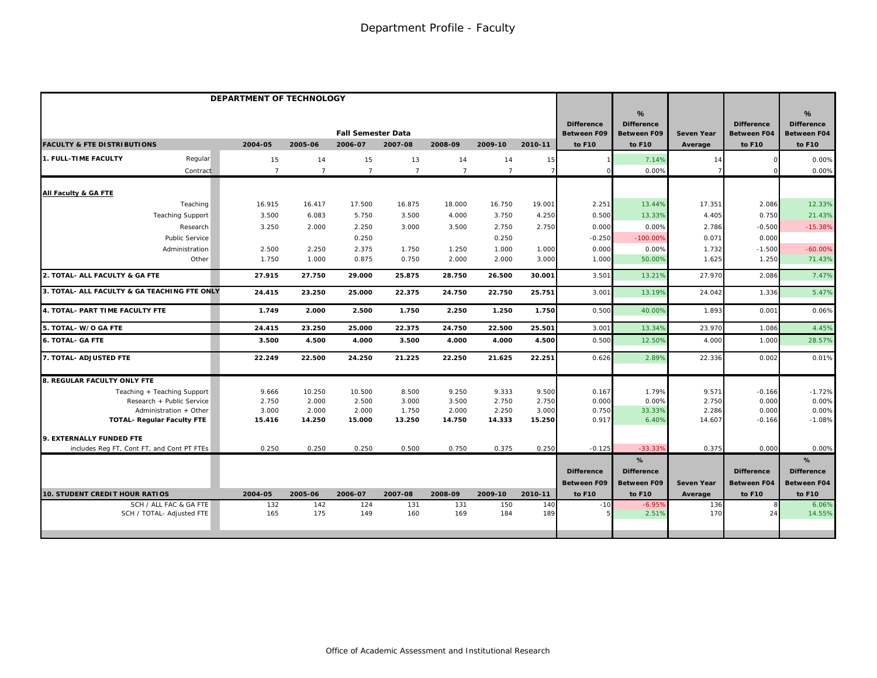# Department Profile - Faculty

| DEPARTMENT OF TECHNOLOGY | | | | | | | | | | | | | |
|---|---|---|---|---|---|---|---|---|---|---|---|---|---|
| | | | Fall Semester Data | | | | | Difference Between F09 | % Difference Between F09 | Seven Year | Difference Between F04 | % Difference Between F04 |
| **FACULTY & FTE DISTRIBUTIONS** | 2004-05 | 2005-06 | 2006-07 | 2007-08 | 2008-09 | 2009-10 | 2010-11 | to F10 | to F10 | Average | to F10 | to F10 |
| **1. FULL-TIME FACULTY** Regular | 15 | 14 | 15 | 13 | 14 | 14 | 15 | 1 | 7.14% | 14 | 0 | 0.00% |
| Contract | 7 | 7 | 7 | 7 | 7 | 7 | 7 | 0 | 0.00% | 7 | 0 | 0.00% |
| **All Faculty & GA FTE** | | | | | | | | | | | | |
| Teaching | 16.915 | 16.417 | 17.500 | 16.875 | 18.000 | 16.750 | 19.001 | 2.251 | 13.44% | 17.351 | 2.086 | 12.33% |
| Teaching Support | 3.500 | 6.083 | 5.750 | 3.500 | 4.000 | 3.750 | 4.250 | 0.500 | 13.33% | 4.405 | 0.750 | 21.43% |
| Research | 3.250 | 2.000 | 2.250 | 3.000 | 3.500 | 2.750 | 2.750 | 0.000 | 0.00% | 2.786 | -0.500 | -15.38% |
| Public Service | | | 0.250 | | | 0.250 | | -0.250 | -100.00% | 0.071 | 0.000 | |
| Administration | 2.500 | 2.250 | 2.375 | 1.750 | 1.250 | 1.000 | 1.000 | 0.000 | 0.00% | 1.732 | -1.500 | -60.00% |
| Other | 1.750 | 1.000 | 0.875 | 0.750 | 2.000 | 2.000 | 3.000 | 1.000 | 50.00% | 1.625 | 1.250 | 71.43% |
| **2. TOTAL- ALL FACULTY & GA FTE** | **27.915** | **27.750** | **29.000** | **25.875** | **28.750** | **26.500** | **30.001** | 3.501 | 13.21% | 27.970 | 2.086 | 7.47% |
| **3. TOTAL- ALL FACULTY & GA TEACHING FTE ONLY** | **24.415** | **23.250** | **25.000** | **22.375** | **24.750** | **22.750** | **25.751** | 3.001 | 13.19% | 24.042 | 1.336 | 5.47% |
| **4. TOTAL- PART TIME FACULTY FTE** | **1.749** | **2.000** | **2.500** | **1.750** | **2.250** | **1.250** | **1.750** | 0.500 | 40.00% | 1.893 | 0.001 | 0.06% |
| **5. TOTAL- W/O GA FTE** | **24.415** | **23.250** | **25.000** | **22.375** | **24.750** | **22.500** | **25.501** | 3.001 | 13.34% | 23.970 | 1.086 | 4.45% |
| **6. TOTAL- GA FTE** | **3.500** | **4.500** | **4.000** | **3.500** | **4.000** | **4.000** | **4.500** | 0.500 | 12.50% | 4.000 | 1.000 | 28.57% |
| **7. TOTAL- ADJUSTED FTE** | **22.249** | **22.500** | **24.250** | **21.225** | **22.250** | **21.625** | **22.251** | 0.626 | 2.89% | 22.336 | 0.002 | 0.01% |
| **8. REGULAR FACULTY ONLY FTE** | | | | | | | | | | | | |
| Teaching + Teaching Support | 9.666 | 10.250 | 10.500 | 8.500 | 9.250 | 9.333 | 9.500 | 0.167 | 1.79% | 9.571 | -0.166 | -1.72% |
| Research + Public Service | 2.750 | 2.000 | 2.500 | 3.000 | 3.500 | 2.750 | 2.750 | 0.000 | 0.00% | 2.750 | 0.000 | 0.00% |
| Administration + Other | 3.000 | 2.000 | 2.000 | 1.750 | 2.000 | 2.250 | 3.000 | 0.750 | 33.33% | 2.286 | 0.000 | 0.00% |
| **TOTAL- Regular Faculty FTE** | **15.416** | **14.250** | **15.000** | **13.250** | **14.750** | **14.333** | **15.250** | 0.917 | 6.40% | 14.607 | -0.166 | -1.08% |
| **9. EXTERNALLY FUNDED FTE** | | | | | | | | | | | | |
| includes Reg FT, Cont FT, and Cont PT FTEs | 0.250 | 0.250 | 0.250 | 0.500 | 0.750 | 0.375 | 0.250 | -0.125 | -33.33% | 0.375 | 0.000 | 0.00% |
| | | | | | | | | Difference Between F09 | % Difference Between F09 | Seven Year | Difference Between F04 | % Difference Between F04 |
| **10. STUDENT CREDIT HOUR RATIOS** | 2004-05 | 2005-06 | 2006-07 | 2007-08 | 2008-09 | 2009-10 | 2010-11 | to F10 | to F10 | Average | to F10 | to F10 |
| SCH / ALL FAC & GA FTE | 132 | 142 | 124 | 131 | 131 | 150 | 140 | -10 | -6.95% | 136 | 8 | 6.06% |
| SCH / TOTAL- Adjusted FTE | 165 | 175 | 149 | 160 | 169 | 184 | 189 | 5 | 2.51% | 170 | 24 | 14.55% |

Office of Academic Assessment and Institutional Research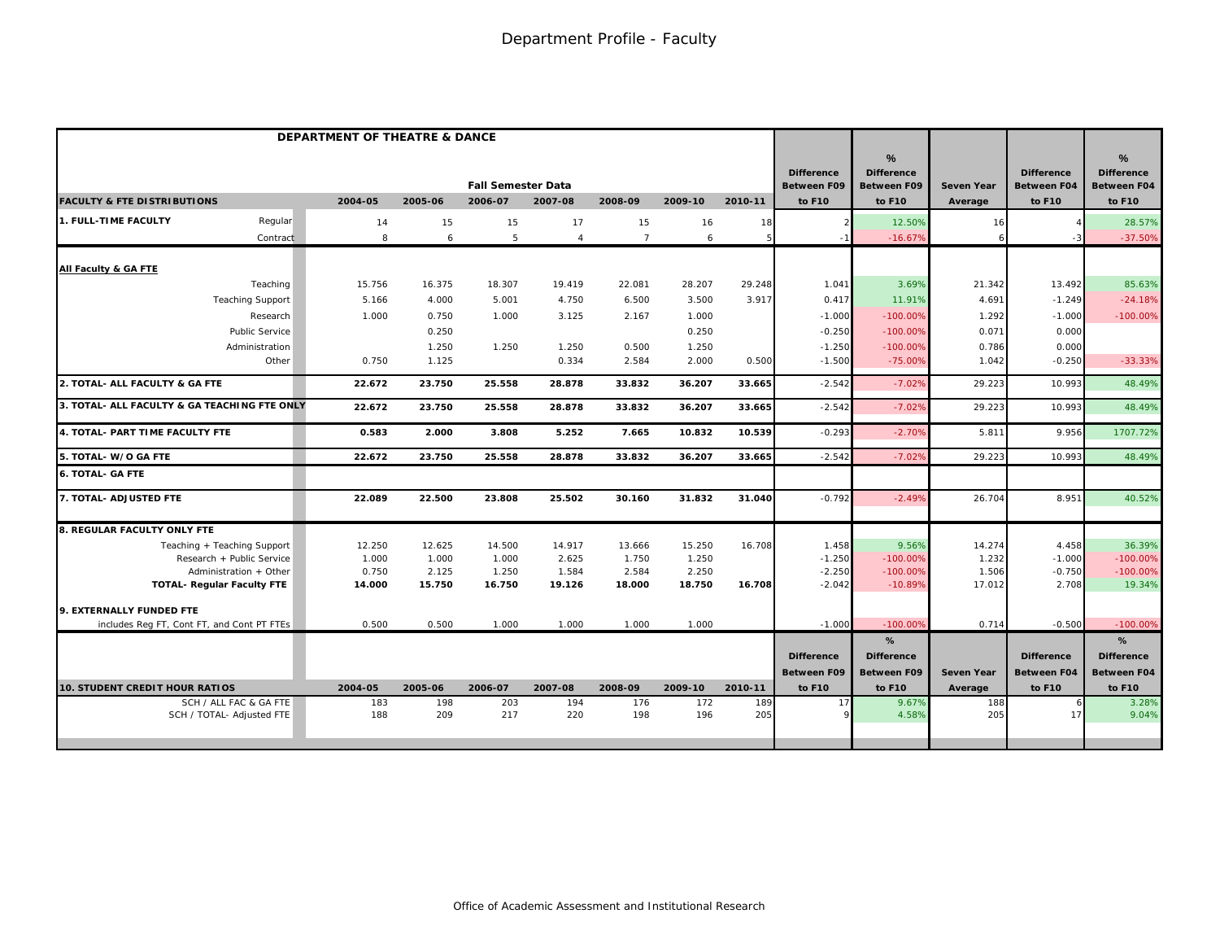# Department Profile - Faculty

| DEPARTMENT OF THEATRE & DANCE | | Fall Semester Data | | | | | | | Difference Between F09 to F10 | % Difference Between F09 to F10 | Seven Year Average | Difference Between F04 to F10 | % Difference Between F04 to F10 |
|---|---|---|---|---|---|---|---|---|---|---|---|---|---|
| **FACULTY & FTE DISTRIBUTIONS** | | **2004-05** | **2005-06** | **2006-07** | **2007-08** | **2008-09** | **2009-10** | **2010-11** | | | | | |
| **1. FULL-TIME FACULTY** | Regular | 14 | 15 | 15 | 17 | 15 | 16 | 18 | 2 | 12.50% | 16 | 4 | 28.57% |
| | Contract | 8 | 6 | 5 | 4 | 7 | 6 | 5 | -1 | -16.67% | 6 | -3 | -37.50% |
| **All Faculty & GA FTE** | | | | | | | | | | | | | |
| | Teaching | 15.756 | 16.375 | 18.307 | 19.419 | 22.081 | 28.207 | 29.248 | 1.041 | 3.69% | 21.342 | 13.492 | 85.63% |
| | Teaching Support | 5.166 | 4.000 | 5.001 | 4.750 | 6.500 | 3.500 | 3.917 | 0.417 | 11.91% | 4.691 | -1.249 | -24.18% |
| | Research | 1.000 | 0.750 | 1.000 | 3.125 | 2.167 | 1.000 | | -1.000 | -100.00% | 1.292 | -1.000 | -100.00% |
| | Public Service | | 0.250 | | | | 0.250 | | -0.250 | -100.00% | 0.071 | 0.000 | |
| | Administration | | 1.250 | 1.250 | 1.250 | 0.500 | 1.250 | | -1.250 | -100.00% | 0.786 | 0.000 | |
| | Other | 0.750 | 1.125 | | 0.334 | 2.584 | 2.000 | 0.500 | -1.500 | -75.00% | 1.042 | -0.250 | -33.33% |
| **2. TOTAL- ALL FACULTY & GA FTE** | | **22.672** | **23.750** | **25.558** | **28.878** | **33.832** | **36.207** | **33.665** | -2.542 | -7.02% | 29.223 | 10.993 | 48.49% |
| **3. TOTAL- ALL FACULTY & GA TEACHING FTE ONLY** | | **22.672** | **23.750** | **25.558** | **28.878** | **33.832** | **36.207** | **33.665** | -2.542 | -7.02% | 29.223 | 10.993 | 48.49% |
| **4. TOTAL- PART TIME FACULTY FTE** | | **0.583** | **2.000** | **3.808** | **5.252** | **7.665** | **10.832** | **10.539** | -0.293 | -2.70% | 5.811 | 9.956 | 1707.72% |
| **5. TOTAL- W/O GA FTE** | | **22.672** | **23.750** | **25.558** | **28.878** | **33.832** | **36.207** | **33.665** | -2.542 | -7.02% | 29.223 | 10.993 | 48.49% |
| **6. TOTAL- GA FTE** | | | | | | | | | | | | | |
| **7. TOTAL- ADJUSTED FTE** | | **22.089** | **22.500** | **23.808** | **25.502** | **30.160** | **31.832** | **31.040** | -0.792 | -2.49% | 26.704 | 8.951 | 40.52% |
| **8. REGULAR FACULTY ONLY FTE** | | | | | | | | | | | | | |
| | Teaching + Teaching Support | 12.250 | 12.625 | 14.500 | 14.917 | 13.666 | 15.250 | 16.708 | 1.458 | 9.56% | 14.274 | 4.458 | 36.39% |
| | Research + Public Service | 1.000 | 1.000 | 1.000 | 2.625 | 1.750 | 1.250 | | -1.250 | -100.00% | 1.232 | -1.000 | -100.00% |
| | Administration + Other | 0.750 | 2.125 | 1.250 | 1.584 | 2.584 | 2.250 | | -2.250 | -100.00% | 1.506 | -0.750 | -100.00% |
| | **TOTAL- Regular Faculty FTE** | **14.000** | **15.750** | **16.750** | **19.126** | **18.000** | **18.750** | **16.708** | -2.042 | -10.89% | 17.012 | 2.708 | 19.34% |
| **9. EXTERNALLY FUNDED FTE** | | | | | | | | | | | | | |
| includes Reg FT, Cont FT, and Cont PT FTEs | | 0.500 | 0.500 | 1.000 | 1.000 | 1.000 | 1.000 | | -1.000 | -100.00% | 0.714 | -0.500 | -100.00% |

| **10. STUDENT CREDIT HOUR RATIOS** | **2004-05** | **2005-06** | **2006-07** | **2007-08** | **2008-09** | **2009-10** | **2010-11** | Difference Between F09 to F10 | % Difference Between F09 to F10 | Seven Year Average | Difference Between F04 to F10 | % Difference Between F04 to F10 |
|---|---|---|---|---|---|---|---|---|---|---|---|---|
| SCH / ALL FAC & GA FTE | 183 | 198 | 203 | 194 | 176 | 172 | 189 | 17 | 9.67% | 188 | 6 | 3.28% |
| SCH / TOTAL- Adjusted FTE | 188 | 209 | 217 | 220 | 198 | 196 | 205 | 9 | 4.58% | 205 | 17 | 9.04% |

Office of Academic Assessment and Institutional Research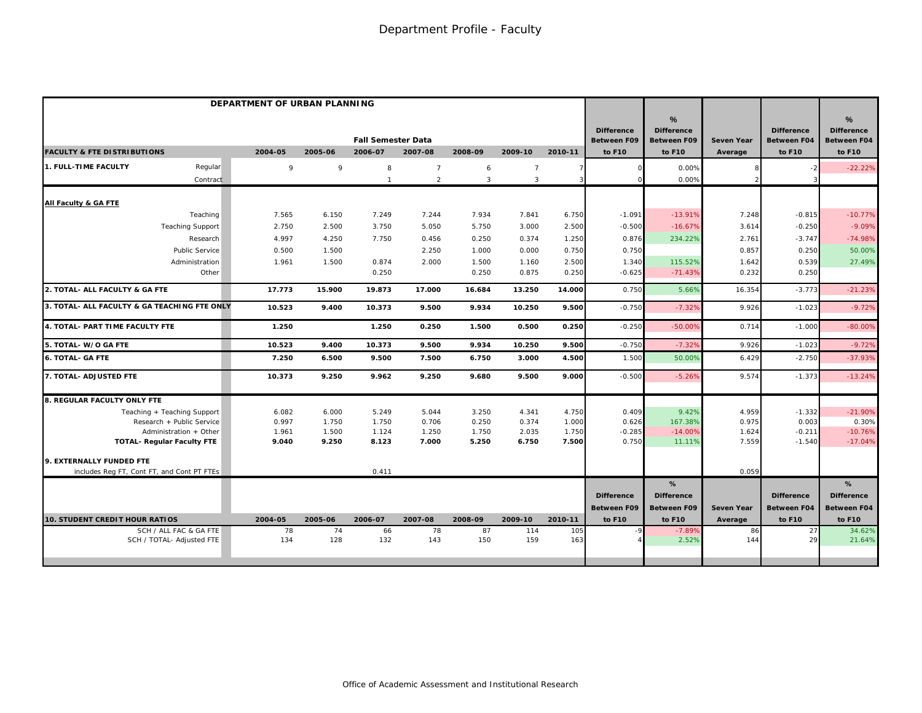# Department Profile - Faculty

| DEPARTMENT OF URBAN PLANNING | | | | | | | | | | | | | |
|---|---|---|---|---|---|---|---|---|---|---|---|---|---|
| | Fall Semester Data | | | | | | | Difference Between F09 | % Difference Between F09 | Seven Year | Difference Between F04 | % Difference Between F04 |
| **FACULTY & FTE DISTRIBUTIONS** | **2004-05** | **2005-06** | **2006-07** | **2007-08** | **2008-09** | **2009-10** | **2010-11** | **to F10** | **to F10** | **Average** | **to F10** | **to F10** |
| **1. FULL-TIME FACULTY** Regular | 9 | 9 | 8 | 7 | 6 | 7 | 7 | 0 | 0.00% | 8 | -2 | -22.22% |
| Contract | | | 1 | 2 | 3 | 3 | 3 | 0 | 0.00% | 2 | 3 | |
| **All Faculty & GA FTE** | | | | | | | | | | | | |
| Teaching | 7.565 | 6.150 | 7.249 | 7.244 | 7.934 | 7.841 | 6.750 | -1.091 | -13.91% | 7.248 | -0.815 | -10.77% |
| Teaching Support | 2.750 | 2.500 | 3.750 | 5.050 | 5.750 | 3.000 | 2.500 | -0.500 | -16.67% | 3.614 | -0.250 | -9.09% |
| Research | 4.997 | 4.250 | 7.750 | 0.456 | 0.250 | 0.374 | 1.250 | 0.876 | 234.22% | 2.761 | -3.747 | -74.98% |
| Public Service | 0.500 | 1.500 | | 2.250 | 1.000 | 0.000 | 0.750 | 0.750 | | 0.857 | 0.250 | 50.00% |
| Administration | 1.961 | 1.500 | 0.874 | 2.000 | 1.500 | 1.160 | 2.500 | 1.340 | 115.52% | 1.642 | 0.539 | 27.49% |
| Other | | | 0.250 | | 0.250 | 0.875 | 0.250 | -0.625 | -71.43% | 0.232 | 0.250 | |
| **2. TOTAL- ALL FACULTY & GA FTE** | **17.773** | **15.900** | **19.873** | **17.000** | **16.684** | **13.250** | **14.000** | 0.750 | 5.66% | 16.354 | -3.773 | -21.23% |
| **3. TOTAL- ALL FACULTY & GA TEACHING FTE ONLY** | **10.523** | **9.400** | **10.373** | **9.500** | **9.934** | **10.250** | **9.500** | -0.750 | -7.32% | 9.926 | -1.023 | -9.72% |
| **4. TOTAL- PART TIME FACULTY FTE** | **1.250** | | **1.250** | **0.250** | **1.500** | **0.500** | **0.250** | -0.250 | -50.00% | 0.714 | -1.000 | -80.00% |
| **5. TOTAL- W/O GA FTE** | **10.523** | **9.400** | **10.373** | **9.500** | **9.934** | **10.250** | **9.500** | -0.750 | -7.32% | 9.926 | -1.023 | -9.72% |
| **6. TOTAL- GA FTE** | **7.250** | **6.500** | **9.500** | **7.500** | **6.750** | **3.000** | **4.500** | 1.500 | 50.00% | 6.429 | -2.750 | -37.93% |
| **7. TOTAL- ADJUSTED FTE** | **10.373** | **9.250** | **9.962** | **9.250** | **9.680** | **9.500** | **9.000** | -0.500 | -5.26% | 9.574 | -1.373 | -13.24% |
| **8. REGULAR FACULTY ONLY FTE** | | | | | | | | | | | | |
| Teaching + Teaching Support | 6.082 | 6.000 | 5.249 | 5.044 | 3.250 | 4.341 | 4.750 | 0.409 | 9.42% | 4.959 | -1.332 | -21.90% |
| Research + Public Service | 0.997 | 1.750 | 1.750 | 0.706 | 0.250 | 0.374 | 1.000 | 0.626 | 167.38% | 0.975 | 0.003 | 0.30% |
| Administration + Other | 1.961 | 1.500 | 1.124 | 1.250 | 1.750 | 2.035 | 1.750 | -0.285 | -14.00% | 1.624 | -0.211 | -10.76% |
| **TOTAL- Regular Faculty FTE** | **9.040** | **9.250** | **8.123** | **7.000** | **5.250** | **6.750** | **7.500** | 0.750 | 11.11% | 7.559 | -1.540 | -17.04% |
| **9. EXTERNALLY FUNDED FTE** | | | | | | | | | | | | |
| includes Reg FT, Cont FT, and Cont PT FTEs | | | 0.411 | | | | | | | 0.059 | | |

| **10. STUDENT CREDIT HOUR RATIOS** | **2004-05** | **2005-06** | **2006-07** | **2007-08** | **2008-09** | **2009-10** | **2010-11** | **Difference Between F09 to F10** | **% Difference Between F09 to F10** | **Seven Year Average** | **Difference Between F04 to F10** | **% Difference Between F04 to F10** |
|---|---|---|---|---|---|---|---|---|---|---|---|---|
| SCH / ALL FAC & GA FTE | 78 | 74 | 66 | 78 | 87 | 114 | 105 | -9 | -7.89% | 86 | 27 | 34.62% |
| SCH / TOTAL- Adjusted FTE | 134 | 128 | 132 | 143 | 150 | 159 | 163 | 4 | 2.52% | 144 | 29 | 21.64% |

Office of Academic Assessment and Institutional Research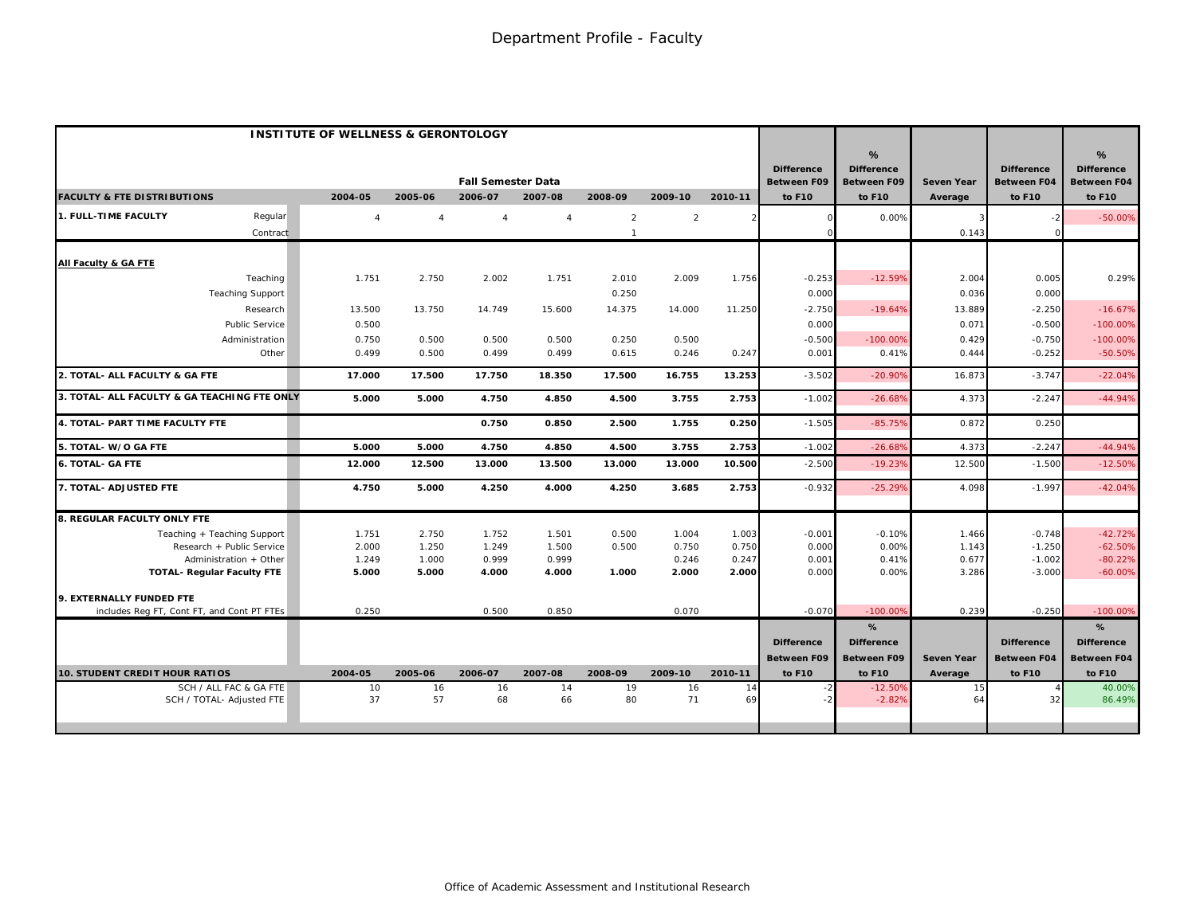# Department Profile - Faculty

| INSTITUTE OF WELLNESS & GERONTOLOGY | | Fall Semester Data | | | | | | | Difference Between F09 to F10 | % Difference Between F09 to F10 | Seven Year Average | Difference Between F04 to F10 | % Difference Between F04 to F10 |
|---|---|---|---|---|---|---|---|---|---|---|---|---|---|
| **FACULTY & FTE DISTRIBUTIONS** | | 2004-05 | 2005-06 | 2006-07 | 2007-08 | 2008-09 | 2009-10 | 2010-11 | | | | | |
| **1. FULL-TIME FACULTY** | Regular | 4 | 4 | 4 | 4 | 2 | 2 | 2 | 0 | 0.00% | 3 | -2 | -50.00% |
| | Contract | | | | | 1 | | | 0 | | 0.143 | 0 | |
| **All Faculty & GA FTE** | | | | | | | | | | | | | |
| | Teaching | 1.751 | 2.750 | 2.002 | 1.751 | 2.010 | 2.009 | 1.756 | -0.253 | -12.59% | 2.004 | 0.005 | 0.29% |
| | Teaching Support | | | | | 0.250 | | | 0.000 | | 0.036 | 0.000 | |
| | Research | 13.500 | 13.750 | 14.749 | 15.600 | 14.375 | 14.000 | 11.250 | -2.750 | -19.64% | 13.889 | -2.250 | -16.67% |
| | Public Service | 0.500 | | | | | | | 0.000 | | 0.071 | -0.500 | -100.00% |
| | Administration | 0.750 | 0.500 | 0.500 | 0.500 | 0.250 | 0.500 | | -0.500 | -100.00% | 0.429 | -0.750 | -100.00% |
| | Other | 0.499 | 0.500 | 0.499 | 0.499 | 0.615 | 0.246 | 0.247 | 0.001 | 0.41% | 0.444 | -0.252 | -50.50% |
| **2. TOTAL- ALL FACULTY & GA FTE** | | **17.000** | **17.500** | **17.750** | **18.350** | **17.500** | **16.755** | **13.253** | -3.502 | -20.90% | 16.873 | -3.747 | -22.04% |
| **3. TOTAL- ALL FACULTY & GA TEACHING FTE ONLY** | | **5.000** | **5.000** | **4.750** | **4.850** | **4.500** | **3.755** | **2.753** | -1.002 | -26.68% | 4.373 | -2.247 | -44.94% |
| **4. TOTAL- PART TIME FACULTY FTE** | | | | **0.750** | **0.850** | **2.500** | **1.755** | **0.250** | -1.505 | -85.75% | 0.872 | 0.250 | |
| **5. TOTAL- W/O GA FTE** | | **5.000** | **5.000** | **4.750** | **4.850** | **4.500** | **3.755** | **2.753** | -1.002 | -26.68% | 4.373 | -2.247 | -44.94% |
| **6. TOTAL- GA FTE** | | **12.000** | **12.500** | **13.000** | **13.500** | **13.000** | **13.000** | **10.500** | -2.500 | -19.23% | 12.500 | -1.500 | -12.50% |
| **7. TOTAL- ADJUSTED FTE** | | **4.750** | **5.000** | **4.250** | **4.000** | **4.250** | **3.685** | **2.753** | -0.932 | -25.29% | 4.098 | -1.997 | -42.04% |
| **8. REGULAR FACULTY ONLY FTE** | | | | | | | | | | | | | |
| | Teaching + Teaching Support | 1.751 | 2.750 | 1.752 | 1.501 | 0.500 | 1.004 | 1.003 | -0.001 | -0.10% | 1.466 | -0.748 | -42.72% |
| | Research + Public Service | 2.000 | 1.250 | 1.249 | 1.500 | 0.500 | 0.750 | 0.750 | 0.000 | 0.00% | 1.143 | -1.250 | -62.50% |
| | Administration + Other | 1.249 | 1.000 | 0.999 | 0.999 | | 0.246 | 0.247 | 0.001 | 0.41% | 0.677 | -1.002 | -80.22% |
| | **TOTAL- Regular Faculty FTE** | **5.000** | **5.000** | **4.000** | **4.000** | **1.000** | **2.000** | **2.000** | 0.000 | 0.00% | 3.286 | -3.000 | -60.00% |
| **9. EXTERNALLY FUNDED FTE** | | | | | | | | | | | | | |
| includes Reg FT, Cont FT, and Cont PT FTEs | | 0.250 | | 0.500 | 0.850 | | 0.070 | | -0.070 | -100.00% | 0.239 | -0.250 | -100.00% |

| **10. STUDENT CREDIT HOUR RATIOS** | 2004-05 | 2005-06 | 2006-07 | 2007-08 | 2008-09 | 2009-10 | 2010-11 | Difference Between F09 to F10 | % Difference Between F09 to F10 | Seven Year Average | Difference Between F04 to F10 | % Difference Between F04 to F10 |
|---|---|---|---|---|---|---|---|---|---|---|---|---|
| SCH / ALL FAC & GA FTE | 10 | 16 | 16 | 14 | 19 | 16 | 14 | -2 | -12.50% | 15 | 4 | 40.00% |
| SCH / TOTAL- Adjusted FTE | 37 | 57 | 68 | 66 | 80 | 71 | 69 | -2 | -2.82% | 64 | 32 | 86.49% |

Office of Academic Assessment and Institutional Research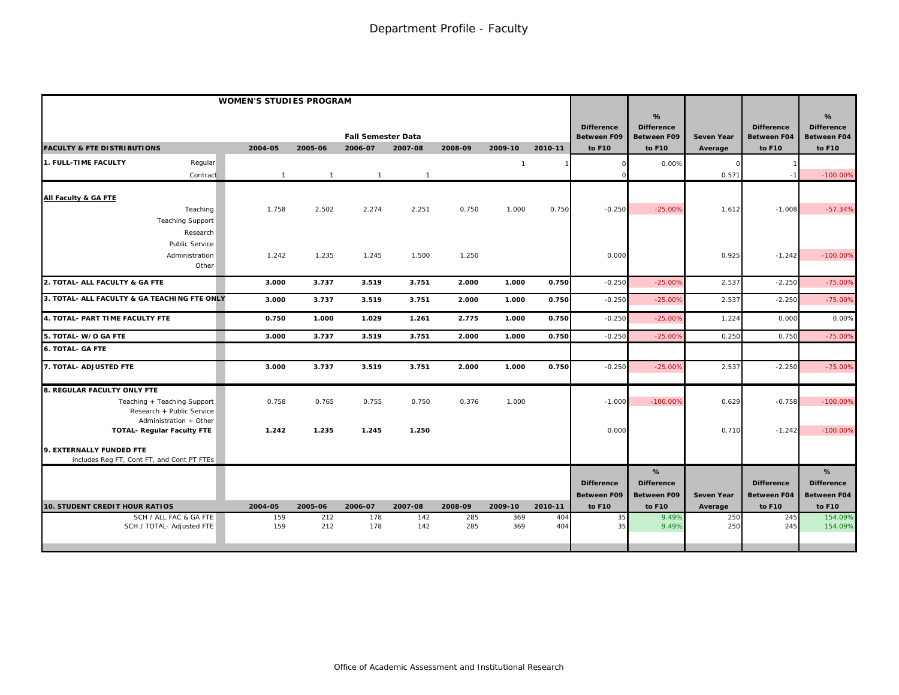# Department Profile - Faculty

**WOMEN'S STUDIES PROGRAM**

| FACULTY & FTE DISTRIBUTIONS | | 2004-05 | 2005-06 | 2006-07 | 2007-08 | 2008-09 | 2009-10 | 2010-11 | Difference Between F09 to F10 | % Difference Between F09 to F10 | Seven Year Average | Difference Between F04 to F10 | % Difference Between F04 to F10 |
|---|---|---|---|---|---|---|---|---|---|---|---|---|---|
| | | Fall Semester Data | | | | | | | | | | | |
| 1. FULL-TIME FACULTY | Regular | | | | | | 1 | 1 | 0 | 0.00% | 0 | 1 | |
| | Contract | 1 | 1 | 1 | 1 | | | | 0 | | 0.571 | -1 | -100.00% |
| All Faculty & GA FTE | Teaching | 1.758 | 2.502 | 2.274 | 2.251 | 0.750 | 1.000 | 0.750 | -0.250 | -25.00% | 1.612 | -1.008 | -57.34% |
| | Teaching Support | | | | | | | | | | | | |
| | Research | | | | | | | | | | | | |
| | Public Service | | | | | | | | | | | | |
| | Administration | 1.242 | 1.235 | 1.245 | 1.500 | 1.250 | | | 0.000 | | 0.925 | -1.242 | -100.00% |
| | Other | | | | | | | | | | | | |
| **2. TOTAL- ALL FACULTY & GA FTE** | | **3.000** | **3.737** | **3.519** | **3.751** | **2.000** | **1.000** | **0.750** | -0.250 | -25.00% | 2.537 | -2.250 | -75.00% |
| **3. TOTAL- ALL FACULTY & GA TEACHING FTE ONLY** | | **3.000** | **3.737** | **3.519** | **3.751** | **2.000** | **1.000** | **0.750** | -0.250 | -25.00% | 2.537 | -2.250 | -75.00% |
| **4. TOTAL- PART TIME FACULTY FTE** | | **0.750** | **1.000** | **1.029** | **1.261** | **2.775** | **1.000** | **0.750** | -0.250 | -25.00% | 1.224 | 0.000 | 0.00% |
| **5. TOTAL- W/O GA FTE** | | **3.000** | **3.737** | **3.519** | **3.751** | **2.000** | **1.000** | **0.750** | -0.250 | -25.00% | 0.250 | 0.750 | -75.00% |
| **6. TOTAL- GA FTE** | | | | | | | | | | | | | |
| **7. TOTAL- ADJUSTED FTE** | | **3.000** | **3.737** | **3.519** | **3.751** | **2.000** | **1.000** | **0.750** | -0.250 | -25.00% | 2.537 | -2.250 | -75.00% |
| **8. REGULAR FACULTY ONLY FTE** | | | | | | | | | | | | | |
| | Teaching + Teaching Support | 0.758 | 0.765 | 0.755 | 0.750 | 0.376 | 1.000 | | -1.000 | -100.00% | 0.629 | -0.758 | -100.00% |
| | Research + Public Service | | | | | | | | | | | | |
| | Administration + Other | | | | | | | | | | | | |
| | **TOTAL- Regular Faculty FTE** | **1.242** | **1.235** | **1.245** | **1.250** | | | | 0.000 | | 0.710 | -1.242 | -100.00% |
| **9. EXTERNALLY FUNDED FTE** | | | | | | | | | | | | | |
| includes Reg FT, Cont FT, and Cont PT FTEs | | | | | | | | | | | | | |

| 10. STUDENT CREDIT HOUR RATIOS | 2004-05 | 2005-06 | 2006-07 | 2007-08 | 2008-09 | 2009-10 | 2010-11 | Difference Between F09 to F10 | % Difference Between F09 to F10 | Seven Year Average | Difference Between F04 to F10 | % Difference Between F04 to F10 |
|---|---|---|---|---|---|---|---|---|---|---|---|---|
| SCH / ALL FAC & GA FTE | 159 | 212 | 178 | 142 | 285 | 369 | 404 | 35 | 9.49% | 250 | 245 | 154.09% |
| SCH / TOTAL- Adjusted FTE | 159 | 212 | 178 | 142 | 285 | 369 | 404 | 35 | 9.49% | 250 | 245 | 154.09% |

Office of Academic Assessment and Institutional Research